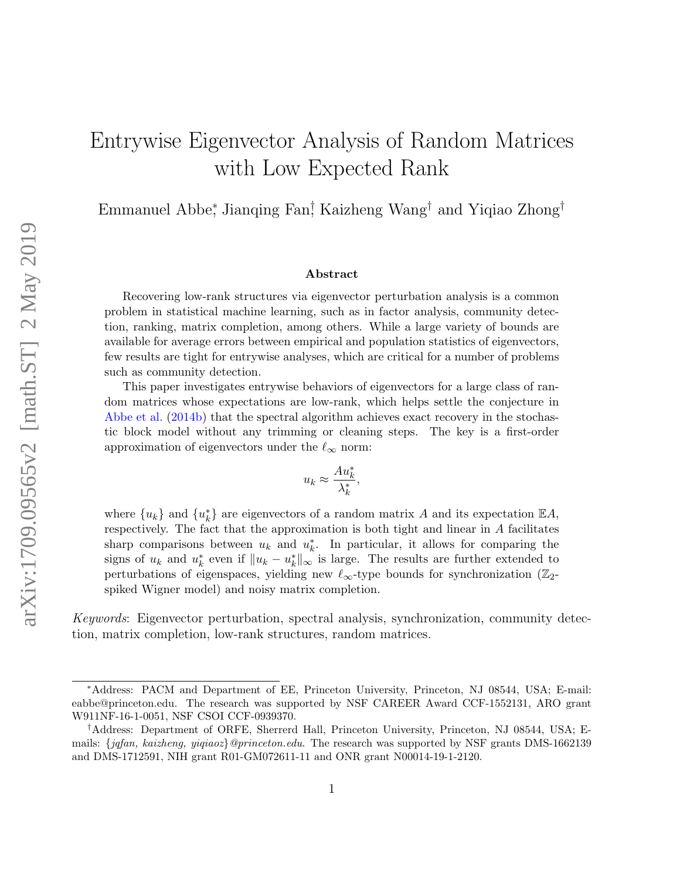# Entrywise Eigenvector Analysis of Random Matrices with Low Expected Rank

Emmanuel Abbe[*], Jianqing Fan[†], Kaizheng Wang[†] and Yiqiao Zhong[†]

## Abstract

Recovering low-rank structures via eigenvector perturbation analysis is a common problem in statistical machine learning, such as in factor analysis, community detection, ranking, matrix completion, among others. While a large variety of bounds are available for average errors between empirical and population statistics of eigenvectors, few results are tight for entrywise analyses, which are critical for a number of problems such as community detection.

This paper investigates entrywise behaviors of eigenvectors for a large class of random matrices whose expectations are low-rank, which helps settle the conjecture in Abbe et al. (2014b) that the spectral algorithm achieves exact recovery in the stochastic block model without any trimming or cleaning steps. The key is a first-order approximation of eigenvectors under the $\ell_\infty$ norm:

$$u_k \approx \frac{Au_k^*}{\lambda_k^*},$$

where $\{u_k\}$ and $\{u_k^*\}$ are eigenvectors of a random matrix $A$ and its expectation $\mathbb{E}A$, respectively. The fact that the approximation is both tight and linear in $A$ facilitates sharp comparisons between $u_k$ and $u_k^*$. In particular, it allows for comparing the signs of $u_k$ and $u_k^*$ even if $\|u_k - u_k^*\|_\infty$ is large. The results are further extended to perturbations of eigenspaces, yielding new $\ell_\infty$-type bounds for synchronization ($\mathbb{Z}_2$-spiked Wigner model) and noisy matrix completion.

*Keywords*: Eigenvector perturbation, spectral analysis, synchronization, community detection, matrix completion, low-rank structures, random matrices.

---

[*]Address: PACM and Department of EE, Princeton University, Princeton, NJ 08544, USA; E-mail: eabbe@princeton.edu. The research was supported by NSF CAREER Award CCF-1552131, ARO grant W911NF-16-1-0051, NSF CSOI CCF-0939370.

[†]Address: Department of ORFE, Sherrerd Hall, Princeton University, Princeton, NJ 08544, USA; E-mails: {*jqfan, kaizheng, yiqiaoz*}*@princeton.edu*. The research was supported by NSF grants DMS-1662139 and DMS-1712591, NIH grant R01-GM072611-11 and ONR grant N00014-19-1-2120.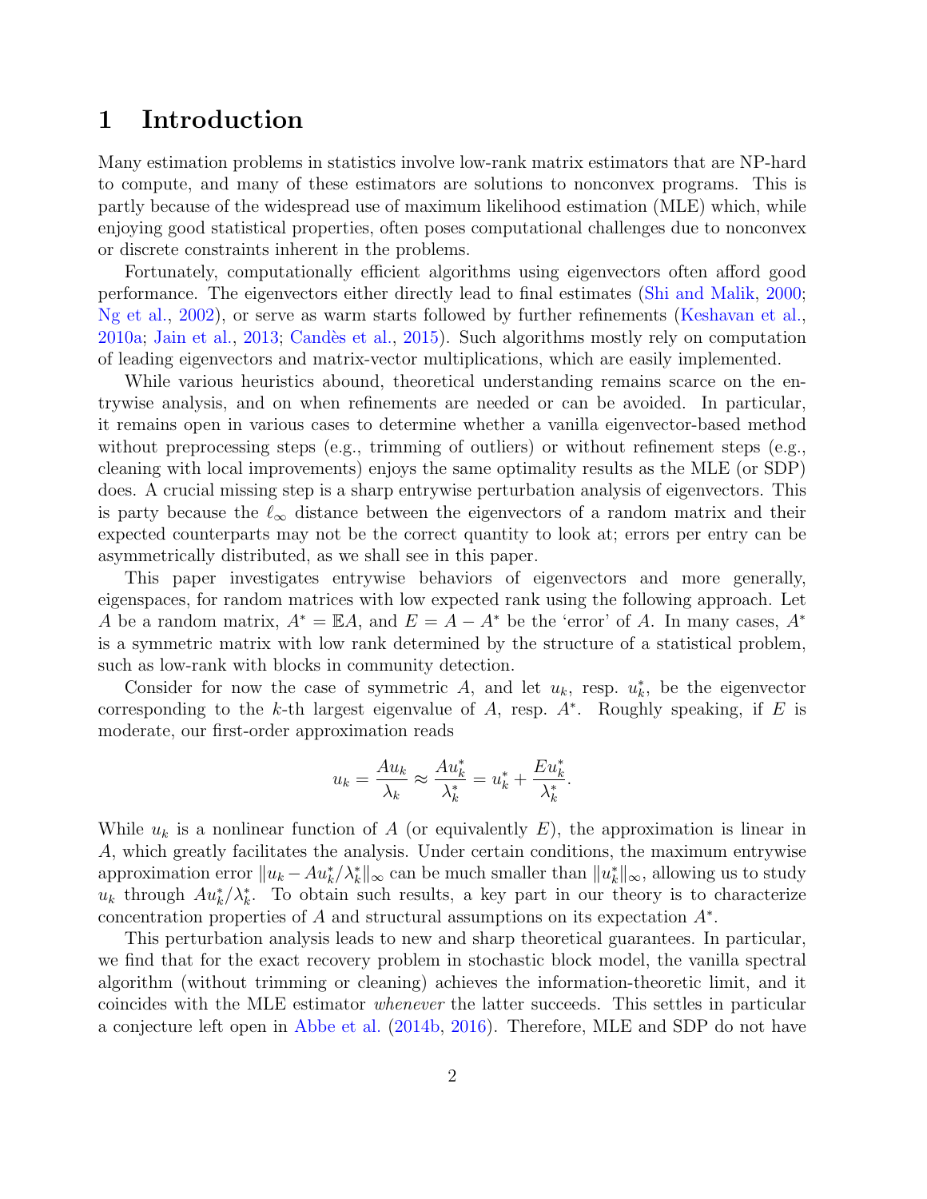# 1 Introduction

Many estimation problems in statistics involve low-rank matrix estimators that are NP-hard to compute, and many of these estimators are solutions to nonconvex programs. This is partly because of the widespread use of maximum likelihood estimation (MLE) which, while enjoying good statistical properties, often poses computational challenges due to nonconvex or discrete constraints inherent in the problems.

Fortunately, computationally efficient algorithms using eigenvectors often afford good performance. The eigenvectors either directly lead to final estimates (Shi and Malik, 2000; Ng et al., 2002), or serve as warm starts followed by further refinements (Keshavan et al., 2010a; Jain et al., 2013; Candès et al., 2015). Such algorithms mostly rely on computation of leading eigenvectors and matrix-vector multiplications, which are easily implemented.

While various heuristics abound, theoretical understanding remains scarce on the entrywise analysis, and on when refinements are needed or can be avoided. In particular, it remains open in various cases to determine whether a vanilla eigenvector-based method without preprocessing steps (e.g., trimming of outliers) or without refinement steps (e.g., cleaning with local improvements) enjoys the same optimality results as the MLE (or SDP) does. A crucial missing step is a sharp entrywise perturbation analysis of eigenvectors. This is party because the $\ell_\infty$ distance between the eigenvectors of a random matrix and their expected counterparts may not be the correct quantity to look at; errors per entry can be asymmetrically distributed, as we shall see in this paper.

This paper investigates entrywise behaviors of eigenvectors and more generally, eigenspaces, for random matrices with low expected rank using the following approach. Let $A$ be a random matrix, $A^* = \mathbb{E}A$, and $E = A - A^*$ be the 'error' of $A$. In many cases, $A^*$ is a symmetric matrix with low rank determined by the structure of a statistical problem, such as low-rank with blocks in community detection.

Consider for now the case of symmetric $A$, and let $u_k$, resp. $u_k^*$, be the eigenvector corresponding to the $k$-th largest eigenvalue of $A$, resp. $A^*$. Roughly speaking, if $E$ is moderate, our first-order approximation reads

$$u_k = \frac{Au_k}{\lambda_k} \approx \frac{Au_k^*}{\lambda_k^*} = u_k^* + \frac{Eu_k^*}{\lambda_k^*}.$$

While $u_k$ is a nonlinear function of $A$ (or equivalently $E$), the approximation is linear in $A$, which greatly facilitates the analysis. Under certain conditions, the maximum entrywise approximation error $\|u_k - Au_k^*/\lambda_k^*\|_\infty$ can be much smaller than $\|u_k^*\|_\infty$, allowing us to study $u_k$ through $Au_k^*/\lambda_k^*$. To obtain such results, a key part in our theory is to characterize concentration properties of $A$ and structural assumptions on its expectation $A^*$.

This perturbation analysis leads to new and sharp theoretical guarantees. In particular, we find that for the exact recovery problem in stochastic block model, the vanilla spectral algorithm (without trimming or cleaning) achieves the information-theoretic limit, and it coincides with the MLE estimator *whenever* the latter succeeds. This settles in particular a conjecture left open in Abbe et al. (2014b, 2016). Therefore, MLE and SDP do not have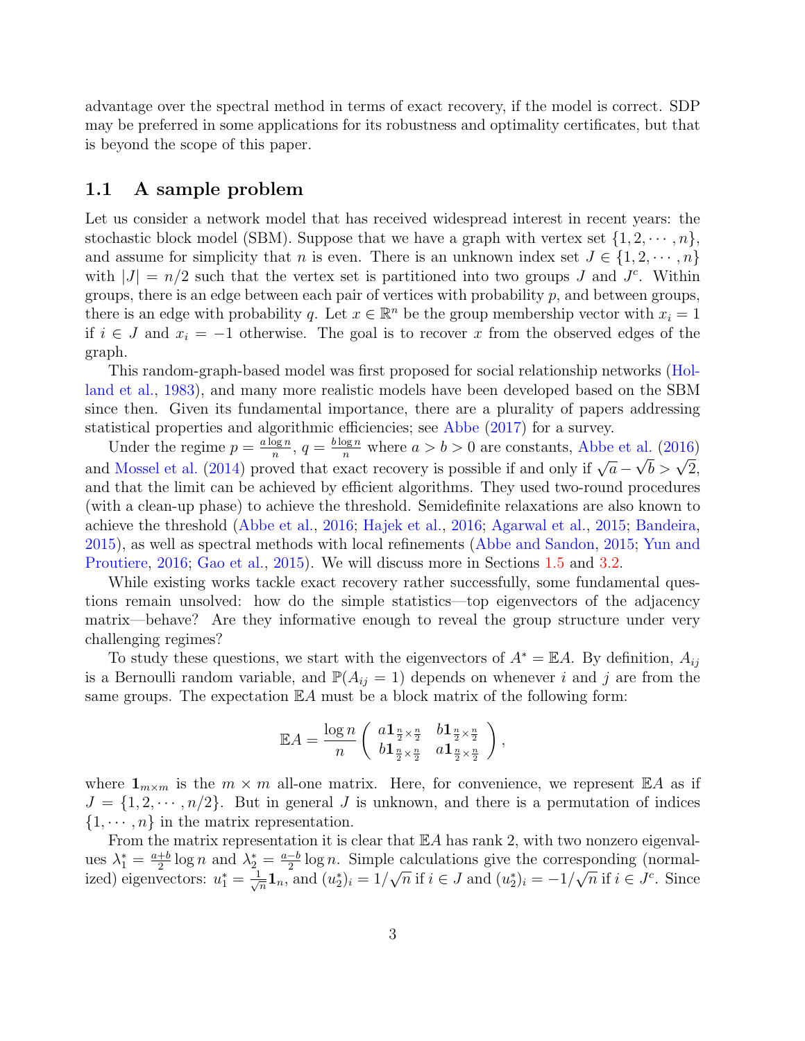advantage over the spectral method in terms of exact recovery, if the model is correct. SDP may be preferred in some applications for its robustness and optimality certificates, but that is beyond the scope of this paper.

### 1.1 A sample problem

Let us consider a network model that has received widespread interest in recent years: the stochastic block model (SBM). Suppose that we have a graph with vertex set $\{1, 2, \cdots, n\}$, and assume for simplicity that $n$ is even. There is an unknown index set $J \in \{1, 2, \cdots, n\}$ with $|J| = n/2$ such that the vertex set is partitioned into two groups $J$ and $J^c$. Within groups, there is an edge between each pair of vertices with probability $p$, and between groups, there is an edge with probability $q$. Let $x \in \mathbb{R}^n$ be the group membership vector with $x_i = 1$ if $i \in J$ and $x_i = -1$ otherwise. The goal is to recover $x$ from the observed edges of the graph.

This random-graph-based model was first proposed for social relationship networks (Holland et al., 1983), and many more realistic models have been developed based on the SBM since then. Given its fundamental importance, there are a plurality of papers addressing statistical properties and algorithmic efficiencies; see Abbe (2017) for a survey.

Under the regime $p = \frac{a \log n}{n}$, $q = \frac{b \log n}{n}$ where $a > b > 0$ are constants, Abbe et al. (2016) and Mossel et al. (2014) proved that exact recovery is possible if and only if $\sqrt{a} - \sqrt{b} > \sqrt{2}$, and that the limit can be achieved by efficient algorithms. They used two-round procedures (with a clean-up phase) to achieve the threshold. Semidefinite relaxations are also known to achieve the threshold (Abbe et al., 2016; Hajek et al., 2016; Agarwal et al., 2015; Bandeira, 2015), as well as spectral methods with local refinements (Abbe and Sandon, 2015; Yun and Proutiere, 2016; Gao et al., 2015). We will discuss more in Sections 1.5 and 3.2.

While existing works tackle exact recovery rather successfully, some fundamental questions remain unsolved: how do the simple statistics—top eigenvectors of the adjacency matrix—behave? Are they informative enough to reveal the group structure under very challenging regimes?

To study these questions, we start with the eigenvectors of $A^* = \mathbb{E}A$. By definition, $A_{ij}$ is a Bernoulli random variable, and $\mathbb{P}(A_{ij} = 1)$ depends on whenever $i$ and $j$ are from the same groups. The expectation $\mathbb{E}A$ must be a block matrix of the following form:

$$\mathbb{E}A = \frac{\log n}{n} \begin{pmatrix} a\mathbf{1}_{\frac{n}{2} \times \frac{n}{2}} & b\mathbf{1}_{\frac{n}{2} \times \frac{n}{2}} \\ b\mathbf{1}_{\frac{n}{2} \times \frac{n}{2}} & a\mathbf{1}_{\frac{n}{2} \times \frac{n}{2}} \end{pmatrix},$$

where $\mathbf{1}_{m \times m}$ is the $m \times m$ all-one matrix. Here, for convenience, we represent $\mathbb{E}A$ as if $J = \{1, 2, \cdots, n/2\}$. But in general $J$ is unknown, and there is a permutation of indices $\{1, \cdots, n\}$ in the matrix representation.

From the matrix representation it is clear that $\mathbb{E}A$ has rank 2, with two nonzero eigenvalues $\lambda_1^* = \frac{a+b}{2} \log n$ and $\lambda_2^* = \frac{a-b}{2} \log n$. Simple calculations give the corresponding (normalized) eigenvectors: $u_1^* = \frac{1}{\sqrt{n}} \mathbf{1}_n$, and $(u_2^*)_i = 1/\sqrt{n}$ if $i \in J$ and $(u_2^*)_i = -1/\sqrt{n}$ if $i \in J^c$. Since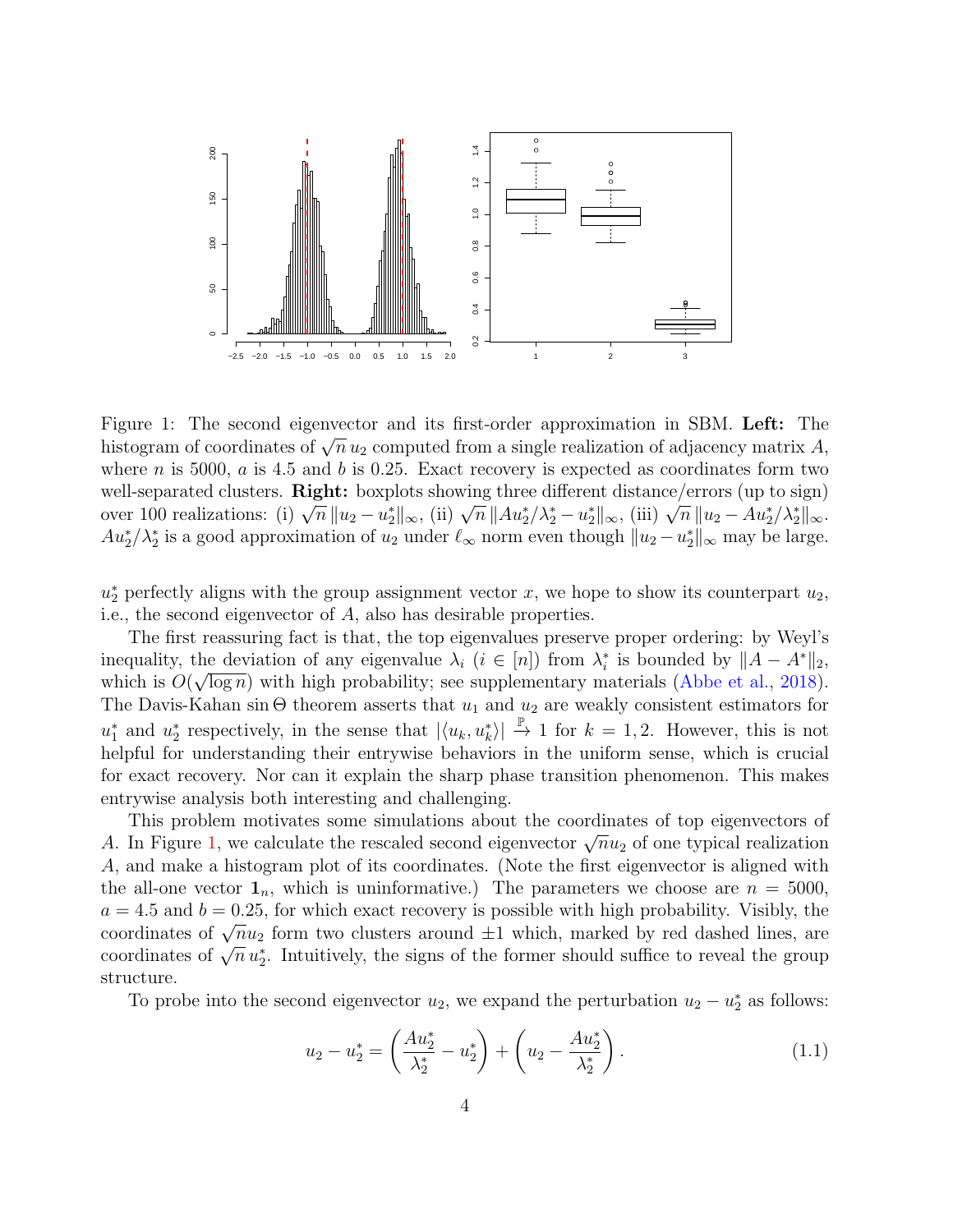Figure 1: The second eigenvector and its first-order approximation in SBM. **Left:** The histogram of coordinates of $\sqrt{n}\, u_2$ computed from a single realization of adjacency matrix $A$, where $n$ is 5000, $a$ is 4.5 and $b$ is 0.25. Exact recovery is expected as coordinates form two well-separated clusters. **Right:** boxplots showing three different distance/errors (up to sign) over 100 realizations: (i) $\sqrt{n}\,\|u_2 - u_2^*\|_\infty$, (ii) $\sqrt{n}\,\|Au_2^*/\lambda_2^* - u_2^*\|_\infty$, (iii) $\sqrt{n}\,\|u_2 - Au_2^*/\lambda_2^*\|_\infty$. $Au_2^*/\lambda_2^*$ is a good approximation of $u_2$ under $\ell_\infty$ norm even though $\|u_2 - u_2^*\|_\infty$ may be large.

$u_2^*$ perfectly aligns with the group assignment vector $x$, we hope to show its counterpart $u_2$, i.e., the second eigenvector of $A$, also has desirable properties.

The first reassuring fact is that, the top eigenvalues preserve proper ordering: by Weyl's inequality, the deviation of any eigenvalue $\lambda_i$ ($i \in [n]$) from $\lambda_i^*$ is bounded by $\|A - A^*\|_2$, which is $O(\sqrt{\log n})$ with high probability; see supplementary materials (Abbe et al., 2018). The Davis-Kahan $\sin \Theta$ theorem asserts that $u_1$ and $u_2$ are weakly consistent estimators for $u_1^*$ and $u_2^*$ respectively, in the sense that $|\langle u_k, u_k^* \rangle| \xrightarrow{\mathbb{P}} 1$ for $k = 1, 2$. However, this is not helpful for understanding their entrywise behaviors in the uniform sense, which is crucial for exact recovery. Nor can it explain the sharp phase transition phenomenon. This makes entrywise analysis both interesting and challenging.

This problem motivates some simulations about the coordinates of top eigenvectors of $A$. In Figure 1, we calculate the rescaled second eigenvector $\sqrt{n} u_2$ of one typical realization $A$, and make a histogram plot of its coordinates. (Note the first eigenvector is aligned with the all-one vector $\mathbf{1}_n$, which is uninformative.) The parameters we choose are $n = 5000$, $a = 4.5$ and $b = 0.25$, for which exact recovery is possible with high probability. Visibly, the coordinates of $\sqrt{n} u_2$ form two clusters around $\pm 1$ which, marked by red dashed lines, are coordinates of $\sqrt{n}\, u_2^*$. Intuitively, the signs of the former should suffice to reveal the group structure.

To probe into the second eigenvector $u_2$, we expand the perturbation $u_2 - u_2^*$ as follows:

$$u_2 - u_2^* = \left( \frac{Au_2^*}{\lambda_2^*} - u_2^* \right) + \left( u_2 - \frac{Au_2^*}{\lambda_2^*} \right). \tag{1.1}$$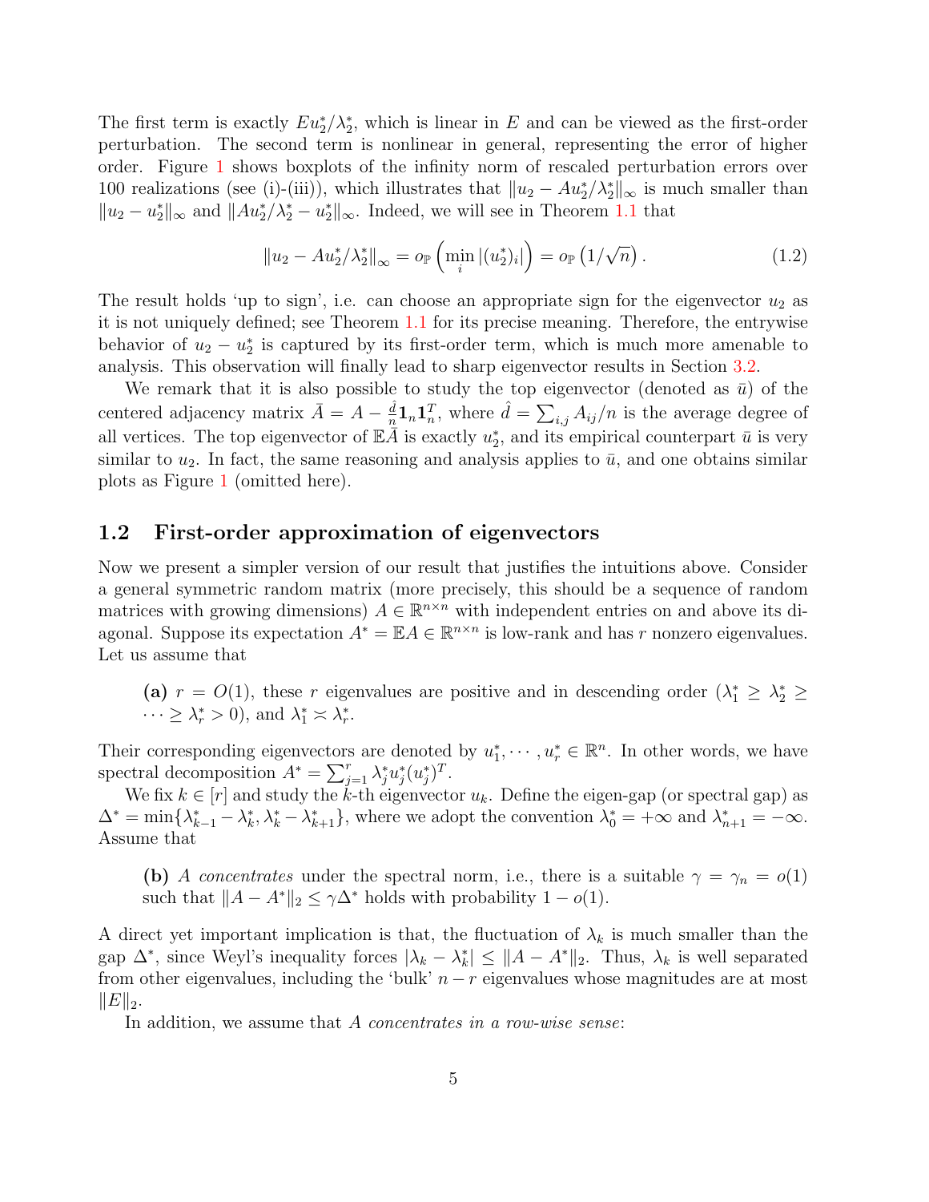The first term is exactly $Eu_2^*/\lambda_2^*$, which is linear in $E$ and can be viewed as the first-order perturbation. The second term is nonlinear in general, representing the error of higher order. Figure 1 shows boxplots of the infinity norm of rescaled perturbation errors over 100 realizations (see (i)-(iii)), which illustrates that $\|u_2 - Au_2^*/\lambda_2^*\|_\infty$ is much smaller than $\|u_2 - u_2^*\|_\infty$ and $\|Au_2^*/\lambda_2^* - u_2^*\|_\infty$. Indeed, we will see in Theorem 1.1 that

$$\|u_2 - Au_2^*/\lambda_2^*\|_\infty = o_{\mathbb{P}}\left(\min_i |(u_2^*)_i|\right) = o_{\mathbb{P}}\left(1/\sqrt{n}\right). \tag{1.2}$$

The result holds 'up to sign', i.e. can choose an appropriate sign for the eigenvector $u_2$ as it is not uniquely defined; see Theorem 1.1 for its precise meaning. Therefore, the entrywise behavior of $u_2 - u_2^*$ is captured by its first-order term, which is much more amenable to analysis. This observation will finally lead to sharp eigenvector results in Section 3.2.

We remark that it is also possible to study the top eigenvector (denoted as $\bar{u}$) of the centered adjacency matrix $\bar{A} = A - \frac{\hat{d}}{n}\mathbf{1}_n\mathbf{1}_n^T$, where $\hat{d} = \sum_{i,j} A_{ij}/n$ is the average degree of all vertices. The top eigenvector of $\mathbb{E}\bar{A}$ is exactly $u_2^*$, and its empirical counterpart $\bar{u}$ is very similar to $u_2$. In fact, the same reasoning and analysis applies to $\bar{u}$, and one obtains similar plots as Figure 1 (omitted here).

## 1.2 First-order approximation of eigenvectors

Now we present a simpler version of our result that justifies the intuitions above. Consider a general symmetric random matrix (more precisely, this should be a sequence of random matrices with growing dimensions) $A \in \mathbb{R}^{n\times n}$ with independent entries on and above its diagonal. Suppose its expectation $A^* = \mathbb{E}A \in \mathbb{R}^{n\times n}$ is low-rank and has $r$ nonzero eigenvalues. Let us assume that

> **(a)** $r = O(1)$, these $r$ eigenvalues are positive and in descending order ($\lambda_1^* \geq \lambda_2^* \geq \cdots \geq \lambda_r^* > 0$), and $\lambda_1^* \asymp \lambda_r^*$.

Their corresponding eigenvectors are denoted by $u_1^*, \cdots, u_r^* \in \mathbb{R}^n$. In other words, we have spectral decomposition $A^* = \sum_{j=1}^r \lambda_j^* u_j^* (u_j^*)^T$.

We fix $k \in [r]$ and study the $k$-th eigenvector $u_k$. Define the eigen-gap (or spectral gap) as $\Delta^* = \min\{\lambda_{k-1}^* - \lambda_k^*, \lambda_k^* - \lambda_{k+1}^*\}$, where we adopt the convention $\lambda_0^* = +\infty$ and $\lambda_{n+1}^* = -\infty$. Assume that

> **(b)** $A$ *concentrates* under the spectral norm, i.e., there is a suitable $\gamma = \gamma_n = o(1)$ such that $\|A - A^*\|_2 \leq \gamma\Delta^*$ holds with probability $1 - o(1)$.

A direct yet important implication is that, the fluctuation of $\lambda_k$ is much smaller than the gap $\Delta^*$, since Weyl's inequality forces $|\lambda_k - \lambda_k^*| \leq \|A - A^*\|_2$. Thus, $\lambda_k$ is well separated from other eigenvalues, including the 'bulk' $n - r$ eigenvalues whose magnitudes are at most $\|E\|_2$.

In addition, we assume that $A$ *concentrates in a row-wise sense*: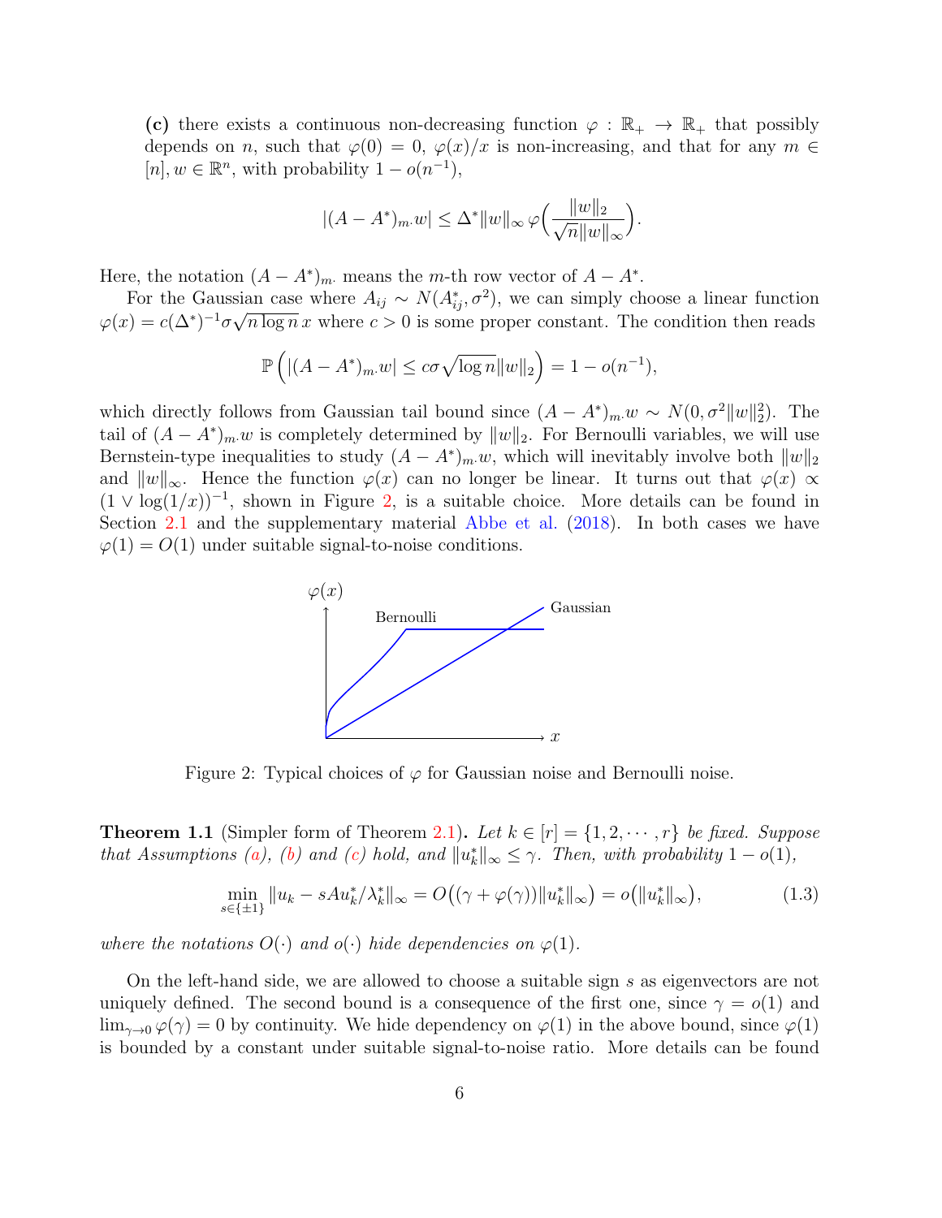**(c)** there exists a continuous non-decreasing function $\varphi : \mathbb{R}_+ \to \mathbb{R}_+$ that possibly depends on $n$, such that $\varphi(0) = 0$, $\varphi(x)/x$ is non-increasing, and that for any $m \in [n], w \in \mathbb{R}^n$, with probability $1 - o(n^{-1})$,

$$|(A - A^*)_{m\cdot} w| \leq \Delta^* \|w\|_\infty \, \varphi\Big( \frac{\|w\|_2}{\sqrt{n}\|w\|_\infty} \Big).$$

Here, the notation $(A - A^*)_{m\cdot}$ means the $m$-th row vector of $A - A^*$.

For the Gaussian case where $A_{ij} \sim N(A^*_{ij}, \sigma^2)$, we can simply choose a linear function $\varphi(x) = c(\Delta^*)^{-1}\sigma\sqrt{n \log n}\, x$ where $c > 0$ is some proper constant. The condition then reads

$$\mathbb{P}\left( |(A - A^*)_{m\cdot} w| \leq c\sigma\sqrt{\log n}\|w\|_2 \right) = 1 - o(n^{-1}),$$

which directly follows from Gaussian tail bound since $(A - A^*)_{m\cdot} w \sim N(0, \sigma^2\|w\|_2^2)$. The tail of $(A - A^*)_{m\cdot} w$ is completely determined by $\|w\|_2$. For Bernoulli variables, we will use Bernstein-type inequalities to study $(A - A^*)_{m\cdot} w$, which will inevitably involve both $\|w\|_2$ and $\|w\|_\infty$. Hence the function $\varphi(x)$ can no longer be linear. It turns out that $\varphi(x) \propto (1 \vee \log(1/x))^{-1}$, shown in Figure 2, is a suitable choice. More details can be found in Section 2.1 and the supplementary material Abbe et al. (2018). In both cases we have $\varphi(1) = O(1)$ under suitable signal-to-noise conditions.

Figure 2: Typical choices of $\varphi$ for Gaussian noise and Bernoulli noise.

**Theorem 1.1** (Simpler form of Theorem 2.1)**.** *Let $k \in [r] = \{1, 2, \cdots, r\}$ be fixed. Suppose that Assumptions (a), (b) and (c) hold, and $\|u_k^*\|_\infty \leq \gamma$. Then, with probability $1 - o(1)$,*

$$\min_{s \in \{\pm 1\}} \|u_k - sAu_k^*/\lambda_k^*\|_\infty = O\big((\gamma + \varphi(\gamma))\|u_k^*\|_\infty\big) = o\big(\|u_k^*\|_\infty\big), \tag{1.3}$$

*where the notations $O(\cdot)$ and $o(\cdot)$ hide dependencies on $\varphi(1)$.*

On the left-hand side, we are allowed to choose a suitable sign $s$ as eigenvectors are not uniquely defined. The second bound is a consequence of the first one, since $\gamma = o(1)$ and $\lim_{\gamma \to 0} \varphi(\gamma) = 0$ by continuity. We hide dependency on $\varphi(1)$ in the above bound, since $\varphi(1)$ is bounded by a constant under suitable signal-to-noise ratio. More details can be found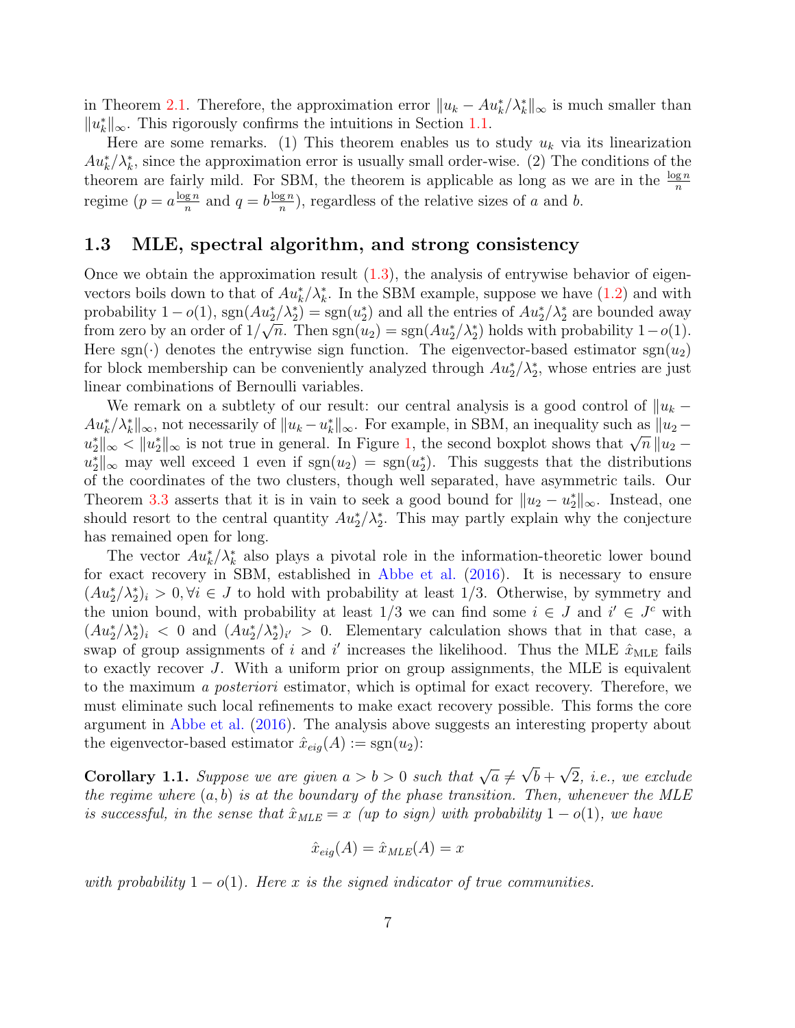in Theorem 2.1. Therefore, the approximation error $\|u_k - Au_k^*/\lambda_k^*\|_\infty$ is much smaller than $\|u_k^*\|_\infty$. This rigorously confirms the intuitions in Section 1.1.

Here are some remarks. (1) This theorem enables us to study $u_k$ via its linearization $Au_k^*/\lambda_k^*$, since the approximation error is usually small order-wise. (2) The conditions of the theorem are fairly mild. For SBM, the theorem is applicable as long as we are in the $\frac{\log n}{n}$ regime ($p = a\frac{\log n}{n}$ and $q = b\frac{\log n}{n}$), regardless of the relative sizes of $a$ and $b$.

### 1.3 MLE, spectral algorithm, and strong consistency

Once we obtain the approximation result (1.3), the analysis of entrywise behavior of eigenvectors boils down to that of $Au_k^*/\lambda_k^*$. In the SBM example, suppose we have (1.2) and with probability $1-o(1)$, $\mathrm{sgn}(Au_2^*/\lambda_2^*) = \mathrm{sgn}(u_2^*)$ and all the entries of $Au_2^*/\lambda_2^*$ are bounded away from zero by an order of $1/\sqrt{n}$. Then $\mathrm{sgn}(u_2) = \mathrm{sgn}(Au_2^*/\lambda_2^*)$ holds with probability $1-o(1)$. Here $\mathrm{sgn}(\cdot)$ denotes the entrywise sign function. The eigenvector-based estimator $\mathrm{sgn}(u_2)$ for block membership can be conveniently analyzed through $Au_2^*/\lambda_2^*$, whose entries are just linear combinations of Bernoulli variables.

We remark on a subtlety of our result: our central analysis is a good control of $\|u_k - Au_k^*/\lambda_k^*\|_\infty$, not necessarily of $\|u_k - u_k^*\|_\infty$. For example, in SBM, an inequality such as $\|u_2 - u_2^*\|_\infty < \|u_2^*\|_\infty$ is not true in general. In Figure 1, the second boxplot shows that $\sqrt{n}\,\|u_2 - u_2^*\|_\infty$ may well exceed 1 even if $\mathrm{sgn}(u_2) = \mathrm{sgn}(u_2^*)$. This suggests that the distributions of the coordinates of the two clusters, though well separated, have asymmetric tails. Our Theorem 3.3 asserts that it is in vain to seek a good bound for $\|u_2 - u_2^*\|_\infty$. Instead, one should resort to the central quantity $Au_2^*/\lambda_2^*$. This may partly explain why the conjecture has remained open for long.

The vector $Au_k^*/\lambda_k^*$ also plays a pivotal role in the information-theoretic lower bound for exact recovery in SBM, established in Abbe et al. (2016). It is necessary to ensure $(Au_2^*/\lambda_2^*)_i > 0, \forall i \in J$ to hold with probability at least 1/3. Otherwise, by symmetry and the union bound, with probability at least 1/3 we can find some $i \in J$ and $i' \in J^c$ with $(Au_2^*/\lambda_2^*)_i < 0$ and $(Au_2^*/\lambda_2^*)_{i'} > 0$. Elementary calculation shows that in that case, a swap of group assignments of $i$ and $i'$ increases the likelihood. Thus the MLE $\hat{x}_{\mathrm{MLE}}$ fails to exactly recover $J$. With a uniform prior on group assignments, the MLE is equivalent to the maximum *a posteriori* estimator, which is optimal for exact recovery. Therefore, we must eliminate such local refinements to make exact recovery possible. This forms the core argument in Abbe et al. (2016). The analysis above suggests an interesting property about the eigenvector-based estimator $\hat{x}_{eig}(A) := \mathrm{sgn}(u_2)$:

**Corollary 1.1.** *Suppose we are given $a > b > 0$ such that $\sqrt{a} \neq \sqrt{b} + \sqrt{2}$, i.e., we exclude the regime where $(a, b)$ is at the boundary of the phase transition. Then, whenever the MLE is successful, in the sense that $\hat{x}_{MLE} = x$ (up to sign) with probability $1-o(1)$, we have*

$$\hat{x}_{eig}(A) = \hat{x}_{MLE}(A) = x$$

*with probability $1-o(1)$. Here $x$ is the signed indicator of true communities.*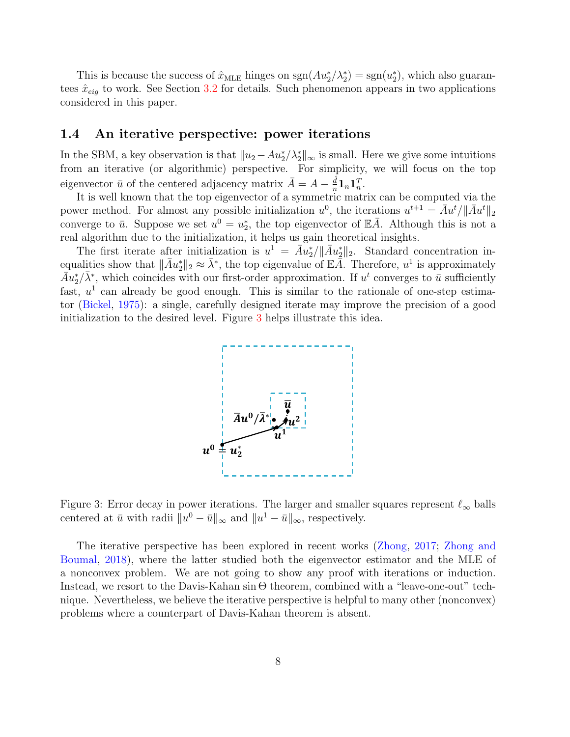This is because the success of $\hat{x}_{\text{MLE}}$ hinges on $\text{sgn}(Au_2^*/\lambda_2^*) = \text{sgn}(u_2^*)$, which also guarantees $\hat{x}_{eig}$ to work. See Section 3.2 for details. Such phenomenon appears in two applications considered in this paper.

### 1.4 An iterative perspective: power iterations

In the SBM, a key observation is that $\|u_2 - Au_2^*/\lambda_2^*\|_\infty$ is small. Here we give some intuitions from an iterative (or algorithmic) perspective. For simplicity, we will focus on the top eigenvector $\bar{u}$ of the centered adjacency matrix $\bar{A} = A - \frac{\hat{d}}{n}\mathbf{1}_n\mathbf{1}_n^T$.

It is well known that the top eigenvector of a symmetric matrix can be computed via the power method. For almost any possible initialization $u^0$, the iterations $u^{t+1} = \bar{A}u^t/\|\bar{A}u^t\|_2$ converge to $\bar{u}$. Suppose we set $u^0 = u_2^*$, the top eigenvector of $\mathbb{E}\bar{A}$. Although this is not a real algorithm due to the initialization, it helps us gain theoretical insights.

The first iterate after initialization is $u^1 = \bar{A}u_2^*/\|\bar{A}u_2^*\|_2$. Standard concentration inequalities show that $\|\bar{A}u_2^*\|_2 \approx \bar{\lambda}^*$, the top eigenvalue of $\mathbb{E}\bar{A}$. Therefore, $u^1$ is approximately $\bar{A}u_2^*/\bar{\lambda}^*$, which coincides with our first-order approximation. If $u^t$ converges to $\bar{u}$ sufficiently fast, $u^1$ can already be good enough. This is similar to the rationale of one-step estimator (Bickel, 1975): a single, carefully designed iterate may improve the precision of a good initialization to the desired level. Figure 3 helps illustrate this idea.

Figure 3: Error decay in power iterations. The larger and smaller squares represent $\ell_\infty$ balls centered at $\bar{u}$ with radii $\|u^0 - \bar{u}\|_\infty$ and $\|u^1 - \bar{u}\|_\infty$, respectively.

The iterative perspective has been explored in recent works (Zhong, 2017; Zhong and Boumal, 2018), where the latter studied both the eigenvector estimator and the MLE of a nonconvex problem. We are not going to show any proof with iterations or induction. Instead, we resort to the Davis-Kahan $\sin\Theta$ theorem, combined with a "leave-one-out" technique. Nevertheless, we believe the iterative perspective is helpful to many other (nonconvex) problems where a counterpart of Davis-Kahan theorem is absent.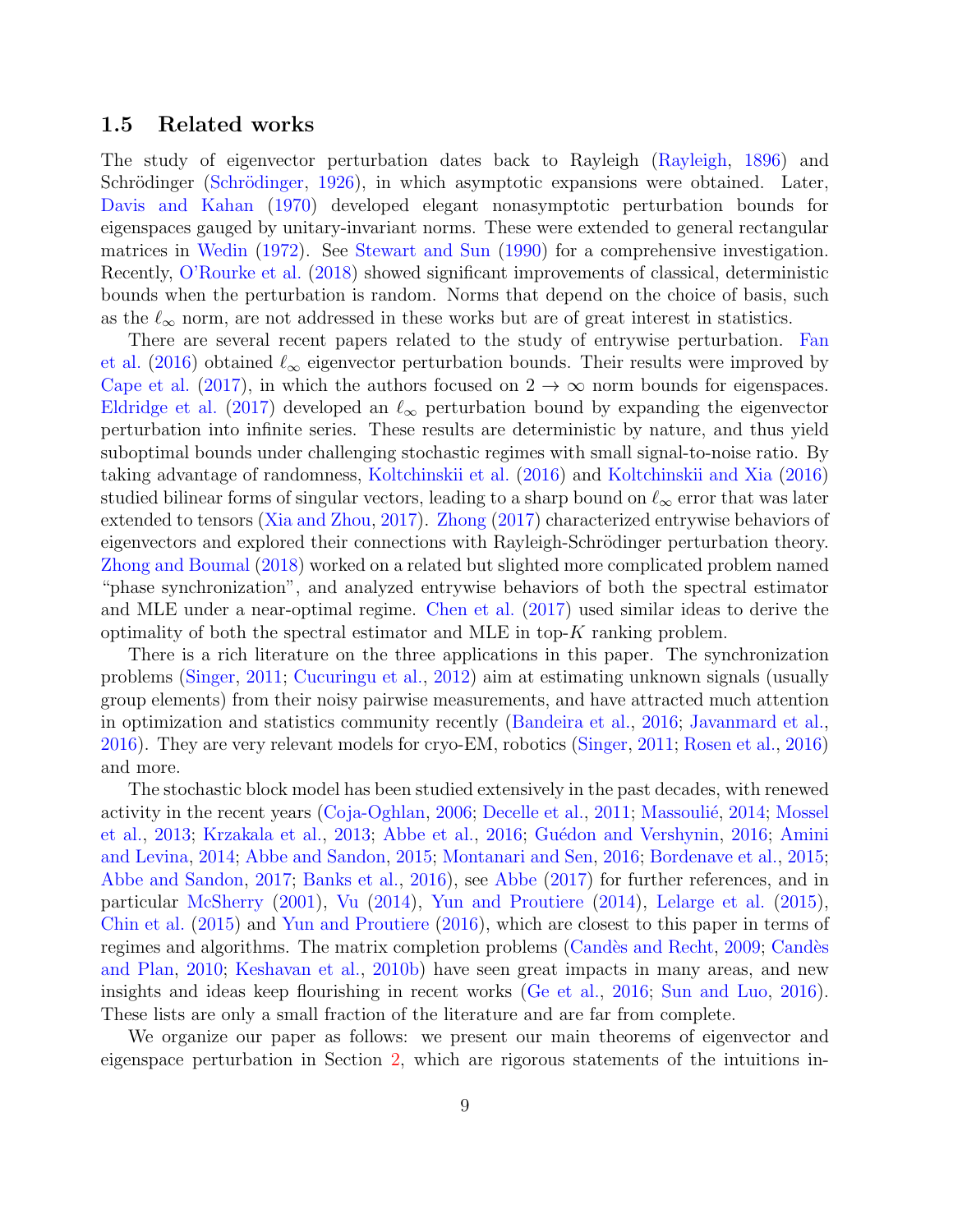### 1.5 Related works

The study of eigenvector perturbation dates back to Rayleigh (Rayleigh, 1896) and Schrödinger (Schrödinger, 1926), in which asymptotic expansions were obtained. Later, Davis and Kahan (1970) developed elegant nonasymptotic perturbation bounds for eigenspaces gauged by unitary-invariant norms. These were extended to general rectangular matrices in Wedin (1972). See Stewart and Sun (1990) for a comprehensive investigation. Recently, O'Rourke et al. (2018) showed significant improvements of classical, deterministic bounds when the perturbation is random. Norms that depend on the choice of basis, such as the $\ell_\infty$ norm, are not addressed in these works but are of great interest in statistics.

There are several recent papers related to the study of entrywise perturbation. Fan et al. (2016) obtained $\ell_\infty$ eigenvector perturbation bounds. Their results were improved by Cape et al. (2017), in which the authors focused on $2 \to \infty$ norm bounds for eigenspaces. Eldridge et al. (2017) developed an $\ell_\infty$ perturbation bound by expanding the eigenvector perturbation into infinite series. These results are deterministic by nature, and thus yield suboptimal bounds under challenging stochastic regimes with small signal-to-noise ratio. By taking advantage of randomness, Koltchinskii et al. (2016) and Koltchinskii and Xia (2016) studied bilinear forms of singular vectors, leading to a sharp bound on $\ell_\infty$ error that was later extended to tensors (Xia and Zhou, 2017). Zhong (2017) characterized entrywise behaviors of eigenvectors and explored their connections with Rayleigh-Schrödinger perturbation theory. Zhong and Boumal (2018) worked on a related but slighted more complicated problem named "phase synchronization", and analyzed entrywise behaviors of both the spectral estimator and MLE under a near-optimal regime. Chen et al. (2017) used similar ideas to derive the optimality of both the spectral estimator and MLE in top-$K$ ranking problem.

There is a rich literature on the three applications in this paper. The synchronization problems (Singer, 2011; Cucuringu et al., 2012) aim at estimating unknown signals (usually group elements) from their noisy pairwise measurements, and have attracted much attention in optimization and statistics community recently (Bandeira et al., 2016; Javanmard et al., 2016). They are very relevant models for cryo-EM, robotics (Singer, 2011; Rosen et al., 2016) and more.

The stochastic block model has been studied extensively in the past decades, with renewed activity in the recent years (Coja-Oghlan, 2006; Decelle et al., 2011; Massoulié, 2014; Mossel et al., 2013; Krzakala et al., 2013; Abbe et al., 2016; Guédon and Vershynin, 2016; Amini and Levina, 2014; Abbe and Sandon, 2015; Montanari and Sen, 2016; Bordenave et al., 2015; Abbe and Sandon, 2017; Banks et al., 2016), see Abbe (2017) for further references, and in particular McSherry (2001), Vu (2014), Yun and Proutiere (2014), Lelarge et al. (2015), Chin et al. (2015) and Yun and Proutiere (2016), which are closest to this paper in terms of regimes and algorithms. The matrix completion problems (Candès and Recht, 2009; Candès and Plan, 2010; Keshavan et al., 2010b) have seen great impacts in many areas, and new insights and ideas keep flourishing in recent works (Ge et al., 2016; Sun and Luo, 2016). These lists are only a small fraction of the literature and are far from complete.

We organize our paper as follows: we present our main theorems of eigenvector and eigenspace perturbation in Section 2, which are rigorous statements of the intuitions in-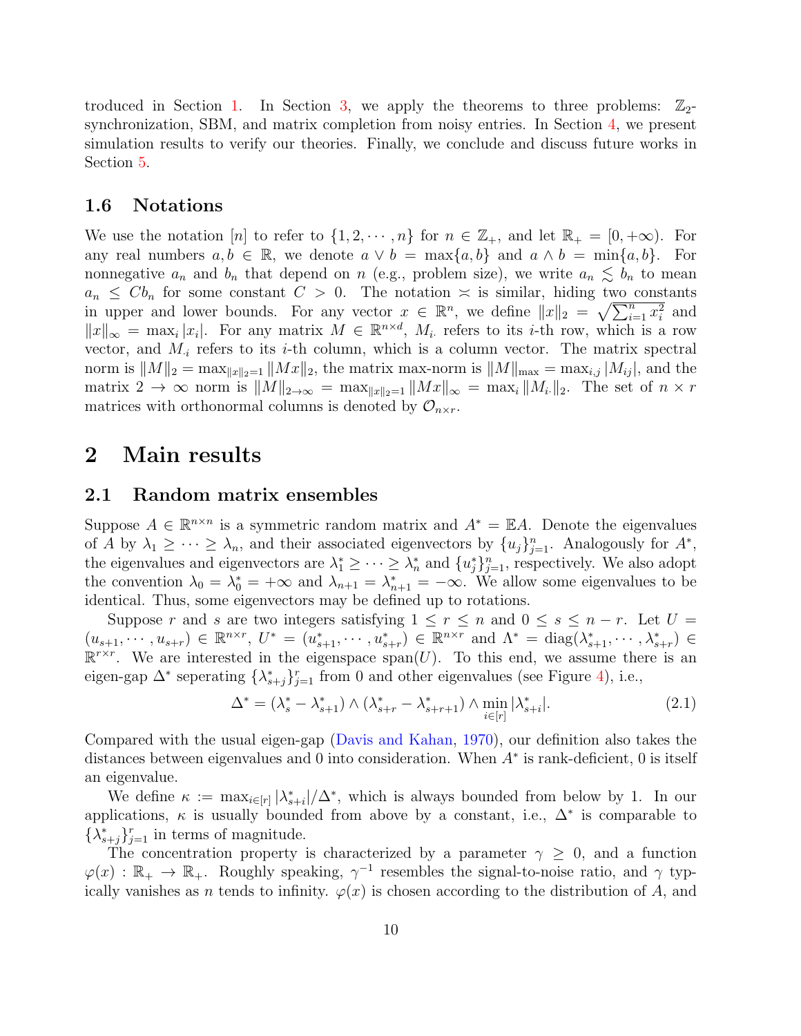troduced in Section 1. In Section 3, we apply the theorems to three problems: $\mathbb{Z}_2$-synchronization, SBM, and matrix completion from noisy entries. In Section 4, we present simulation results to verify our theories. Finally, we conclude and discuss future works in Section 5.

### 1.6 Notations

We use the notation $[n]$ to refer to $\{1, 2, \cdots, n\}$ for $n \in \mathbb{Z}_+$, and let $\mathbb{R}_+ = [0, +\infty)$. For any real numbers $a, b \in \mathbb{R}$, we denote $a \vee b = \max\{a, b\}$ and $a \wedge b = \min\{a, b\}$. For nonnegative $a_n$ and $b_n$ that depend on $n$ (e.g., problem size), we write $a_n \lesssim b_n$ to mean $a_n \leq C b_n$ for some constant $C > 0$. The notation $\asymp$ is similar, hiding two constants in upper and lower bounds. For any vector $x \in \mathbb{R}^n$, we define $\|x\|_2 = \sqrt{\sum_{i=1}^n x_i^2}$ and $\|x\|_\infty = \max_i |x_i|$. For any matrix $M \in \mathbb{R}^{n \times d}$, $M_{i\cdot}$ refers to its $i$-th row, which is a row vector, and $M_{\cdot i}$ refers to its $i$-th column, which is a column vector. The matrix spectral norm is $\|M\|_2 = \max_{\|x\|_2 = 1} \|Mx\|_2$, the matrix max-norm is $\|M\|_{\max} = \max_{i,j} |M_{ij}|$, and the matrix $2 \to \infty$ norm is $\|M\|_{2\to\infty} = \max_{\|x\|_2=1} \|Mx\|_\infty = \max_i \|M_{i\cdot}\|_2$. The set of $n \times r$ matrices with orthonormal columns is denoted by $\mathcal{O}_{n\times r}$.

## 2 Main results

### 2.1 Random matrix ensembles

Suppose $A \in \mathbb{R}^{n\times n}$ is a symmetric random matrix and $A^* = \mathbb{E}A$. Denote the eigenvalues of $A$ by $\lambda_1 \geq \cdots \geq \lambda_n$, and their associated eigenvectors by $\{u_j\}_{j=1}^n$. Analogously for $A^*$, the eigenvalues and eigenvectors are $\lambda_1^* \geq \cdots \geq \lambda_n^*$ and $\{u_j^*\}_{j=1}^n$, respectively. We also adopt the convention $\lambda_0 = \lambda_0^* = +\infty$ and $\lambda_{n+1} = \lambda_{n+1}^* = -\infty$. We allow some eigenvalues to be identical. Thus, some eigenvectors may be defined up to rotations.

Suppose $r$ and $s$ are two integers satisfying $1 \leq r \leq n$ and $0 \leq s \leq n - r$. Let $U = (u_{s+1}, \cdots, u_{s+r}) \in \mathbb{R}^{n\times r}$, $U^* = (u_{s+1}^*, \cdots, u_{s+r}^*) \in \mathbb{R}^{n\times r}$ and $\Lambda^* = \mathrm{diag}(\lambda_{s+1}^*, \cdots, \lambda_{s+r}^*) \in \mathbb{R}^{r\times r}$. We are interested in the eigenspace $\mathrm{span}(U)$. To this end, we assume there is an eigen-gap $\Delta^*$ seperating $\{\lambda_{s+j}^*\}_{j=1}^r$ from 0 and other eigenvalues (see Figure 4), i.e.,

$$\Delta^* = (\lambda_s^* - \lambda_{s+1}^*) \wedge (\lambda_{s+r}^* - \lambda_{s+r+1}^*) \wedge \min_{i\in[r]} |\lambda_{s+i}^*|. \tag{2.1}$$

Compared with the usual eigen-gap (Davis and Kahan, 1970), our definition also takes the distances between eigenvalues and 0 into consideration. When $A^*$ is rank-deficient, 0 is itself an eigenvalue.

We define $\kappa := \max_{i\in[r]} |\lambda_{s+i}^*|/\Delta^*$, which is always bounded from below by 1. In our applications, $\kappa$ is usually bounded from above by a constant, i.e., $\Delta^*$ is comparable to $\{\lambda_{s+j}^*\}_{j=1}^r$ in terms of magnitude.

The concentration property is characterized by a parameter $\gamma \geq 0$, and a function $\varphi(x) : \mathbb{R}_+ \to \mathbb{R}_+$. Roughly speaking, $\gamma^{-1}$ resembles the signal-to-noise ratio, and $\gamma$ typically vanishes as $n$ tends to infinity. $\varphi(x)$ is chosen according to the distribution of $A$, and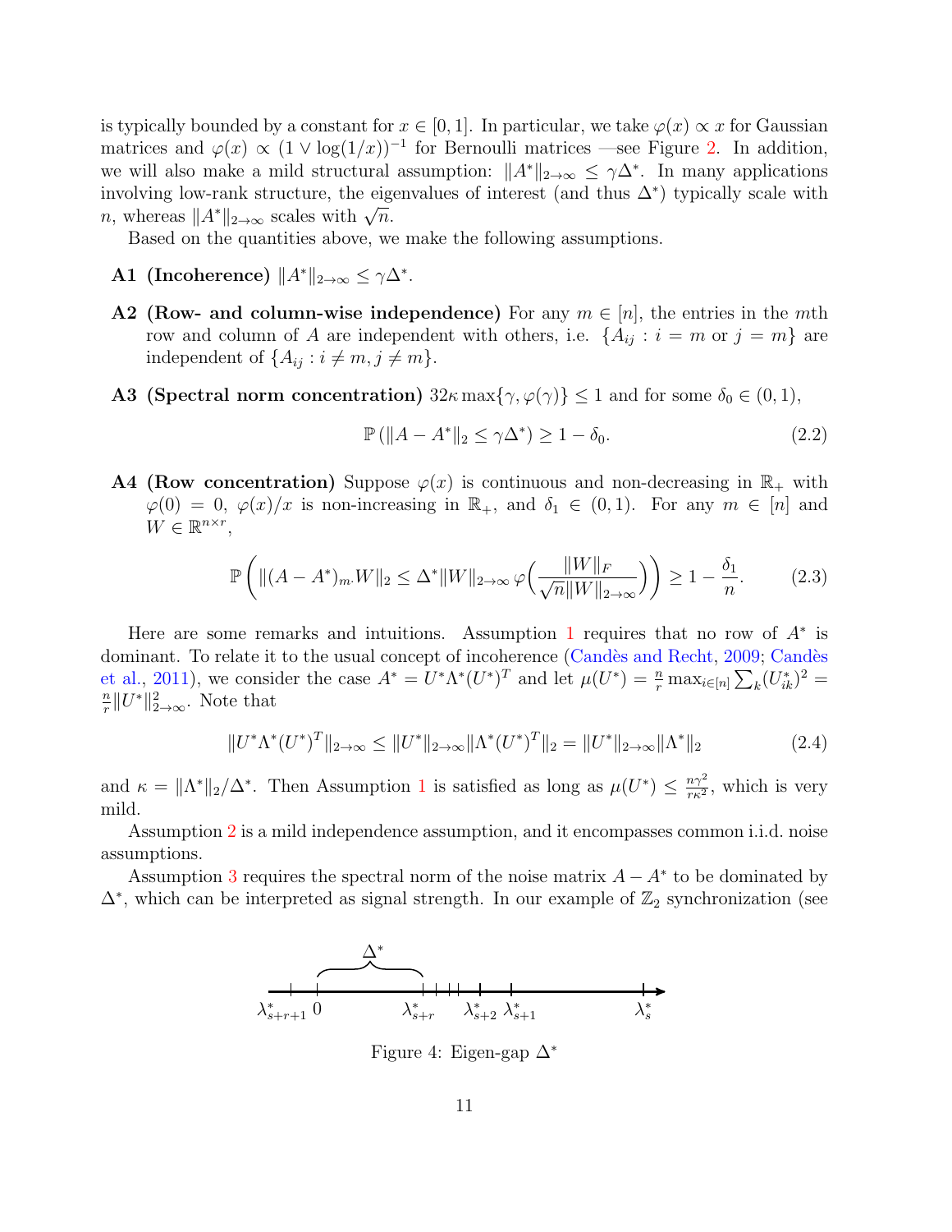is typically bounded by a constant for $x \in [0, 1]$. In particular, we take $\varphi(x) \propto x$ for Gaussian matrices and $\varphi(x) \propto (1 \vee \log(1/x))^{-1}$ for Bernoulli matrices —see Figure 2. In addition, we will also make a mild structural assumption: $\|A^*\|_{2\to\infty} \le \gamma\Delta^*$. In many applications involving low-rank structure, the eigenvalues of interest (and thus $\Delta^*$) typically scale with $n$, whereas $\|A^*\|_{2\to\infty}$ scales with $\sqrt{n}$.

Based on the quantities above, we make the following assumptions.

**A1 (Incoherence)** $\|A^*\|_{2\to\infty} \le \gamma\Delta^*$.

**A2 (Row- and column-wise independence)** For any $m \in [n]$, the entries in the $m$th row and column of $A$ are independent with others, i.e. $\{A_{ij} : i = m \text{ or } j = m\}$ are independent of $\{A_{ij} : i \ne m, j \ne m\}$.

**A3 (Spectral norm concentration)** $32\kappa \max\{\gamma, \varphi(\gamma)\} \le 1$ and for some $\delta_0 \in (0, 1)$,

$$\mathbb{P}\left(\|A - A^*\|_2 \le \gamma\Delta^*\right) \ge 1 - \delta_0. \tag{2.2}$$

**A4 (Row concentration)** Suppose $\varphi(x)$ is continuous and non-decreasing in $\mathbb{R}_+$ with $\varphi(0) = 0$, $\varphi(x)/x$ is non-increasing in $\mathbb{R}_+$, and $\delta_1 \in (0, 1)$. For any $m \in [n]$ and $W \in \mathbb{R}^{n\times r}$,

$$\mathbb{P}\left(\|(A - A^*)_{m\cdot}W\|_2 \le \Delta^*\|W\|_{2\to\infty}\,\varphi\Big(\frac{\|W\|_F}{\sqrt{n}\|W\|_{2\to\infty}}\Big)\right) \ge 1 - \frac{\delta_1}{n}. \tag{2.3}$$

Here are some remarks and intuitions. Assumption 1 requires that no row of $A^*$ is dominant. To relate it to the usual concept of incoherence (Candès and Recht, 2009; Candès et al., 2011), we consider the case $A^* = U^*\Lambda^*(U^*)^T$ and let $\mu(U^*) = \frac{n}{r}\max_{i\in[n]}\sum_k (U^*_{ik})^2 = \frac{n}{r}\|U^*\|^2_{2\to\infty}$. Note that

$$\|U^*\Lambda^*(U^*)^T\|_{2\to\infty} \le \|U^*\|_{2\to\infty}\|\Lambda^*(U^*)^T\|_2 = \|U^*\|_{2\to\infty}\|\Lambda^*\|_2 \tag{2.4}$$

and $\kappa = \|\Lambda^*\|_2/\Delta^*$. Then Assumption 1 is satisfied as long as $\mu(U^*) \le \frac{n\gamma^2}{r\kappa^2}$, which is very mild.

Assumption 2 is a mild independence assumption, and it encompasses common i.i.d. noise assumptions.

Assumption 3 requires the spectral norm of the noise matrix $A - A^*$ to be dominated by $\Delta^*$, which can be interpreted as signal strength. In our example of $\mathbb{Z}_2$ synchronization (see

Figure 4: Eigen-gap $\Delta^*$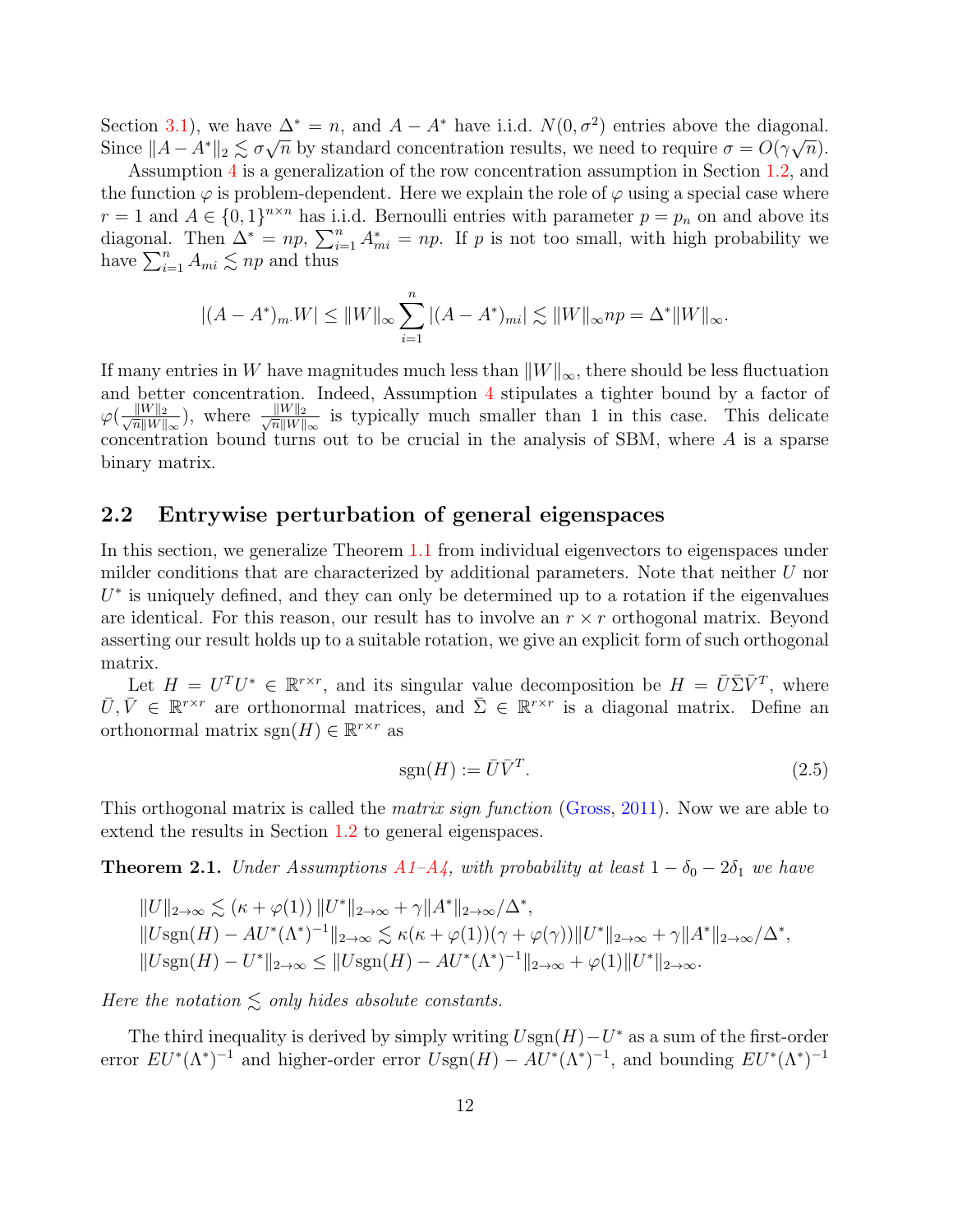Section 3.1), we have $\Delta^* = n$, and $A - A^*$ have i.i.d. $N(0, \sigma^2)$ entries above the diagonal. Since $\|A - A^*\|_2 \lesssim \sigma\sqrt{n}$ by standard concentration results, we need to require $\sigma = O(\gamma\sqrt{n})$.

Assumption 4 is a generalization of the row concentration assumption in Section 1.2, and the function $\varphi$ is problem-dependent. Here we explain the role of $\varphi$ using a special case where $r = 1$ and $A \in \{0,1\}^{n\times n}$ has i.i.d. Bernoulli entries with parameter $p = p_n$ on and above its diagonal. Then $\Delta^* = np$, $\sum_{i=1}^n A^*_{mi} = np$. If $p$ is not too small, with high probability we have $\sum_{i=1}^n A_{mi} \lesssim np$ and thus

$$|(A - A^*)_{m\cdot} W| \le \|W\|_\infty \sum_{i=1}^n |(A - A^*)_{mi}| \lesssim \|W\|_\infty np = \Delta^* \|W\|_\infty.$$

If many entries in $W$ have magnitudes much less than $\|W\|_\infty$, there should be less fluctuation and better concentration. Indeed, Assumption 4 stipulates a tighter bound by a factor of $\varphi(\frac{\|W\|_2}{\sqrt{n}\|W\|_\infty})$, where $\frac{\|W\|_2}{\sqrt{n}\|W\|_\infty}$ is typically much smaller than 1 in this case. This delicate concentration bound turns out to be crucial in the analysis of SBM, where $A$ is a sparse binary matrix.

## 2.2 Entrywise perturbation of general eigenspaces

In this section, we generalize Theorem 1.1 from individual eigenvectors to eigenspaces under milder conditions that are characterized by additional parameters. Note that neither $U$ nor $U^*$ is uniquely defined, and they can only be determined up to a rotation if the eigenvalues are identical. For this reason, our result has to involve an $r \times r$ orthogonal matrix. Beyond asserting our result holds up to a suitable rotation, we give an explicit form of such orthogonal matrix.

Let $H = U^T U^* \in \mathbb{R}^{r\times r}$, and its singular value decomposition be $H = \bar{U}\bar{\Sigma}\bar{V}^T$, where $\bar{U}, \bar{V} \in \mathbb{R}^{r\times r}$ are orthonormal matrices, and $\bar{\Sigma} \in \mathbb{R}^{r\times r}$ is a diagonal matrix. Define an orthonormal matrix $\mathrm{sgn}(H) \in \mathbb{R}^{r\times r}$ as

$$\mathrm{sgn}(H) := \bar{U}\bar{V}^T. \tag{2.5}$$

This orthogonal matrix is called the *matrix sign function* (Gross, 2011). Now we are able to extend the results in Section 1.2 to general eigenspaces.

**Theorem 2.1.** *Under Assumptions A1–A4, with probability at least $1 - \delta_0 - 2\delta_1$ we have*

$$\|U\|_{2\to\infty} \lesssim (\kappa + \varphi(1))\, \|U^*\|_{2\to\infty} + \gamma\|A^*\|_{2\to\infty}/\Delta^*,$$
$$\|U\mathrm{sgn}(H) - AU^*(\Lambda^*)^{-1}\|_{2\to\infty} \lesssim \kappa(\kappa + \varphi(1))(\gamma + \varphi(\gamma))\|U^*\|_{2\to\infty} + \gamma\|A^*\|_{2\to\infty}/\Delta^*,$$
$$\|U\mathrm{sgn}(H) - U^*\|_{2\to\infty} \le \|U\mathrm{sgn}(H) - AU^*(\Lambda^*)^{-1}\|_{2\to\infty} + \varphi(1)\|U^*\|_{2\to\infty}.$$

*Here the notation $\lesssim$ only hides absolute constants.*

The third inequality is derived by simply writing $U\mathrm{sgn}(H) - U^*$ as a sum of the first-order error $EU^*(\Lambda^*)^{-1}$ and higher-order error $U\mathrm{sgn}(H) - AU^*(\Lambda^*)^{-1}$, and bounding $EU^*(\Lambda^*)^{-1}$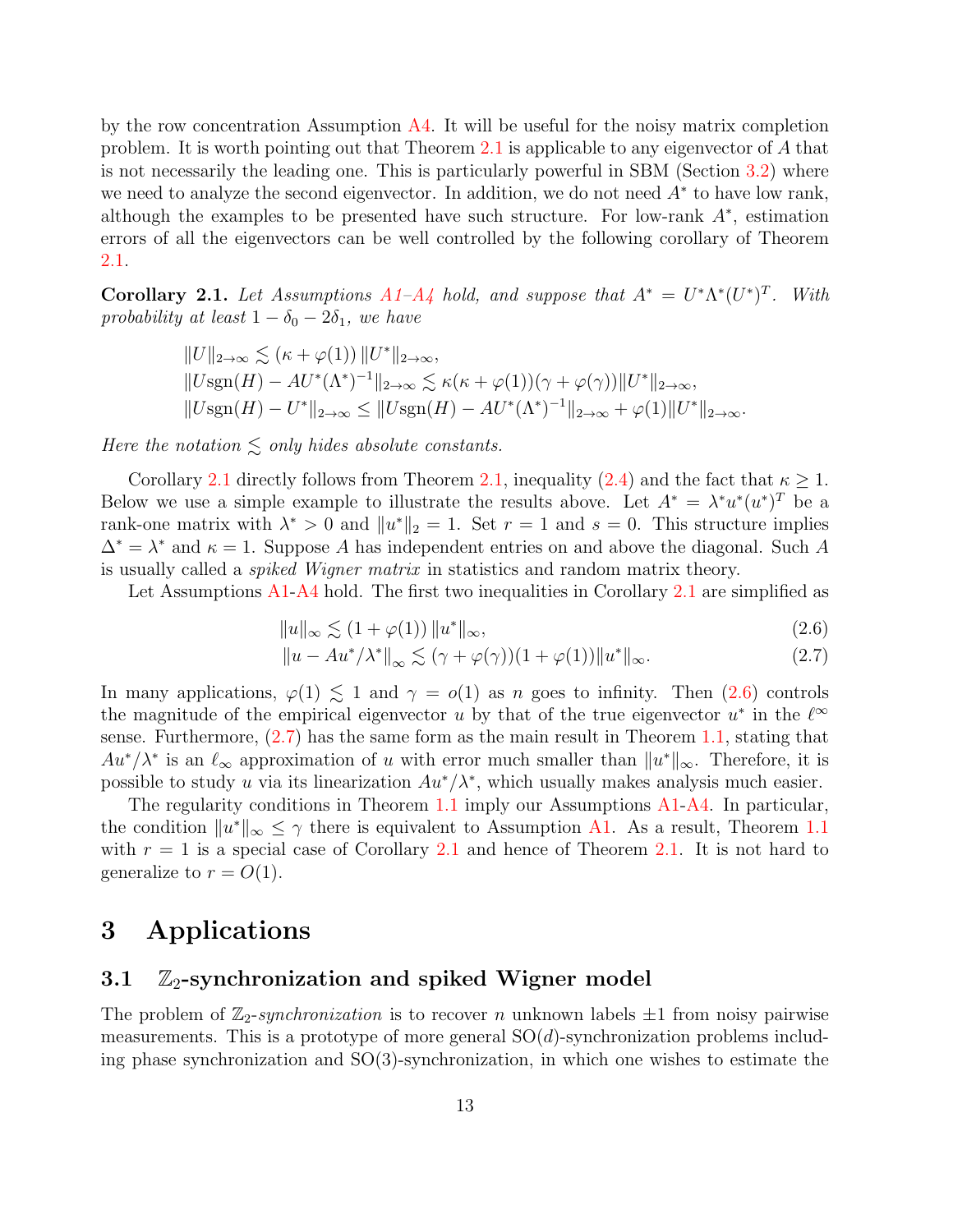by the row concentration Assumption A4. It will be useful for the noisy matrix completion problem. It is worth pointing out that Theorem 2.1 is applicable to any eigenvector of $A$ that is not necessarily the leading one. This is particularly powerful in SBM (Section 3.2) where we need to analyze the second eigenvector. In addition, we do not need $A^*$ to have low rank, although the examples to be presented have such structure. For low-rank $A^*$, estimation errors of all the eigenvectors can be well controlled by the following corollary of Theorem 2.1.

**Corollary 2.1.** *Let Assumptions A1–A4 hold, and suppose that $A^* = U^*\Lambda^*(U^*)^T$. With probability at least $1-\delta_0-2\delta_1$, we have*

$$
\begin{aligned}
&\|U\|_{2\to\infty} \lesssim (\kappa+\varphi(1))\,\|U^*\|_{2\to\infty},\\
&\|U\mathrm{sgn}(H) - AU^*(\Lambda^*)^{-1}\|_{2\to\infty} \lesssim \kappa(\kappa+\varphi(1))(\gamma+\varphi(\gamma))\|U^*\|_{2\to\infty},\\
&\|U\mathrm{sgn}(H) - U^*\|_{2\to\infty} \le \|U\mathrm{sgn}(H) - AU^*(\Lambda^*)^{-1}\|_{2\to\infty} + \varphi(1)\|U^*\|_{2\to\infty}.
\end{aligned}
$$

*Here the notation $\lesssim$ only hides absolute constants.*

Corollary 2.1 directly follows from Theorem 2.1, inequality (2.4) and the fact that $\kappa \ge 1$. Below we use a simple example to illustrate the results above. Let $A^* = \lambda^* u^*(u^*)^T$ be a rank-one matrix with $\lambda^* > 0$ and $\|u^*\|_2 = 1$. Set $r = 1$ and $s = 0$. This structure implies $\Delta^* = \lambda^*$ and $\kappa = 1$. Suppose $A$ has independent entries on and above the diagonal. Such $A$ is usually called a *spiked Wigner matrix* in statistics and random matrix theory.

Let Assumptions A1-A4 hold. The first two inequalities in Corollary 2.1 are simplified as

$$
\|u\|_\infty \lesssim (1+\varphi(1))\,\|u^*\|_\infty, \tag{2.6}
$$

$$
\|u - Au^*/\lambda^*\|_\infty \lesssim (\gamma+\varphi(\gamma))(1+\varphi(1))\|u^*\|_\infty. \tag{2.7}
$$

In many applications, $\varphi(1) \lesssim 1$ and $\gamma = o(1)$ as $n$ goes to infinity. Then (2.6) controls the magnitude of the empirical eigenvector $u$ by that of the true eigenvector $u^*$ in the $\ell^\infty$ sense. Furthermore, (2.7) has the same form as the main result in Theorem 1.1, stating that $Au^*/\lambda^*$ is an $\ell_\infty$ approximation of $u$ with error much smaller than $\|u^*\|_\infty$. Therefore, it is possible to study $u$ via its linearization $Au^*/\lambda^*$, which usually makes analysis much easier.

The regularity conditions in Theorem 1.1 imply our Assumptions A1-A4. In particular, the condition $\|u^*\|_\infty \le \gamma$ there is equivalent to Assumption A1. As a result, Theorem 1.1 with $r = 1$ is a special case of Corollary 2.1 and hence of Theorem 2.1. It is not hard to generalize to $r = O(1)$.

# 3 Applications

## 3.1 $\mathbb{Z}_2$-synchronization and spiked Wigner model

The problem of $\mathbb{Z}_2$-*synchronization* is to recover $n$ unknown labels $\pm 1$ from noisy pairwise measurements. This is a prototype of more general SO$(d)$-synchronization problems including phase synchronization and SO$(3)$-synchronization, in which one wishes to estimate the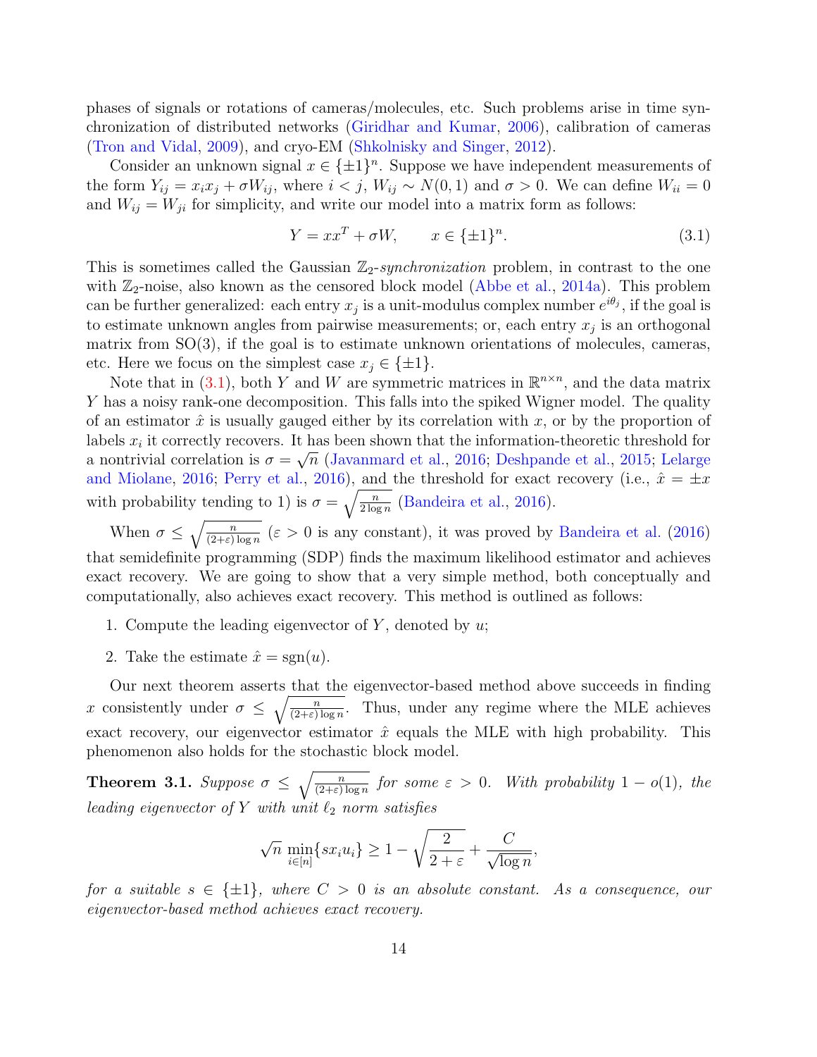phases of signals or rotations of cameras/molecules, etc. Such problems arise in time synchronization of distributed networks (Giridhar and Kumar, 2006), calibration of cameras (Tron and Vidal, 2009), and cryo-EM (Shkolnisky and Singer, 2012).

Consider an unknown signal $x \in \{\pm 1\}^n$. Suppose we have independent measurements of the form $Y_{ij} = x_i x_j + \sigma W_{ij}$, where $i < j$, $W_{ij} \sim N(0,1)$ and $\sigma > 0$. We can define $W_{ii} = 0$ and $W_{ij} = W_{ji}$ for simplicity, and write our model into a matrix form as follows:

$$Y = xx^T + \sigma W, \qquad x \in \{\pm 1\}^n. \tag{3.1}$$

This is sometimes called the Gaussian $\mathbb{Z}_2$-*synchronization* problem, in contrast to the one with $\mathbb{Z}_2$-noise, also known as the censored block model (Abbe et al., 2014a). This problem can be further generalized: each entry $x_j$ is a unit-modulus complex number $e^{i\theta_j}$, if the goal is to estimate unknown angles from pairwise measurements; or, each entry $x_j$ is an orthogonal matrix from SO(3), if the goal is to estimate unknown orientations of molecules, cameras, etc. Here we focus on the simplest case $x_j \in \{\pm 1\}$.

Note that in (3.1), both $Y$ and $W$ are symmetric matrices in $\mathbb{R}^{n \times n}$, and the data matrix $Y$ has a noisy rank-one decomposition. This falls into the spiked Wigner model. The quality of an estimator $\hat{x}$ is usually gauged either by its correlation with $x$, or by the proportion of labels $x_i$ it correctly recovers. It has been shown that the information-theoretic threshold for a nontrivial correlation is $\sigma = \sqrt{n}$ (Javanmard et al., 2016; Deshpande et al., 2015; Lelarge and Miolane, 2016; Perry et al., 2016), and the threshold for exact recovery (i.e., $\hat{x} = \pm x$ with probability tending to 1) is $\sigma = \sqrt{\frac{n}{2\log n}}$ (Bandeira et al., 2016).

When $\sigma \le \sqrt{\frac{n}{(2+\varepsilon)\log n}}$ ($\varepsilon > 0$ is any constant), it was proved by Bandeira et al. (2016) that semidefinite programming (SDP) finds the maximum likelihood estimator and achieves exact recovery. We are going to show that a very simple method, both conceptually and computationally, also achieves exact recovery. This method is outlined as follows:

1. Compute the leading eigenvector of $Y$, denoted by $u$;
2. Take the estimate $\hat{x} = \mathrm{sgn}(u)$.

Our next theorem asserts that the eigenvector-based method above succeeds in finding $x$ consistently under $\sigma \le \sqrt{\frac{n}{(2+\varepsilon)\log n}}$. Thus, under any regime where the MLE achieves exact recovery, our eigenvector estimator $\hat{x}$ equals the MLE with high probability. This phenomenon also holds for the stochastic block model.

**Theorem 3.1.** *Suppose $\sigma \le \sqrt{\frac{n}{(2+\varepsilon)\log n}}$ for some $\varepsilon > 0$. With probability $1 - o(1)$, the leading eigenvector of $Y$ with unit $\ell_2$ norm satisfies*

$$\sqrt{n}\min_{i\in[n]}\{s x_i u_i\} \ge 1 - \sqrt{\frac{2}{2+\varepsilon}} + \frac{C}{\sqrt{\log n}},$$

*for a suitable $s \in \{\pm 1\}$, where $C > 0$ is an absolute constant. As a consequence, our eigenvector-based method achieves exact recovery.*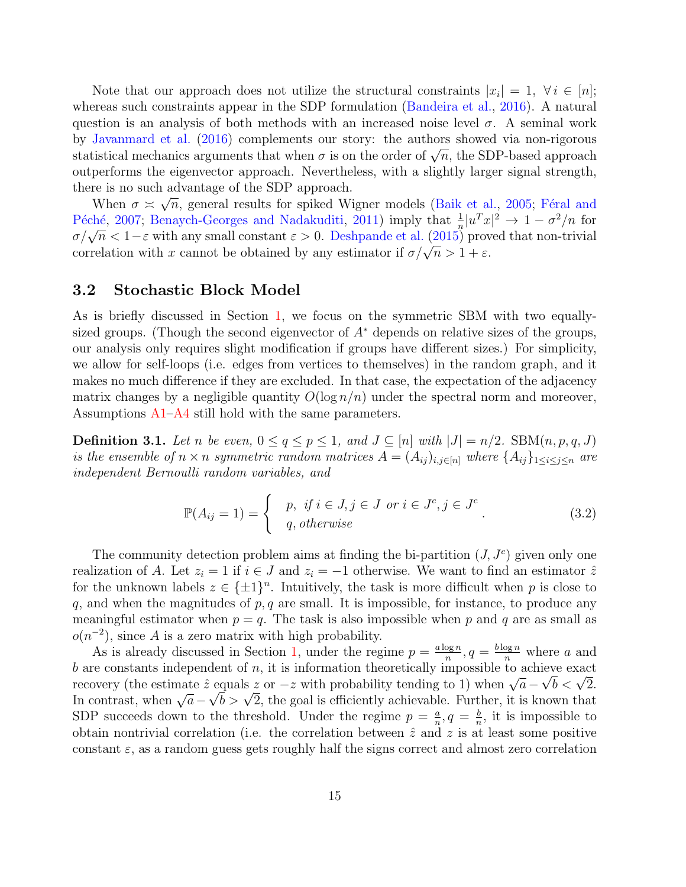Note that our approach does not utilize the structural constraints $|x_i| = 1, \ \forall\, i \in [n]$; whereas such constraints appear in the SDP formulation (Bandeira et al., 2016). A natural question is an analysis of both methods with an increased noise level $\sigma$. A seminal work by Javanmard et al. (2016) complements our story: the authors showed via non-rigorous statistical mechanics arguments that when $\sigma$ is on the order of $\sqrt{n}$, the SDP-based approach outperforms the eigenvector approach. Nevertheless, with a slightly larger signal strength, there is no such advantage of the SDP approach.

When $\sigma \asymp \sqrt{n}$, general results for spiked Wigner models (Baik et al., 2005; Féral and Péché, 2007; Benaych-Georges and Nadakuditi, 2011) imply that $\frac{1}{n}|u^T x|^2 \to 1 - \sigma^2/n$ for $\sigma/\sqrt{n} < 1-\varepsilon$ with any small constant $\varepsilon > 0$. Deshpande et al. (2015) proved that non-trivial correlation with $x$ cannot be obtained by any estimator if $\sigma/\sqrt{n} > 1 + \varepsilon$.

## 3.2 Stochastic Block Model

As is briefly discussed in Section 1, we focus on the symmetric SBM with two equally-sized groups. (Though the second eigenvector of $A^*$ depends on relative sizes of the groups, our analysis only requires slight modification if groups have different sizes.) For simplicity, we allow for self-loops (i.e. edges from vertices to themselves) in the random graph, and it makes no much difference if they are excluded. In that case, the expectation of the adjacency matrix changes by a negligible quantity $O(\log n/n)$ under the spectral norm and moreover, Assumptions A1–A4 still hold with the same parameters.

**Definition 3.1.** *Let $n$ be even, $0 \le q \le p \le 1$, and $J \subseteq [n]$ with $|J| = n/2$. $\mathrm{SBM}(n, p, q, J)$ is the ensemble of $n \times n$ symmetric random matrices $A = (A_{ij})_{i,j \in [n]}$ where $\{A_{ij}\}_{1 \le i \le j \le n}$ are independent Bernoulli random variables, and*

$$\mathbb{P}(A_{ij} = 1) = \begin{cases} p, & \text{if } i \in J, j \in J \text{ or } i \in J^c, j \in J^c \\ q, & \text{otherwise} \end{cases}. \tag{3.2}$$

The community detection problem aims at finding the bi-partition $(J, J^c)$ given only one realization of $A$. Let $z_i = 1$ if $i \in J$ and $z_i = -1$ otherwise. We want to find an estimator $\hat{z}$ for the unknown labels $z \in \{\pm 1\}^n$. Intuitively, the task is more difficult when $p$ is close to $q$, and when the magnitudes of $p, q$ are small. It is impossible, for instance, to produce any meaningful estimator when $p = q$. The task is also impossible when $p$ and $q$ are as small as $o(n^{-2})$, since $A$ is a zero matrix with high probability.

As is already discussed in Section 1, under the regime $p = \frac{a \log n}{n}, q = \frac{b \log n}{n}$ where $a$ and $b$ are constants independent of $n$, it is information theoretically impossible to achieve exact recovery (the estimate $\hat{z}$ equals $z$ or $-z$ with probability tending to 1) when $\sqrt{a} - \sqrt{b} < \sqrt{2}$. In contrast, when $\sqrt{a} - \sqrt{b} > \sqrt{2}$, the goal is efficiently achievable. Further, it is known that SDP succeeds down to the threshold. Under the regime $p = \frac{a}{n}, q = \frac{b}{n}$, it is impossible to obtain nontrivial correlation (i.e. the correlation between $\hat{z}$ and $z$ is at least some positive constant $\varepsilon$, as a random guess gets roughly half the signs correct and almost zero correlation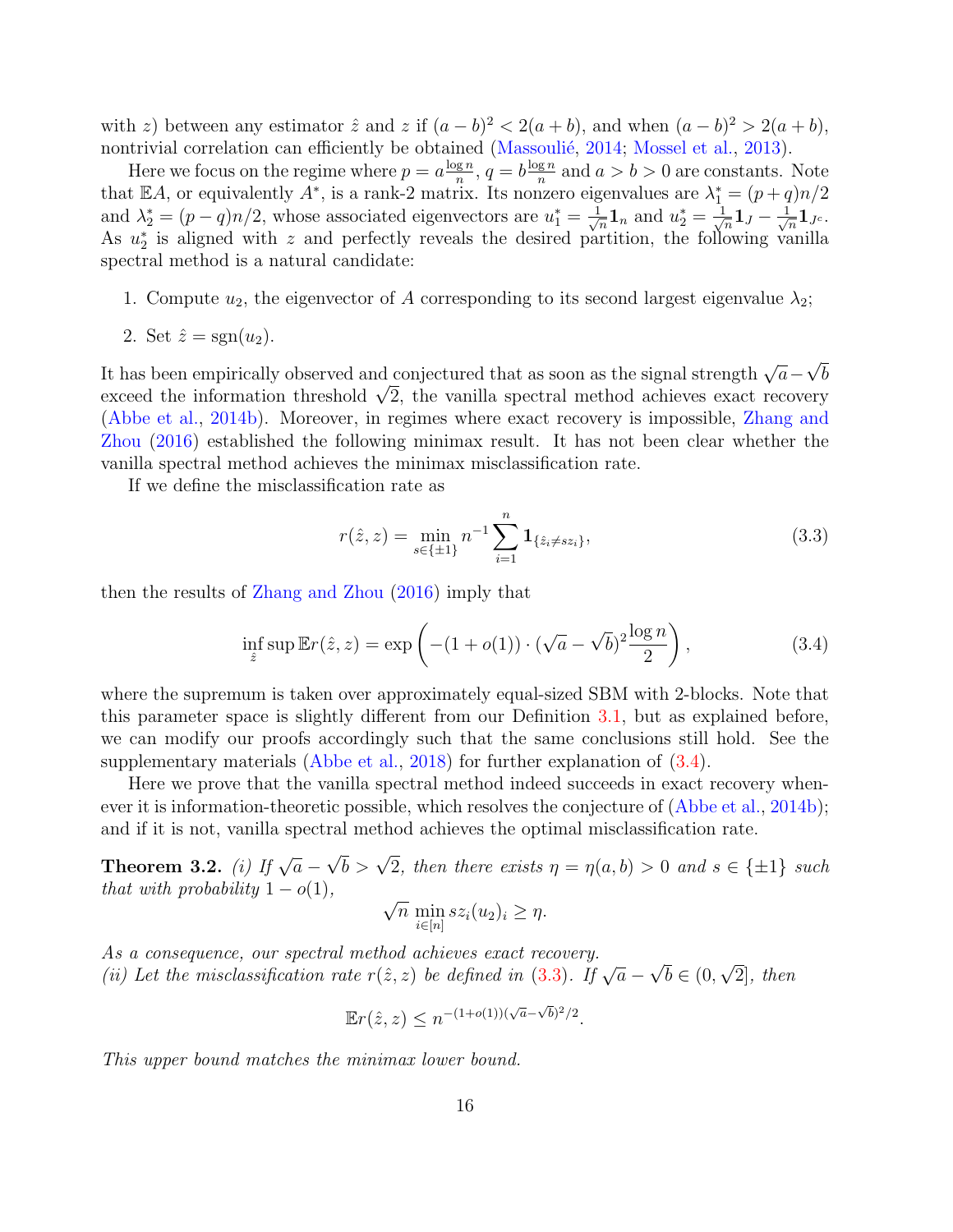with $z$) between any estimator $\hat{z}$ and $z$ if $(a-b)^2 < 2(a+b)$, and when $(a-b)^2 > 2(a+b)$, nontrivial correlation can efficiently be obtained (Massoulié, 2014; Mossel et al., 2013).

Here we focus on the regime where $p = a\frac{\log n}{n}$, $q = b\frac{\log n}{n}$ and $a > b > 0$ are constants. Note that $\mathbb{E}A$, or equivalently $A^*$, is a rank-2 matrix. Its nonzero eigenvalues are $\lambda_1^* = (p+q)n/2$ and $\lambda_2^* = (p-q)n/2$, whose associated eigenvectors are $u_1^* = \frac{1}{\sqrt{n}}\mathbf{1}_n$ and $u_2^* = \frac{1}{\sqrt{n}}\mathbf{1}_J - \frac{1}{\sqrt{n}}\mathbf{1}_{J^c}$. As $u_2^*$ is aligned with $z$ and perfectly reveals the desired partition, the following vanilla spectral method is a natural candidate:

1. Compute $u_2$, the eigenvector of $A$ corresponding to its second largest eigenvalue $\lambda_2$;
2. Set $\hat{z} = \mathrm{sgn}(u_2)$.

It has been empirically observed and conjectured that as soon as the signal strength $\sqrt{a} - \sqrt{b}$ exceed the information threshold $\sqrt{2}$, the vanilla spectral method achieves exact recovery (Abbe et al., 2014b). Moreover, in regimes where exact recovery is impossible, Zhang and Zhou (2016) established the following minimax result. It has not been clear whether the vanilla spectral method achieves the minimax misclassification rate.

If we define the misclassification rate as

$$r(\hat{z}, z) = \min_{s \in \{\pm 1\}} n^{-1} \sum_{i=1}^{n} \mathbf{1}_{\{\hat{z}_i \neq s z_i\}}, \tag{3.3}$$

then the results of Zhang and Zhou (2016) imply that

$$\inf_{\hat{z}} \sup \mathbb{E} r(\hat{z}, z) = \exp\left( -(1+o(1)) \cdot (\sqrt{a} - \sqrt{b})^2 \frac{\log n}{2} \right), \tag{3.4}$$

where the supremum is taken over approximately equal-sized SBM with 2-blocks. Note that this parameter space is slightly different from our Definition 3.1, but as explained before, we can modify our proofs accordingly such that the same conclusions still hold. See the supplementary materials (Abbe et al., 2018) for further explanation of (3.4).

Here we prove that the vanilla spectral method indeed succeeds in exact recovery whenever it is information-theoretic possible, which resolves the conjecture of (Abbe et al., 2014b); and if it is not, vanilla spectral method achieves the optimal misclassification rate.

**Theorem 3.2.** *(i) If $\sqrt{a} - \sqrt{b} > \sqrt{2}$, then there exists $\eta = \eta(a, b) > 0$ and $s \in \{\pm 1\}$ such that with probability $1 - o(1)$,*

$$\sqrt{n} \min_{i \in [n]} s z_i (u_2)_i \geq \eta.$$

*As a consequence, our spectral method achieves exact recovery.*
*(ii) Let the misclassification rate $r(\hat{z}, z)$ be defined in (3.3). If $\sqrt{a} - \sqrt{b} \in (0, \sqrt{2}]$, then*

$$\mathbb{E} r(\hat{z}, z) \leq n^{-(1+o(1))(\sqrt{a}-\sqrt{b})^2/2}.$$

*This upper bound matches the minimax lower bound.*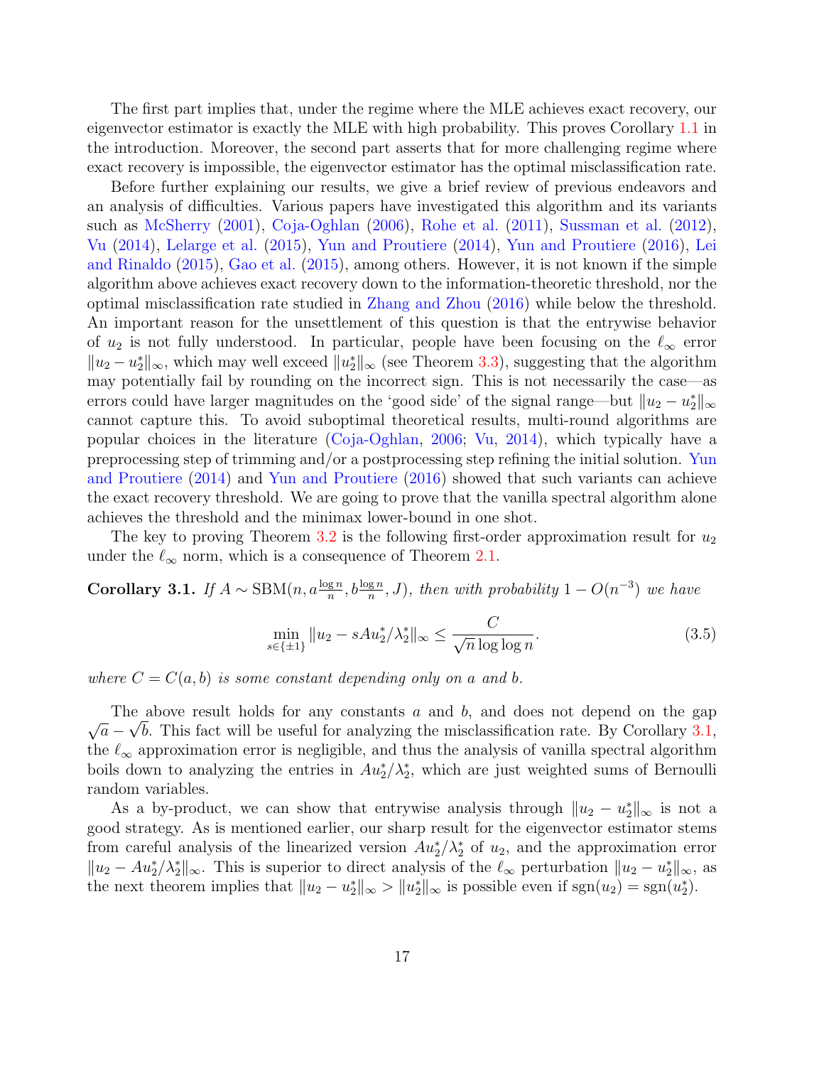The first part implies that, under the regime where the MLE achieves exact recovery, our eigenvector estimator is exactly the MLE with high probability. This proves Corollary 1.1 in the introduction. Moreover, the second part asserts that for more challenging regime where exact recovery is impossible, the eigenvector estimator has the optimal misclassification rate.

Before further explaining our results, we give a brief review of previous endeavors and an analysis of difficulties. Various papers have investigated this algorithm and its variants such as McSherry (2001), Coja-Oghlan (2006), Rohe et al. (2011), Sussman et al. (2012), Vu (2014), Lelarge et al. (2015), Yun and Proutiere (2014), Yun and Proutiere (2016), Lei and Rinaldo (2015), Gao et al. (2015), among others. However, it is not known if the simple algorithm above achieves exact recovery down to the information-theoretic threshold, nor the optimal misclassification rate studied in Zhang and Zhou (2016) while below the threshold. An important reason for the unsettlement of this question is that the entrywise behavior of $u_2$ is not fully understood. In particular, people have been focusing on the $\ell_\infty$ error $\|u_2 - u_2^*\|_\infty$, which may well exceed $\|u_2^*\|_\infty$ (see Theorem 3.3), suggesting that the algorithm may potentially fail by rounding on the incorrect sign. This is not necessarily the case—as errors could have larger magnitudes on the 'good side' of the signal range—but $\|u_2 - u_2^*\|_\infty$ cannot capture this. To avoid suboptimal theoretical results, multi-round algorithms are popular choices in the literature (Coja-Oghlan, 2006; Vu, 2014), which typically have a preprocessing step of trimming and/or a postprocessing step refining the initial solution. Yun and Proutiere (2014) and Yun and Proutiere (2016) showed that such variants can achieve the exact recovery threshold. We are going to prove that the vanilla spectral algorithm alone achieves the threshold and the minimax lower-bound in one shot.

The key to proving Theorem 3.2 is the following first-order approximation result for $u_2$ under the $\ell_\infty$ norm, which is a consequence of Theorem 2.1.

**Corollary 3.1.** *If $A \sim \mathrm{SBM}(n, a\frac{\log n}{n}, b\frac{\log n}{n}, J)$, then with probability $1 - O(n^{-3})$ we have*

$$\min_{s \in \{\pm 1\}} \|u_2 - sAu_2^*/\lambda_2^*\|_\infty \leq \frac{C}{\sqrt{n}\log\log n}. \tag{3.5}$$

*where $C = C(a, b)$ is some constant depending only on $a$ and $b$.*

The above result holds for any constants $a$ and $b$, and does not depend on the gap $\sqrt{a} - \sqrt{b}$. This fact will be useful for analyzing the misclassification rate. By Corollary 3.1, the $\ell_\infty$ approximation error is negligible, and thus the analysis of vanilla spectral algorithm boils down to analyzing the entries in $Au_2^*/\lambda_2^*$, which are just weighted sums of Bernoulli random variables.

As a by-product, we can show that entrywise analysis through $\|u_2 - u_2^*\|_\infty$ is not a good strategy. As is mentioned earlier, our sharp result for the eigenvector estimator stems from careful analysis of the linearized version $Au_2^*/\lambda_2^*$ of $u_2$, and the approximation error $\|u_2 - Au_2^*/\lambda_2^*\|_\infty$. This is superior to direct analysis of the $\ell_\infty$ perturbation $\|u_2 - u_2^*\|_\infty$, as the next theorem implies that $\|u_2 - u_2^*\|_\infty > \|u_2^*\|_\infty$ is possible even if $\mathrm{sgn}(u_2) = \mathrm{sgn}(u_2^*)$.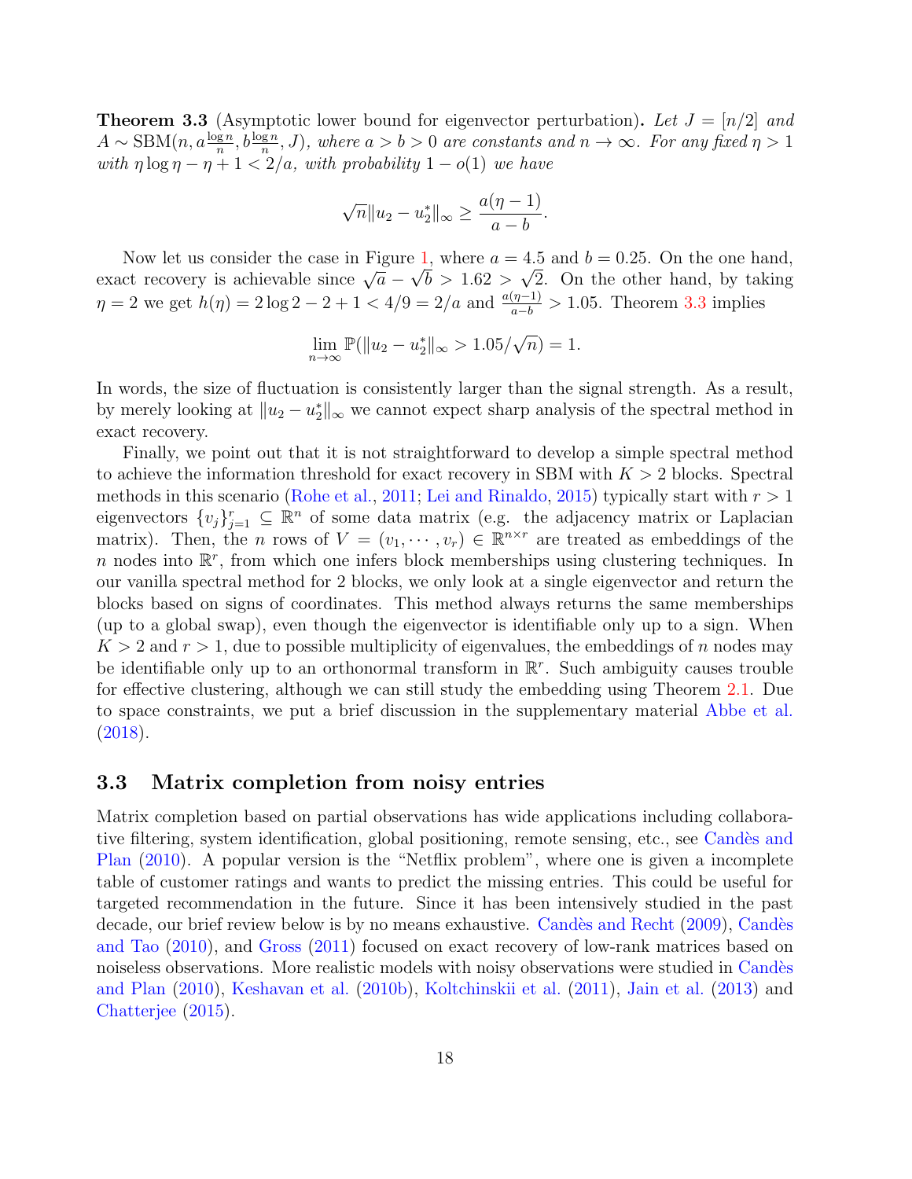**Theorem 3.3** (Asymptotic lower bound for eigenvector perturbation)**.** *Let $J = [n/2]$ and $A \sim \mathrm{SBM}(n, a\frac{\log n}{n}, b\frac{\log n}{n}, J)$, where $a > b > 0$ are constants and $n \to \infty$. For any fixed $\eta > 1$ with $\eta \log \eta - \eta + 1 < 2/a$, with probability $1 - o(1)$ we have*

$$\sqrt{n}\|u_2 - u_2^*\|_\infty \geq \frac{a(\eta - 1)}{a - b}.$$

Now let us consider the case in Figure 1, where $a = 4.5$ and $b = 0.25$. On the one hand, exact recovery is achievable since $\sqrt{a} - \sqrt{b} > 1.62 > \sqrt{2}$. On the other hand, by taking $\eta = 2$ we get $h(\eta) = 2\log 2 - 2 + 1 < 4/9 = 2/a$ and $\frac{a(\eta-1)}{a-b} > 1.05$. Theorem 3.3 implies

$$\lim_{n\to\infty} \mathbb{P}(\|u_2 - u_2^*\|_\infty > 1.05/\sqrt{n}) = 1.$$

In words, the size of fluctuation is consistently larger than the signal strength. As a result, by merely looking at $\|u_2 - u_2^*\|_\infty$ we cannot expect sharp analysis of the spectral method in exact recovery.

Finally, we point out that it is not straightforward to develop a simple spectral method to achieve the information threshold for exact recovery in SBM with $K > 2$ blocks. Spectral methods in this scenario (Rohe et al., 2011; Lei and Rinaldo, 2015) typically start with $r > 1$ eigenvectors $\{v_j\}_{j=1}^r \subseteq \mathbb{R}^n$ of some data matrix (e.g. the adjacency matrix or Laplacian matrix). Then, the $n$ rows of $V = (v_1, \cdots, v_r) \in \mathbb{R}^{n\times r}$ are treated as embeddings of the $n$ nodes into $\mathbb{R}^r$, from which one infers block memberships using clustering techniques. In our vanilla spectral method for 2 blocks, we only look at a single eigenvector and return the blocks based on signs of coordinates. This method always returns the same memberships (up to a global swap), even though the eigenvector is identifiable only up to a sign. When $K > 2$ and $r > 1$, due to possible multiplicity of eigenvalues, the embeddings of $n$ nodes may be identifiable only up to an orthonormal transform in $\mathbb{R}^r$. Such ambiguity causes trouble for effective clustering, although we can still study the embedding using Theorem 2.1. Due to space constraints, we put a brief discussion in the supplementary material Abbe et al. (2018).

## 3.3 Matrix completion from noisy entries

Matrix completion based on partial observations has wide applications including collaborative filtering, system identification, global positioning, remote sensing, etc., see Candès and Plan (2010). A popular version is the "Netflix problem", where one is given a incomplete table of customer ratings and wants to predict the missing entries. This could be useful for targeted recommendation in the future. Since it has been intensively studied in the past decade, our brief review below is by no means exhaustive. Candès and Recht (2009), Candès and Tao (2010), and Gross (2011) focused on exact recovery of low-rank matrices based on noiseless observations. More realistic models with noisy observations were studied in Candès and Plan (2010), Keshavan et al. (2010b), Koltchinskii et al. (2011), Jain et al. (2013) and Chatterjee (2015).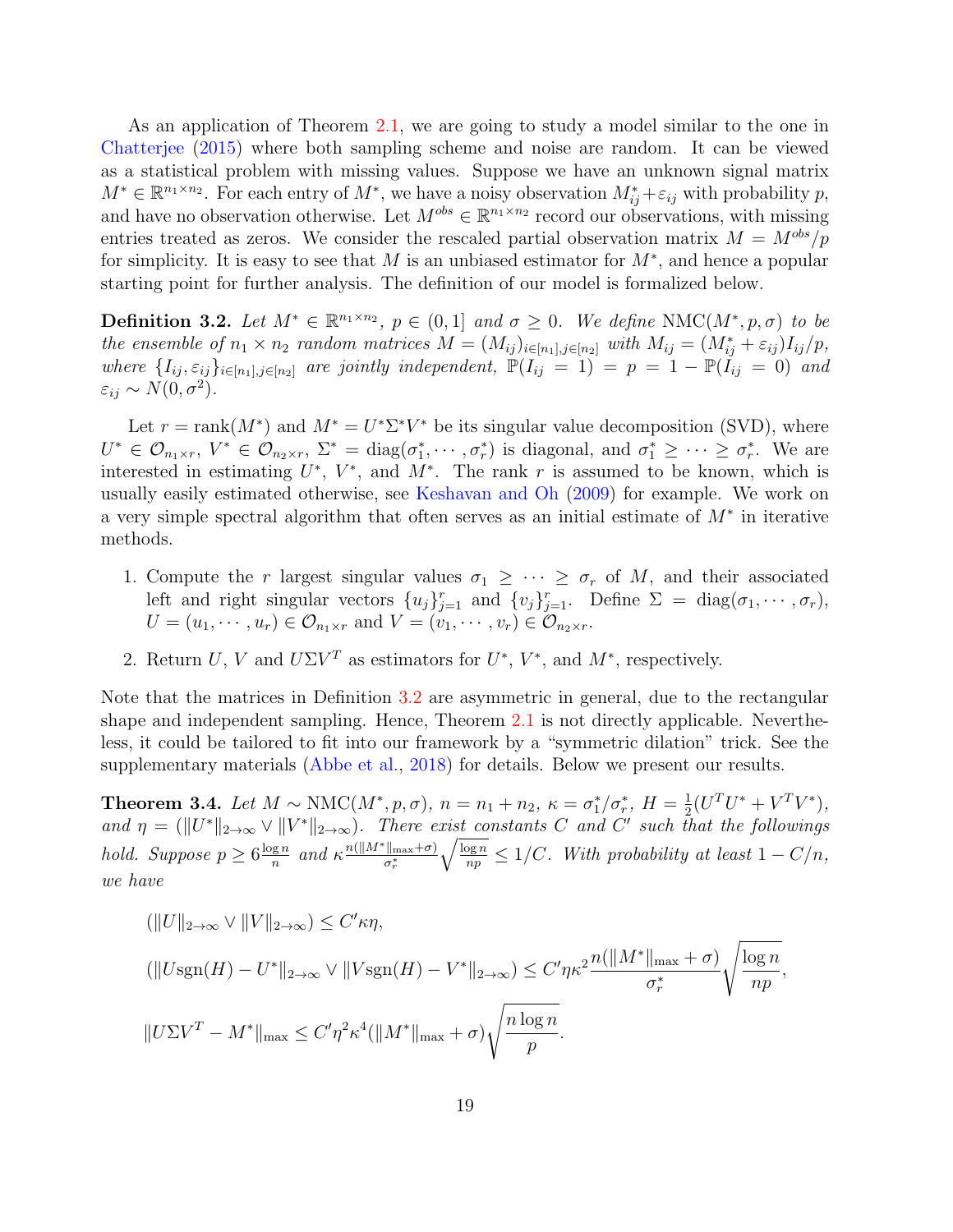As an application of Theorem 2.1, we are going to study a model similar to the one in Chatterjee (2015) where both sampling scheme and noise are random. It can be viewed as a statistical problem with missing values. Suppose we have an unknown signal matrix $M^* \in \mathbb{R}^{n_1 \times n_2}$. For each entry of $M^*$, we have a noisy observation $M^*_{ij} + \varepsilon_{ij}$ with probability $p$, and have no observation otherwise. Let $M^{obs} \in \mathbb{R}^{n_1 \times n_2}$ record our observations, with missing entries treated as zeros. We consider the rescaled partial observation matrix $M = M^{obs}/p$ for simplicity. It is easy to see that $M$ is an unbiased estimator for $M^*$, and hence a popular starting point for further analysis. The definition of our model is formalized below.

**Definition 3.2.** *Let $M^* \in \mathbb{R}^{n_1 \times n_2}$, $p \in (0, 1]$ and $\sigma \geq 0$. We define $\mathrm{NMC}(M^*, p, \sigma)$ to be the ensemble of $n_1 \times n_2$ random matrices $M = (M_{ij})_{i \in [n_1], j \in [n_2]}$ with $M_{ij} = (M^*_{ij} + \varepsilon_{ij}) I_{ij}/p$, where $\{I_{ij}, \varepsilon_{ij}\}_{i \in [n_1], j \in [n_2]}$ are jointly independent, $\mathbb{P}(I_{ij} = 1) = p = 1 - \mathbb{P}(I_{ij} = 0)$ and $\varepsilon_{ij} \sim N(0, \sigma^2)$.*

Let $r = \mathrm{rank}(M^*)$ and $M^* = U^* \Sigma^* V^*$ be its singular value decomposition (SVD), where $U^* \in \mathcal{O}_{n_1 \times r}$, $V^* \in \mathcal{O}_{n_2 \times r}$, $\Sigma^* = \mathrm{diag}(\sigma_1^*, \cdots, \sigma_r^*)$ is diagonal, and $\sigma_1^* \geq \cdots \geq \sigma_r^*$. We are interested in estimating $U^*$, $V^*$, and $M^*$. The rank $r$ is assumed to be known, which is usually easily estimated otherwise, see Keshavan and Oh (2009) for example. We work on a very simple spectral algorithm that often serves as an initial estimate of $M^*$ in iterative methods.

1. Compute the $r$ largest singular values $\sigma_1 \geq \cdots \geq \sigma_r$ of $M$, and their associated left and right singular vectors $\{u_j\}_{j=1}^r$ and $\{v_j\}_{j=1}^r$. Define $\Sigma = \mathrm{diag}(\sigma_1, \cdots, \sigma_r)$, $U = (u_1, \cdots, u_r) \in \mathcal{O}_{n_1 \times r}$ and $V = (v_1, \cdots, v_r) \in \mathcal{O}_{n_2 \times r}$.
2. Return $U$, $V$ and $U \Sigma V^T$ as estimators for $U^*$, $V^*$, and $M^*$, respectively.

Note that the matrices in Definition 3.2 are asymmetric in general, due to the rectangular shape and independent sampling. Hence, Theorem 2.1 is not directly applicable. Nevertheless, it could be tailored to fit into our framework by a "symmetric dilation" trick. See the supplementary materials (Abbe et al., 2018) for details. Below we present our results.

**Theorem 3.4.** *Let $M \sim \mathrm{NMC}(M^*, p, \sigma)$, $n = n_1 + n_2$, $\kappa = \sigma_1^*/\sigma_r^*$, $H = \frac{1}{2}(U^T U^* + V^T V^*)$, and $\eta = (\|U^*\|_{2\to\infty} \vee \|V^*\|_{2\to\infty})$. There exist constants $C$ and $C'$ such that the followings hold. Suppose $p \geq 6\frac{\log n}{n}$ and $\kappa \frac{n(\|M^*\|_{\max} + \sigma)}{\sigma_r^*} \sqrt{\frac{\log n}{np}} \leq 1/C$. With probability at least $1 - C/n$, we have*

$$
\begin{aligned}
&(\|U\|_{2\to\infty} \vee \|V\|_{2\to\infty}) \leq C' \kappa \eta, \\
&(\|U \mathrm{sgn}(H) - U^*\|_{2\to\infty} \vee \|V \mathrm{sgn}(H) - V^*\|_{2\to\infty}) \leq C' \eta \kappa^2 \frac{n(\|M^*\|_{\max} + \sigma)}{\sigma_r^*} \sqrt{\frac{\log n}{np}}, \\
&\|U \Sigma V^T - M^*\|_{\max} \leq C' \eta^2 \kappa^4 (\|M^*\|_{\max} + \sigma) \sqrt{\frac{n \log n}{p}}.
\end{aligned}
$$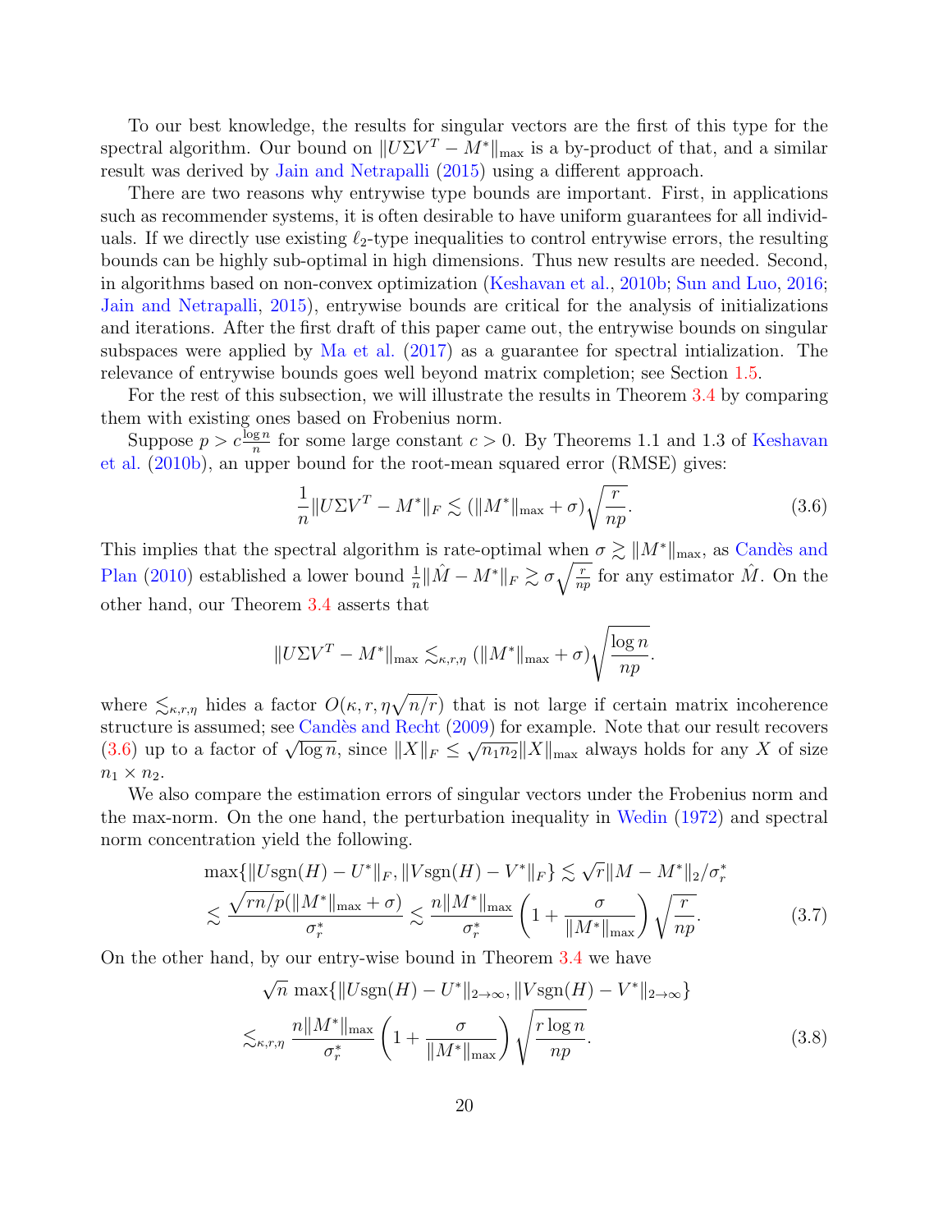To our best knowledge, the results for singular vectors are the first of this type for the spectral algorithm. Our bound on $\|U\Sigma V^T - M^*\|_{\max}$ is a by-product of that, and a similar result was derived by Jain and Netrapalli (2015) using a different approach.

There are two reasons why entrywise type bounds are important. First, in applications such as recommender systems, it is often desirable to have uniform guarantees for all individuals. If we directly use existing $\ell_2$-type inequalities to control entrywise errors, the resulting bounds can be highly sub-optimal in high dimensions. Thus new results are needed. Second, in algorithms based on non-convex optimization (Keshavan et al., 2010b; Sun and Luo, 2016; Jain and Netrapalli, 2015), entrywise bounds are critical for the analysis of initializations and iterations. After the first draft of this paper came out, the entrywise bounds on singular subspaces were applied by Ma et al. (2017) as a guarantee for spectral intialization. The relevance of entrywise bounds goes well beyond matrix completion; see Section 1.5.

For the rest of this subsection, we will illustrate the results in Theorem 3.4 by comparing them with existing ones based on Frobenius norm.

Suppose $p > c\frac{\log n}{n}$ for some large constant $c > 0$. By Theorems 1.1 and 1.3 of Keshavan et al. (2010b), an upper bound for the root-mean squared error (RMSE) gives:

$$\frac{1}{n}\|U\Sigma V^T - M^*\|_F \lesssim (\|M^*\|_{\max} + \sigma)\sqrt{\frac{r}{np}}. \tag{3.6}$$

This implies that the spectral algorithm is rate-optimal when $\sigma \gtrsim \|M^*\|_{\max}$, as Candès and Plan (2010) established a lower bound $\frac{1}{n}\|\hat{M} - M^*\|_F \gtrsim \sigma\sqrt{\frac{r}{np}}$ for any estimator $\hat{M}$. On the other hand, our Theorem 3.4 asserts that

$$\|U\Sigma V^T - M^*\|_{\max} \lesssim_{\kappa,r,\eta} (\|M^*\|_{\max} + \sigma)\sqrt{\frac{\log n}{np}}.$$

where $\lesssim_{\kappa,r,\eta}$ hides a factor $O(\kappa, r, \eta\sqrt{n/r})$ that is not large if certain matrix incoherence structure is assumed; see Candès and Recht (2009) for example. Note that our result recovers (3.6) up to a factor of $\sqrt{\log n}$, since $\|X\|_F \leq \sqrt{n_1 n_2}\|X\|_{\max}$ always holds for any $X$ of size $n_1 \times n_2$.

We also compare the estimation errors of singular vectors under the Frobenius norm and the max-norm. On the one hand, the perturbation inequality in Wedin (1972) and spectral norm concentration yield the following.

$$\begin{aligned}
&\max\{\|U\mathrm{sgn}(H) - U^*\|_F, \|V\mathrm{sgn}(H) - V^*\|_F\} \lesssim \sqrt{r}\|M - M^*\|_2/\sigma_r^* \\
&\lesssim \frac{\sqrt{rn/p}(\|M^*\|_{\max} + \sigma)}{\sigma_r^*} \lesssim \frac{n\|M^*\|_{\max}}{\sigma_r^*}\left(1 + \frac{\sigma}{\|M^*\|_{\max}}\right)\sqrt{\frac{r}{np}}.
\end{aligned} \tag{3.7}$$

On the other hand, by our entry-wise bound in Theorem 3.4 we have

$$\begin{aligned}
&\sqrt{n}\,\max\{\|U\mathrm{sgn}(H) - U^*\|_{2\to\infty}, \|V\mathrm{sgn}(H) - V^*\|_{2\to\infty}\} \\
&\lesssim_{\kappa,r,\eta} \frac{n\|M^*\|_{\max}}{\sigma_r^*}\left(1 + \frac{\sigma}{\|M^*\|_{\max}}\right)\sqrt{\frac{r\log n}{np}}.
\end{aligned} \tag{3.8}$$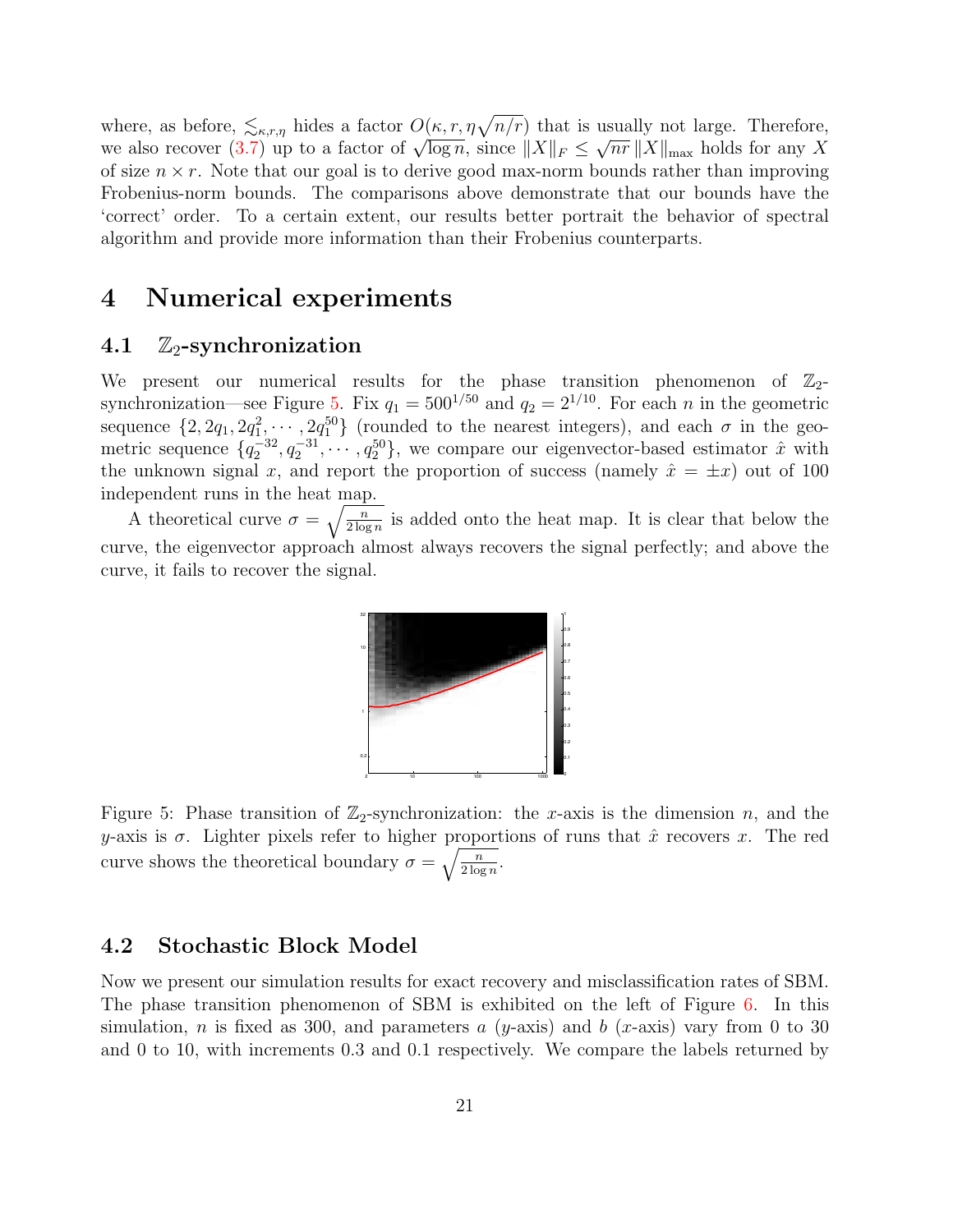where, as before, $\lesssim_{\kappa,r,\eta}$ hides a factor $O(\kappa, r, \eta\sqrt{n/r})$ that is usually not large. Therefore, we also recover (3.7) up to a factor of $\sqrt{\log n}$, since $\|X\|_F \le \sqrt{nr}\,\|X\|_{\max}$ holds for any $X$ of size $n \times r$. Note that our goal is to derive good max-norm bounds rather than improving Frobenius-norm bounds. The comparisons above demonstrate that our bounds have the 'correct' order. To a certain extent, our results better portrait the behavior of spectral algorithm and provide more information than their Frobenius counterparts.

# 4 Numerical experiments

## 4.1 $\mathbb{Z}_2$-synchronization

We present our numerical results for the phase transition phenomenon of $\mathbb{Z}_2$-synchronization—see Figure 5. Fix $q_1 = 500^{1/50}$ and $q_2 = 2^{1/10}$. For each $n$ in the geometric sequence $\{2, 2q_1, 2q_1^2, \cdots, 2q_1^{50}\}$ (rounded to the nearest integers), and each $\sigma$ in the geometric sequence $\{q_2^{-32}, q_2^{-31}, \cdots, q_2^{50}\}$, we compare our eigenvector-based estimator $\hat{x}$ with the unknown signal $x$, and report the proportion of success (namely $\hat{x} = \pm x$) out of 100 independent runs in the heat map.

A theoretical curve $\sigma = \sqrt{\frac{n}{2\log n}}$ is added onto the heat map. It is clear that below the curve, the eigenvector approach almost always recovers the signal perfectly; and above the curve, it fails to recover the signal.

Figure 5: Phase transition of $\mathbb{Z}_2$-synchronization: the $x$-axis is the dimension $n$, and the $y$-axis is $\sigma$. Lighter pixels refer to higher proportions of runs that $\hat{x}$ recovers $x$. The red curve shows the theoretical boundary $\sigma = \sqrt{\frac{n}{2\log n}}$.

## 4.2 Stochastic Block Model

Now we present our simulation results for exact recovery and misclassification rates of SBM. The phase transition phenomenon of SBM is exhibited on the left of Figure 6. In this simulation, $n$ is fixed as 300, and parameters $a$ ($y$-axis) and $b$ ($x$-axis) vary from 0 to 30 and 0 to 10, with increments 0.3 and 0.1 respectively. We compare the labels returned by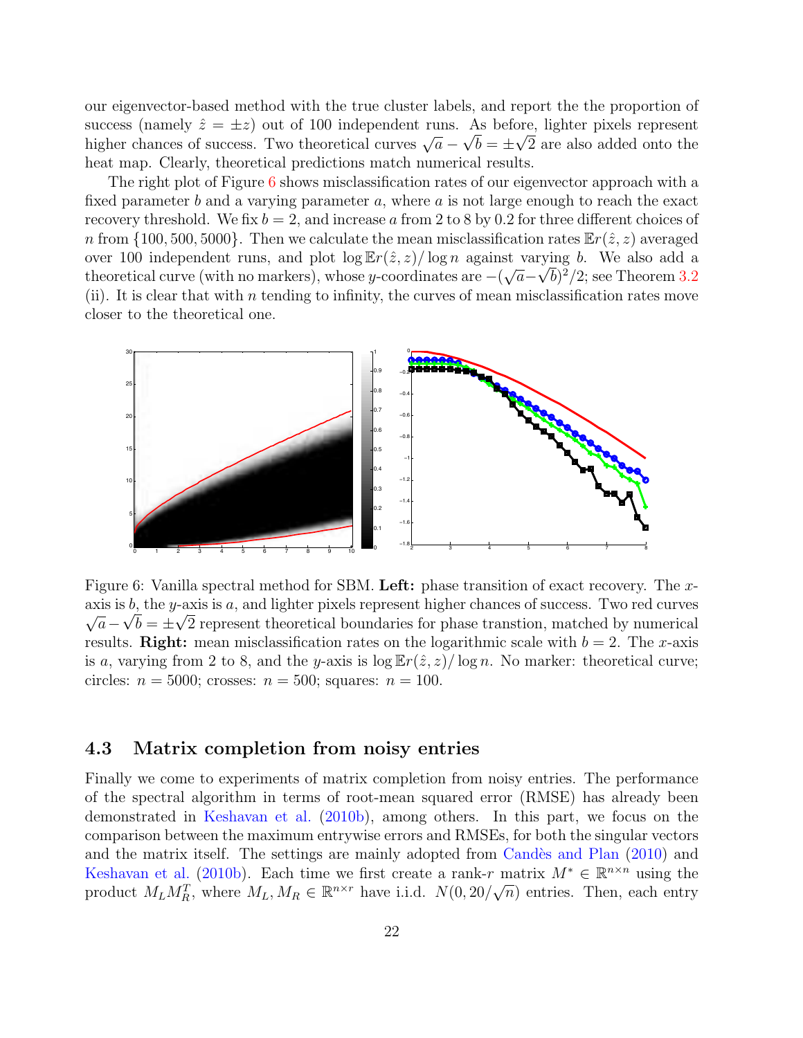our eigenvector-based method with the true cluster labels, and report the the proportion of success (namely $\hat{z} = \pm z$) out of 100 independent runs. As before, lighter pixels represent higher chances of success. Two theoretical curves $\sqrt{a} - \sqrt{b} = \pm\sqrt{2}$ are also added onto the heat map. Clearly, theoretical predictions match numerical results.

The right plot of Figure 6 shows misclassification rates of our eigenvector approach with a fixed parameter $b$ and a varying parameter $a$, where $a$ is not large enough to reach the exact recovery threshold. We fix $b = 2$, and increase $a$ from 2 to 8 by 0.2 for three different choices of $n$ from $\{100, 500, 5000\}$. Then we calculate the mean misclassification rates $\mathbb{E}r(\hat{z}, z)$ averaged over 100 independent runs, and plot $\log \mathbb{E}r(\hat{z}, z)/\log n$ against varying $b$. We also add a theoretical curve (with no markers), whose $y$-coordinates are $-(\sqrt{a}-\sqrt{b})^2/2$; see Theorem 3.2 (ii). It is clear that with $n$ tending to infinity, the curves of mean misclassification rates move closer to the theoretical one.

Figure 6: Vanilla spectral method for SBM. **Left:** phase transition of exact recovery. The $x$-axis is $b$, the $y$-axis is $a$, and lighter pixels represent higher chances of success. Two red curves $\sqrt{a} - \sqrt{b} = \pm\sqrt{2}$ represent theoretical boundaries for phase transtion, matched by numerical results. **Right:** mean misclassification rates on the logarithmic scale with $b = 2$. The $x$-axis is $a$, varying from 2 to 8, and the $y$-axis is $\log \mathbb{E}r(\hat{z}, z)/\log n$. No marker: theoretical curve; circles: $n = 5000$; crosses: $n = 500$; squares: $n = 100$.

## 4.3 Matrix completion from noisy entries

Finally we come to experiments of matrix completion from noisy entries. The performance of the spectral algorithm in terms of root-mean squared error (RMSE) has already been demonstrated in Keshavan et al. (2010b), among others. In this part, we focus on the comparison between the maximum entrywise errors and RMSEs, for both the singular vectors and the matrix itself. The settings are mainly adopted from Candès and Plan (2010) and Keshavan et al. (2010b). Each time we first create a rank-$r$ matrix $M^* \in \mathbb{R}^{n\times n}$ using the product $M_L M_R^T$, where $M_L, M_R \in \mathbb{R}^{n\times r}$ have i.i.d. $N(0, 20/\sqrt{n})$ entries. Then, each entry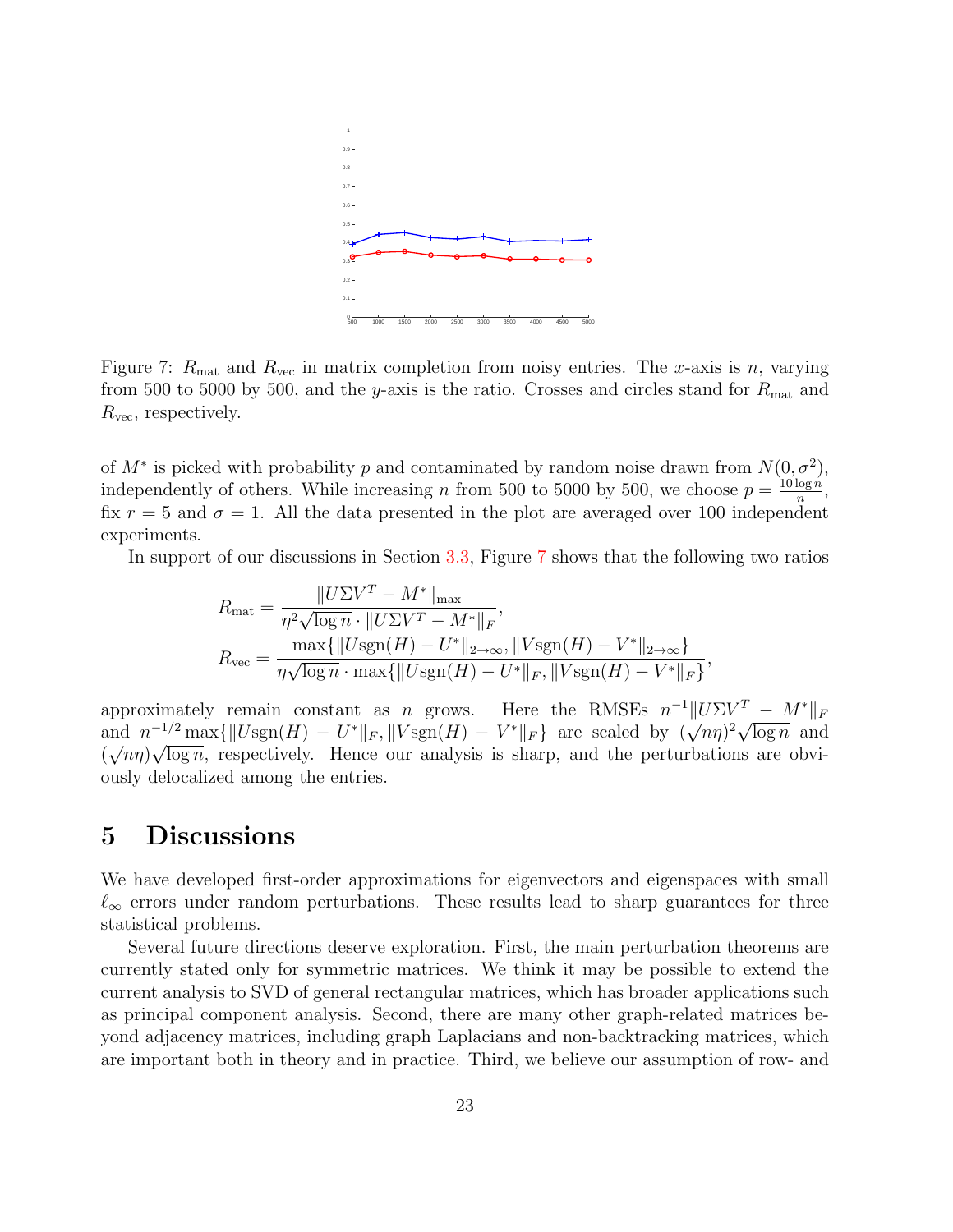Figure 7: $R_{\mathrm{mat}}$ and $R_{\mathrm{vec}}$ in matrix completion from noisy entries. The $x$-axis is $n$, varying from 500 to 5000 by 500, and the $y$-axis is the ratio. Crosses and circles stand for $R_{\mathrm{mat}}$ and $R_{\mathrm{vec}}$, respectively.

of $M^*$ is picked with probability $p$ and contaminated by random noise drawn from $N(0, \sigma^2)$, independently of others. While increasing $n$ from 500 to 5000 by 500, we choose $p = \frac{10 \log n}{n}$, fix $r = 5$ and $\sigma = 1$. All the data presented in the plot are averaged over 100 independent experiments.

In support of our discussions in Section 3.3, Figure 7 shows that the following two ratios

$$
\begin{aligned}
R_{\mathrm{mat}} &= \frac{\|U\Sigma V^T - M^*\|_{\max}}{\eta^2 \sqrt{\log n} \cdot \|U\Sigma V^T - M^*\|_F}, \\
R_{\mathrm{vec}} &= \frac{\max\{\|U\mathrm{sgn}(H) - U^*\|_{2\to\infty}, \|V\mathrm{sgn}(H) - V^*\|_{2\to\infty}\}}{\eta\sqrt{\log n} \cdot \max\{\|U\mathrm{sgn}(H) - U^*\|_F, \|V\mathrm{sgn}(H) - V^*\|_F\}},
\end{aligned}
$$

approximately remain constant as $n$ grows. Here the RMSEs $n^{-1}\|U\Sigma V^T - M^*\|_F$ and $n^{-1/2}\max\{\|U\mathrm{sgn}(H) - U^*\|_F, \|V\mathrm{sgn}(H) - V^*\|_F\}$ are scaled by $(\sqrt{n}\eta)^2\sqrt{\log n}$ and $(\sqrt{n}\eta)\sqrt{\log n}$, respectively. Hence our analysis is sharp, and the perturbations are obviously delocalized among the entries.

# 5 Discussions

We have developed first-order approximations for eigenvectors and eigenspaces with small $\ell_\infty$ errors under random perturbations. These results lead to sharp guarantees for three statistical problems.

Several future directions deserve exploration. First, the main perturbation theorems are currently stated only for symmetric matrices. We think it may be possible to extend the current analysis to SVD of general rectangular matrices, which has broader applications such as principal component analysis. Second, there are many other graph-related matrices beyond adjacency matrices, including graph Laplacians and non-backtracking matrices, which are important both in theory and in practice. Third, we believe our assumption of row- and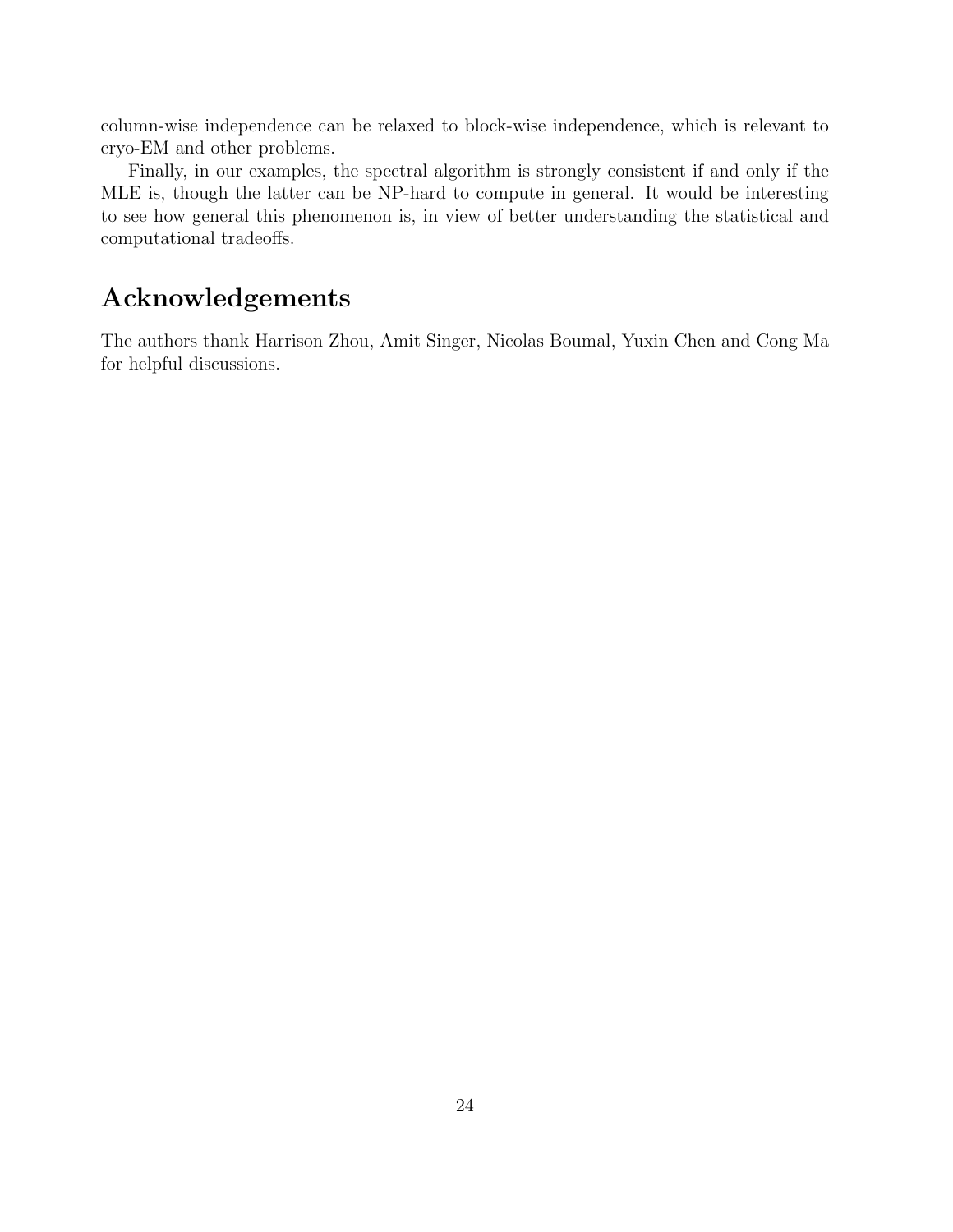column-wise independence can be relaxed to block-wise independence, which is relevant to cryo-EM and other problems.

Finally, in our examples, the spectral algorithm is strongly consistent if and only if the MLE is, though the latter can be NP-hard to compute in general. It would be interesting to see how general this phenomenon is, in view of better understanding the statistical and computational tradeoffs.

# Acknowledgements

The authors thank Harrison Zhou, Amit Singer, Nicolas Boumal, Yuxin Chen and Cong Ma for helpful discussions.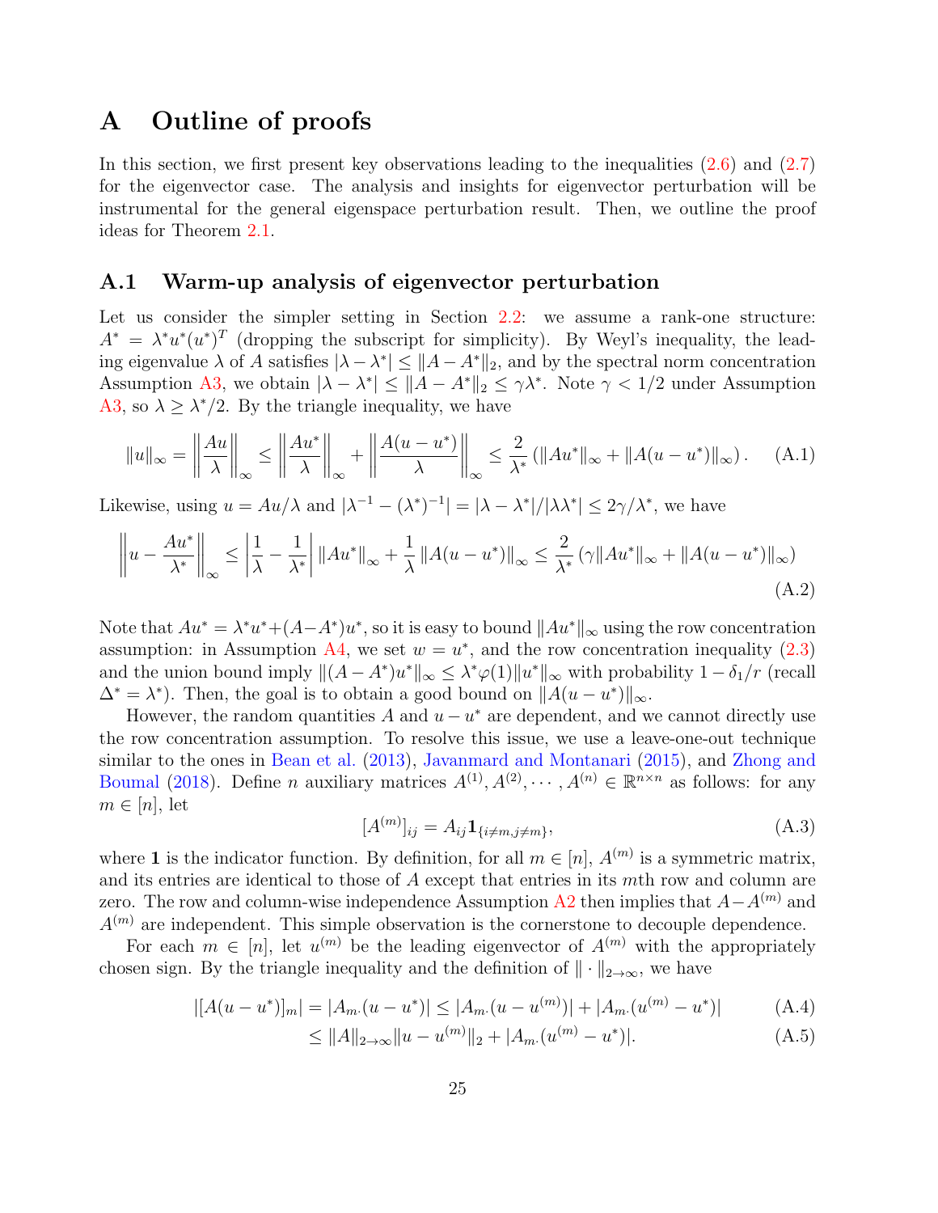# A Outline of proofs

In this section, we first present key observations leading to the inequalities (2.6) and (2.7) for the eigenvector case. The analysis and insights for eigenvector perturbation will be instrumental for the general eigenspace perturbation result. Then, we outline the proof ideas for Theorem 2.1.

## A.1 Warm-up analysis of eigenvector perturbation

Let us consider the simpler setting in Section 2.2: we assume a rank-one structure: $A^* = \lambda^* u^* (u^*)^T$ (dropping the subscript for simplicity). By Weyl's inequality, the leading eigenvalue $\lambda$ of $A$ satisfies $|\lambda - \lambda^*| \le \|A - A^*\|_2$, and by the spectral norm concentration Assumption A3, we obtain $|\lambda - \lambda^*| \le \|A - A^*\|_2 \le \gamma\lambda^*$. Note $\gamma < 1/2$ under Assumption A3, so $\lambda \ge \lambda^*/2$. By the triangle inequality, we have

$$\|u\|_\infty = \left\|\frac{Au}{\lambda}\right\|_\infty \le \left\|\frac{Au^*}{\lambda}\right\|_\infty + \left\|\frac{A(u-u^*)}{\lambda}\right\|_\infty \le \frac{2}{\lambda^*}\left(\|Au^*\|_\infty + \|A(u-u^*)\|_\infty\right). \tag{A.1}$$

Likewise, using $u = Au/\lambda$ and $|\lambda^{-1} - (\lambda^*)^{-1}| = |\lambda - \lambda^*|/|\lambda\lambda^*| \le 2\gamma/\lambda^*$, we have

$$\left\|u - \frac{Au^*}{\lambda^*}\right\|_\infty \le \left|\frac{1}{\lambda} - \frac{1}{\lambda^*}\right| \|Au^*\|_\infty + \frac{1}{\lambda}\|A(u-u^*)\|_\infty \le \frac{2}{\lambda^*}\left(\gamma\|Au^*\|_\infty + \|A(u-u^*)\|_\infty\right) \tag{A.2}$$

Note that $Au^* = \lambda^* u^* + (A - A^*)u^*$, so it is easy to bound $\|Au^*\|_\infty$ using the row concentration assumption: in Assumption A4, we set $w = u^*$, and the row concentration inequality (2.3) and the union bound imply $\|(A - A^*)u^*\|_\infty \le \lambda^* \varphi(1)\|u^*\|_\infty$ with probability $1 - \delta_1/r$ (recall $\Delta^* = \lambda^*$). Then, the goal is to obtain a good bound on $\|A(u - u^*)\|_\infty$.

However, the random quantities $A$ and $u - u^*$ are dependent, and we cannot directly use the row concentration assumption. To resolve this issue, we use a leave-one-out technique similar to the ones in Bean et al. (2013), Javanmard and Montanari (2015), and Zhong and Boumal (2018). Define $n$ auxiliary matrices $A^{(1)}, A^{(2)}, \cdots, A^{(n)} \in \mathbb{R}^{n\times n}$ as follows: for any $m \in [n]$, let

$$[A^{(m)}]_{ij} = A_{ij}\mathbf{1}_{\{i \ne m, j \ne m\}}, \tag{A.3}$$

where $\mathbf{1}$ is the indicator function. By definition, for all $m \in [n]$, $A^{(m)}$ is a symmetric matrix, and its entries are identical to those of $A$ except that entries in its $m$th row and column are zero. The row and column-wise independence Assumption A2 then implies that $A - A^{(m)}$ and $A^{(m)}$ are independent. This simple observation is the cornerstone to decouple dependence.

For each $m \in [n]$, let $u^{(m)}$ be the leading eigenvector of $A^{(m)}$ with the appropriately chosen sign. By the triangle inequality and the definition of $\|\cdot\|_{2\to\infty}$, we have

$$|[A(u-u^*)]_m| = |A_{m\cdot}(u - u^*)| \le |A_{m\cdot}(u - u^{(m)})| + |A_{m\cdot}(u^{(m)} - u^*)| \tag{A.4}$$

$$\le \|A\|_{2\to\infty}\|u - u^{(m)}\|_2 + |A_{m\cdot}(u^{(m)} - u^*)|. \tag{A.5}$$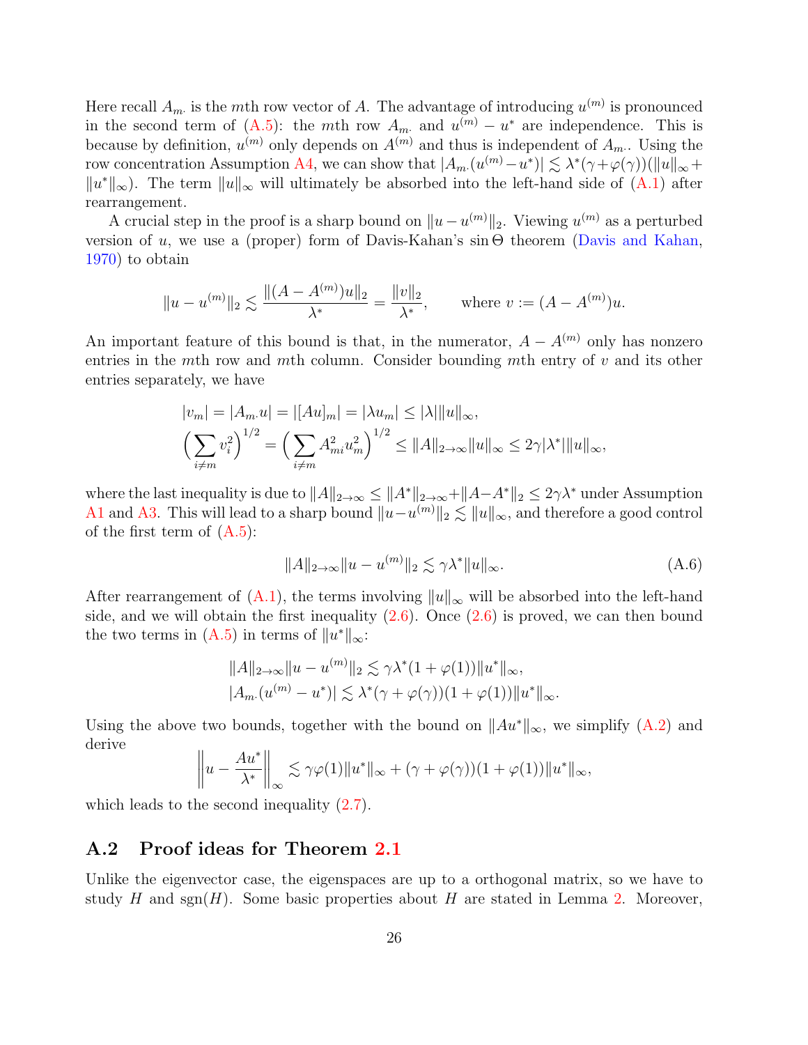Here recall $A_{m\cdot}$ is the $m$th row vector of $A$. The advantage of introducing $u^{(m)}$ is pronounced in the second term of (A.5): the $m$th row $A_{m\cdot}$ and $u^{(m)} - u^*$ are independence. This is because by definition, $u^{(m)}$ only depends on $A^{(m)}$ and thus is independent of $A_{m\cdot}$. Using the row concentration Assumption A4, we can show that $|A_{m\cdot}(u^{(m)} - u^*)| \lesssim \lambda^*(\gamma + \varphi(\gamma))(\|u\|_\infty + \|u^*\|_\infty)$. The term $\|u\|_\infty$ will ultimately be absorbed into the left-hand side of (A.1) after rearrangement.

A crucial step in the proof is a sharp bound on $\|u - u^{(m)}\|_2$. Viewing $u^{(m)}$ as a perturbed version of $u$, we use a (proper) form of Davis-Kahan's $\sin\Theta$ theorem (Davis and Kahan, 1970) to obtain

$$\|u - u^{(m)}\|_2 \lesssim \frac{\|(A - A^{(m)})u\|_2}{\lambda^*} = \frac{\|v\|_2}{\lambda^*}, \qquad \text{where } v := (A - A^{(m)})u.$$

An important feature of this bound is that, in the numerator, $A - A^{(m)}$ only has nonzero entries in the $m$th row and $m$th column. Consider bounding $m$th entry of $v$ and its other entries separately, we have

$$|v_m| = |A_{m\cdot}u| = |[Au]_m| = |\lambda u_m| \le |\lambda| \|u\|_\infty,$$
$$\Big(\sum_{i \ne m} v_i^2\Big)^{1/2} = \Big(\sum_{i \ne m} A_{mi}^2 u_m^2\Big)^{1/2} \le \|A\|_{2\to\infty}\|u\|_\infty \le 2\gamma|\lambda^*|\|u\|_\infty,$$

where the last inequality is due to $\|A\|_{2\to\infty} \le \|A^*\|_{2\to\infty} + \|A - A^*\|_2 \le 2\gamma\lambda^*$ under Assumption A1 and A3. This will lead to a sharp bound $\|u - u^{(m)}\|_2 \lesssim \|u\|_\infty$, and therefore a good control of the first term of (A.5):

$$\|A\|_{2\to\infty}\|u - u^{(m)}\|_2 \lesssim \gamma\lambda^*\|u\|_\infty. \tag{A.6}$$

After rearrangement of (A.1), the terms involving $\|u\|_\infty$ will be absorbed into the left-hand side, and we will obtain the first inequality (2.6). Once (2.6) is proved, we can then bound the two terms in (A.5) in terms of $\|u^*\|_\infty$:

$$\|A\|_{2\to\infty}\|u - u^{(m)}\|_2 \lesssim \gamma\lambda^*(1 + \varphi(1))\|u^*\|_\infty,$$
$$|A_{m\cdot}(u^{(m)} - u^*)| \lesssim \lambda^*(\gamma + \varphi(\gamma))(1 + \varphi(1))\|u^*\|_\infty.$$

Using the above two bounds, together with the bound on $\|Au^*\|_\infty$, we simplify (A.2) and derive

$$\Big\| u - \frac{Au^*}{\lambda^*} \Big\|_\infty \lesssim \gamma\varphi(1)\|u^*\|_\infty + (\gamma + \varphi(\gamma))(1 + \varphi(1))\|u^*\|_\infty,$$

which leads to the second inequality (2.7).

## A.2 Proof ideas for Theorem 2.1

Unlike the eigenvector case, the eigenspaces are up to a orthogonal matrix, so we have to study $H$ and $\mathrm{sgn}(H)$. Some basic properties about $H$ are stated in Lemma 2. Moreover,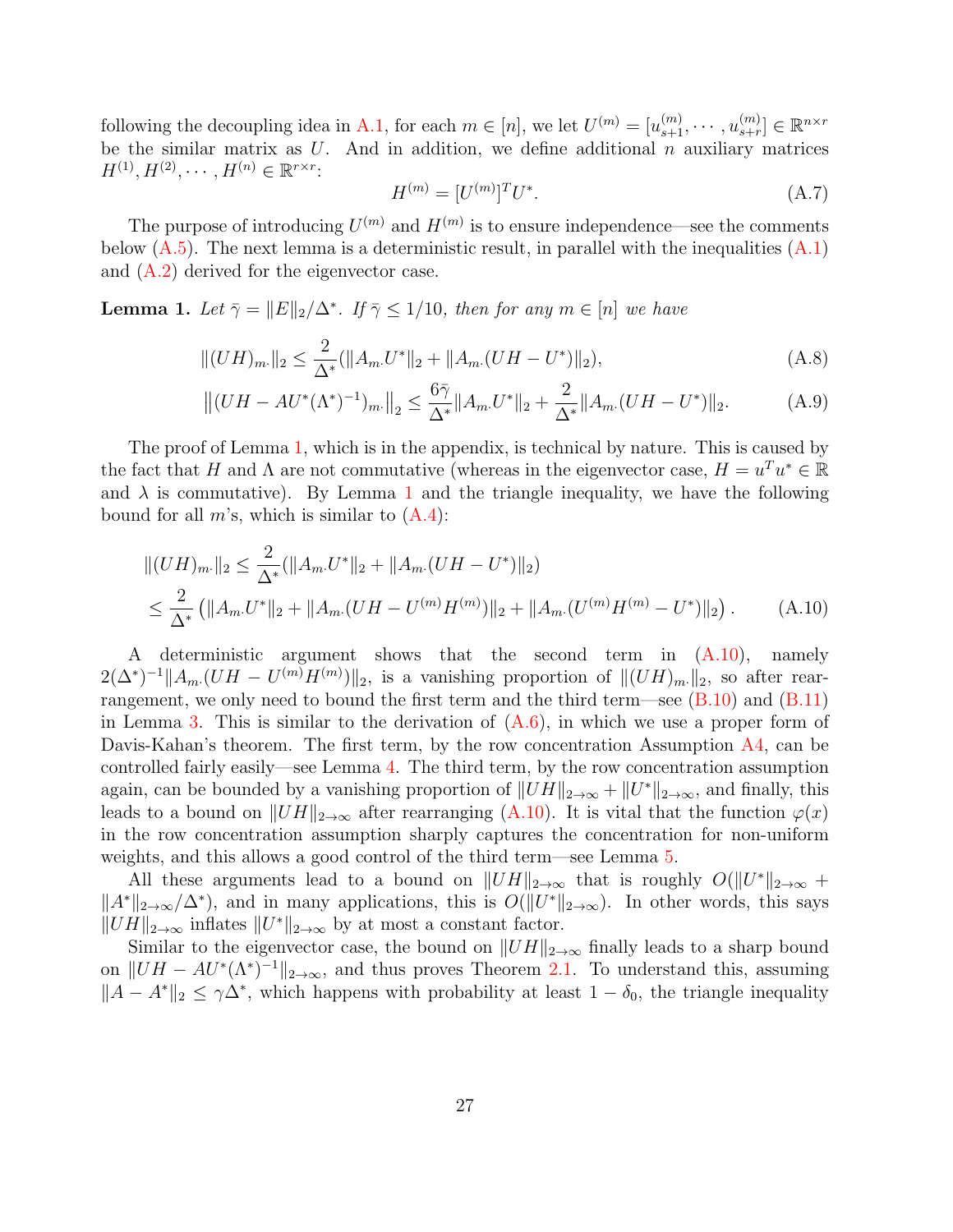following the decoupling idea in A.1, for each $m \in [n]$, we let $U^{(m)} = [u_{s+1}^{(m)}, \cdots, u_{s+r}^{(m)}] \in \mathbb{R}^{n \times r}$ be the similar matrix as $U$. And in addition, we define additional $n$ auxiliary matrices $H^{(1)}, H^{(2)}, \cdots, H^{(n)} \in \mathbb{R}^{r \times r}$:

$$H^{(m)} = [U^{(m)}]^T U^*. \tag{A.7}$$

The purpose of introducing $U^{(m)}$ and $H^{(m)}$ is to ensure independence—see the comments below (A.5). The next lemma is a deterministic result, in parallel with the inequalities (A.1) and (A.2) derived for the eigenvector case.

**Lemma 1.** *Let $\bar{\gamma} = \|E\|_2 / \Delta^*$. If $\bar{\gamma} \le 1/10$, then for any $m \in [n]$ we have*

$$\|(UH)_{m\cdot}\|_2 \le \frac{2}{\Delta^*}(\|A_{m\cdot}U^*\|_2 + \|A_{m\cdot}(UH - U^*)\|_2), \tag{A.8}$$

$$\left\|(UH - AU^*(\Lambda^*)^{-1})_{m\cdot}\right\|_2 \le \frac{6\bar{\gamma}}{\Delta^*}\|A_{m\cdot}U^*\|_2 + \frac{2}{\Delta^*}\|A_{m\cdot}(UH - U^*)\|_2. \tag{A.9}$$

The proof of Lemma 1, which is in the appendix, is technical by nature. This is caused by the fact that $H$ and $\Lambda$ are not commutative (whereas in the eigenvector case, $H = u^T u^* \in \mathbb{R}$ and $\lambda$ is commutative). By Lemma 1 and the triangle inequality, we have the following bound for all $m$'s, which is similar to (A.4):

$$\begin{aligned}
\|(UH)_{m\cdot}\|_2 &\le \frac{2}{\Delta^*}(\|A_{m\cdot}U^*\|_2 + \|A_{m\cdot}(UH - U^*)\|_2) \\
&\le \frac{2}{\Delta^*}\left(\|A_{m\cdot}U^*\|_2 + \|A_{m\cdot}(UH - U^{(m)}H^{(m)})\|_2 + \|A_{m\cdot}(U^{(m)}H^{(m)} - U^*)\|_2\right). 
\end{aligned} \tag{A.10}$$

A deterministic argument shows that the second term in (A.10), namely $2(\Delta^*)^{-1}\|A_{m\cdot}(UH - U^{(m)}H^{(m)})\|_2$, is a vanishing proportion of $\|(UH)_{m\cdot}\|_2$, so after rearrangement, we only need to bound the first term and the third term—see (B.10) and (B.11) in Lemma 3. This is similar to the derivation of (A.6), in which we use a proper form of Davis-Kahan's theorem. The first term, by the row concentration Assumption A4, can be controlled fairly easily—see Lemma 4. The third term, by the row concentration assumption again, can be bounded by a vanishing proportion of $\|UH\|_{2\to\infty} + \|U^*\|_{2\to\infty}$, and finally, this leads to a bound on $\|UH\|_{2\to\infty}$ after rearranging (A.10). It is vital that the function $\varphi(x)$ in the row concentration assumption sharply captures the concentration for non-uniform weights, and this allows a good control of the third term—see Lemma 5.

All these arguments lead to a bound on $\|UH\|_{2\to\infty}$ that is roughly $O(\|U^*\|_{2\to\infty} + \|A^*\|_{2\to\infty}/\Delta^*)$, and in many applications, this is $O(\|U^*\|_{2\to\infty})$. In other words, this says $\|UH\|_{2\to\infty}$ inflates $\|U^*\|_{2\to\infty}$ by at most a constant factor.

Similar to the eigenvector case, the bound on $\|UH\|_{2\to\infty}$ finally leads to a sharp bound on $\|UH - AU^*(\Lambda^*)^{-1}\|_{2\to\infty}$, and thus proves Theorem 2.1. To understand this, assuming $\|A - A^*\|_2 \le \gamma\Delta^*$, which happens with probability at least $1 - \delta_0$, the triangle inequality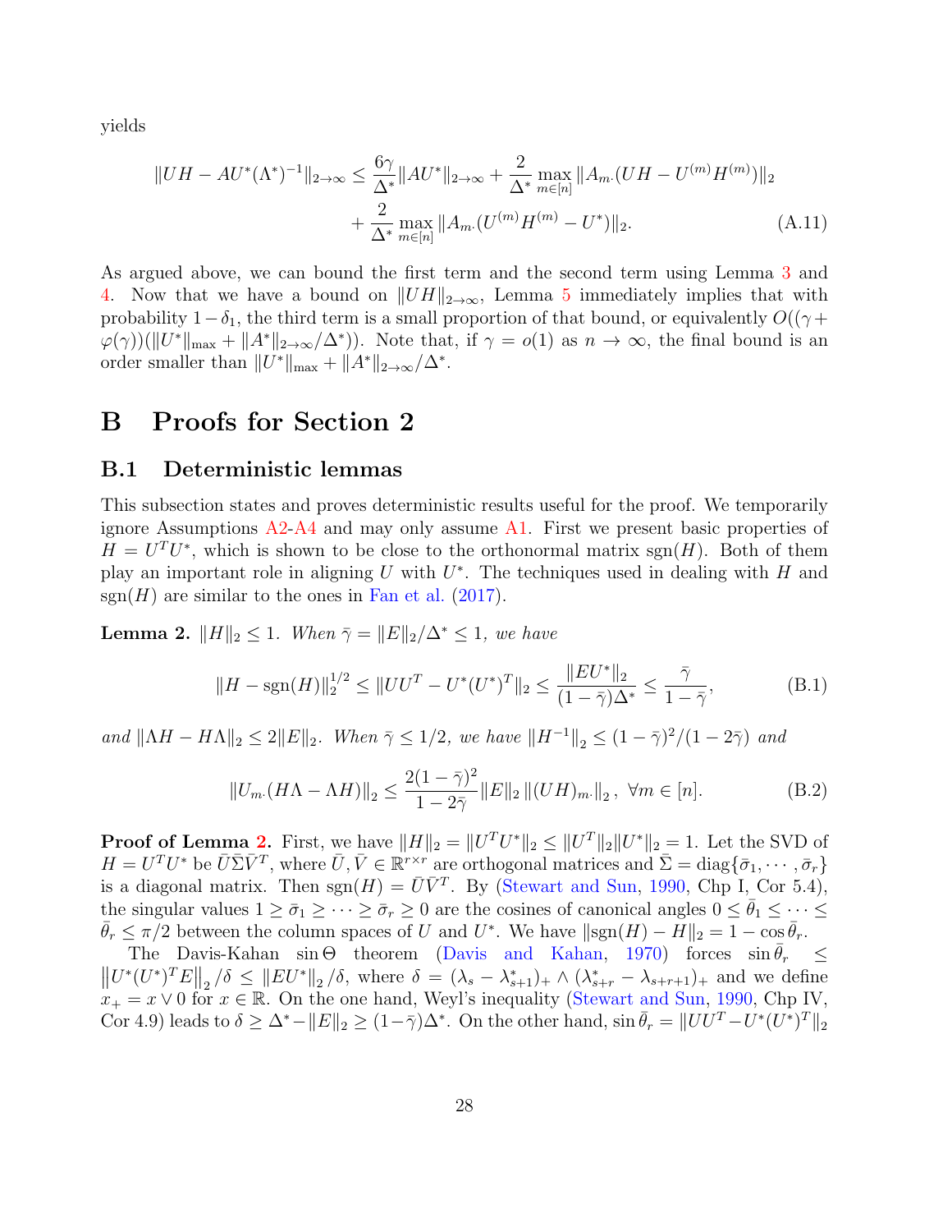yields

$$
\begin{aligned}
\|UH - AU^*(\Lambda^*)^{-1}\|_{2\to\infty} \leq \frac{6\gamma}{\Delta^*}\|AU^*\|_{2\to\infty} &+ \frac{2}{\Delta^*}\max_{m\in[n]}\|A_{m\cdot}(UH - U^{(m)}H^{(m)})\|_2 \\
&+ \frac{2}{\Delta^*}\max_{m\in[n]}\|A_{m\cdot}(U^{(m)}H^{(m)} - U^*)\|_2. \qquad \text{(A.11)}
\end{aligned}
$$

As argued above, we can bound the first term and the second term using Lemma 3 and 4. Now that we have a bound on $\|UH\|_{2\to\infty}$, Lemma 5 immediately implies that with probability $1-\delta_1$, the third term is a small proportion of that bound, or equivalently $O((\gamma + \varphi(\gamma))(\|U^*\|_{\max} + \|A^*\|_{2\to\infty}/\Delta^*))$. Note that, if $\gamma = o(1)$ as $n \to \infty$, the final bound is an order smaller than $\|U^*\|_{\max} + \|A^*\|_{2\to\infty}/\Delta^*$.

# B Proofs for Section 2

## B.1 Deterministic lemmas

This subsection states and proves deterministic results useful for the proof. We temporarily ignore Assumptions A2-A4 and may only assume A1. First we present basic properties of $H = U^T U^*$, which is shown to be close to the orthonormal matrix $\mathrm{sgn}(H)$. Both of them play an important role in aligning $U$ with $U^*$. The techniques used in dealing with $H$ and $\mathrm{sgn}(H)$ are similar to the ones in Fan et al. (2017).

**Lemma 2.** *$\|H\|_2 \leq 1$. When $\bar{\gamma} = \|E\|_2/\Delta^* \leq 1$, we have*

$$
\|H - \mathrm{sgn}(H)\|_2^{1/2} \leq \|UU^T - U^*(U^*)^T\|_2 \leq \frac{\|EU^*\|_2}{(1-\bar{\gamma})\Delta^*} \leq \frac{\bar{\gamma}}{1-\bar{\gamma}}, \qquad \text{(B.1)}
$$

*and $\|\Lambda H - H\Lambda\|_2 \leq 2\|E\|_2$. When $\bar{\gamma} \leq 1/2$, we have $\|H^{-1}\|_2 \leq (1-\bar{\gamma})^2/(1-2\bar{\gamma})$ and*

$$
\|U_{m\cdot}(H\Lambda - \Lambda H)\|_2 \leq \frac{2(1-\bar{\gamma})^2}{1-2\bar{\gamma}}\|E\|_2 \left\|(UH)_{m\cdot}\right\|_2, \ \forall m \in [n]. \qquad \text{(B.2)}
$$

**Proof of Lemma 2.** First, we have $\|H\|_2 = \|U^T U^*\|_2 \leq \|U^T\|_2 \|U^*\|_2 = 1$. Let the SVD of $H = U^T U^*$ be $\bar{U}\bar{\Sigma}\bar{V}^T$, where $\bar{U}, \bar{V} \in \mathbb{R}^{r\times r}$ are orthogonal matrices and $\bar{\Sigma} = \mathrm{diag}\{\bar{\sigma}_1, \cdots, \bar{\sigma}_r\}$ is a diagonal matrix. Then $\mathrm{sgn}(H) = \bar{U}\bar{V}^T$. By (Stewart and Sun, 1990, Chp I, Cor 5.4), the singular values $1 \geq \bar{\sigma}_1 \geq \cdots \geq \bar{\sigma}_r \geq 0$ are the cosines of canonical angles $0 \leq \bar{\theta}_1 \leq \cdots \leq \bar{\theta}_r \leq \pi/2$ between the column spaces of $U$ and $U^*$. We have $\|\mathrm{sgn}(H) - H\|_2 = 1 - \cos\bar{\theta}_r$.

The Davis-Kahan $\sin\Theta$ theorem (Davis and Kahan, 1970) forces $\sin\bar{\theta}_r \leq \left\|U^*(U^*)^T E\right\|_2/\delta \leq \|EU^*\|_2/\delta$, where $\delta = (\lambda_s - \lambda^*_{s+1})_+ \wedge (\lambda^*_{s+r} - \lambda_{s+r+1})_+$ and we define $x_+ = x \vee 0$ for $x \in \mathbb{R}$. On the one hand, Weyl's inequality (Stewart and Sun, 1990, Chp IV, Cor 4.9) leads to $\delta \geq \Delta^* - \|E\|_2 \geq (1-\bar{\gamma})\Delta^*$. On the other hand, $\sin\bar{\theta}_r = \|UU^T - U^*(U^*)^T\|_2$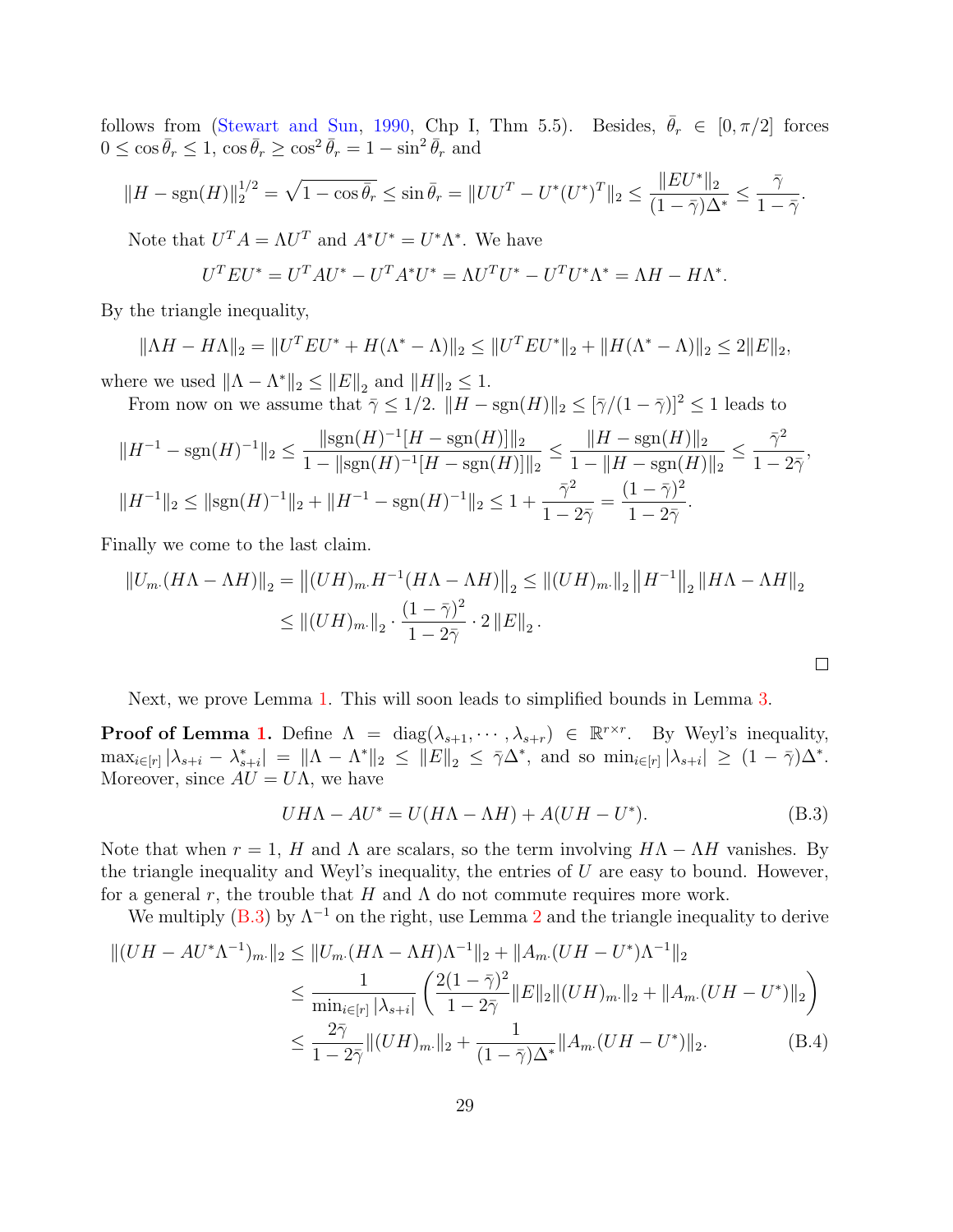follows from (Stewart and Sun, 1990, Chp I, Thm 5.5). Besides, $\bar{\theta}_r \in [0, \pi/2]$ forces $0 \le \cos\bar{\theta}_r \le 1$, $\cos\bar{\theta}_r \ge \cos^2\bar{\theta}_r = 1 - \sin^2\bar{\theta}_r$ and

$$
\|H - \mathrm{sgn}(H)\|_2^{1/2} = \sqrt{1 - \cos\bar{\theta}_r} \le \sin\bar{\theta}_r = \|UU^T - U^*(U^*)^T\|_2 \le \frac{\|EU^*\|_2}{(1-\bar{\gamma})\Delta^*} \le \frac{\bar{\gamma}}{1-\bar{\gamma}}.
$$

Note that $U^T A = \Lambda U^T$ and $A^* U^* = U^* \Lambda^*$. We have

$$
U^T E U^* = U^T A U^* - U^T A^* U^* = \Lambda U^T U^* - U^T U^* \Lambda^* = \Lambda H - H \Lambda^*.
$$

By the triangle inequality,

$$
\|\Lambda H - H\Lambda\|_2 = \|U^T E U^* + H(\Lambda^* - \Lambda)\|_2 \le \|U^T E U^*\|_2 + \|H(\Lambda^* - \Lambda)\|_2 \le 2\|E\|_2,
$$

where we used $\|\Lambda - \Lambda^*\|_2 \le \|E\|_2$ and $\|H\|_2 \le 1$.

From now on we assume that $\bar{\gamma} \le 1/2$. $\|H - \mathrm{sgn}(H)\|_2 \le [\bar{\gamma}/(1-\bar{\gamma})]^2 \le 1$ leads to

$$
\|H^{-1} - \mathrm{sgn}(H)^{-1}\|_2 \le \frac{\|\mathrm{sgn}(H)^{-1}[H - \mathrm{sgn}(H)]\|_2}{1 - \|\mathrm{sgn}(H)^{-1}[H - \mathrm{sgn}(H)]\|_2} \le \frac{\|H - \mathrm{sgn}(H)\|_2}{1 - \|H - \mathrm{sgn}(H)\|_2} \le \frac{\bar{\gamma}^2}{1 - 2\bar{\gamma}},
$$

$$
\|H^{-1}\|_2 \le \|\mathrm{sgn}(H)^{-1}\|_2 + \|H^{-1} - \mathrm{sgn}(H)^{-1}\|_2 \le 1 + \frac{\bar{\gamma}^2}{1-2\bar{\gamma}} = \frac{(1-\bar{\gamma})^2}{1-2\bar{\gamma}}.
$$

Finally we come to the last claim.

$$
\begin{aligned}
\|U_{m\cdot}(H\Lambda - \Lambda H)\|_2 &= \left\|(UH)_{m\cdot} H^{-1}(H\Lambda - \Lambda H)\right\|_2 \le \|(UH)_{m\cdot}\|_2 \left\|H^{-1}\right\|_2 \|H\Lambda - \Lambda H\|_2 \\
&\le \|(UH)_{m\cdot}\|_2 \cdot \frac{(1-\bar{\gamma})^2}{1-2\bar{\gamma}} \cdot 2\|E\|_2 .
\end{aligned}
$$

□

Next, we prove Lemma 1. This will soon leads to simplified bounds in Lemma 3.

**Proof of Lemma 1.** Define $\Lambda = \mathrm{diag}(\lambda_{s+1}, \cdots, \lambda_{s+r}) \in \mathbb{R}^{r\times r}$. By Weyl's inequality, $\max_{i\in[r]} |\lambda_{s+i} - \lambda^*_{s+i}| = \|\Lambda - \Lambda^*\|_2 \le \|E\|_2 \le \bar{\gamma}\Delta^*$, and so $\min_{i\in[r]} |\lambda_{s+i}| \ge (1-\bar{\gamma})\Delta^*$. Moreover, since $AU = U\Lambda$, we have

$$
UH\Lambda - AU^* = U(H\Lambda - \Lambda H) + A(UH - U^*). \tag{B.3}
$$

Note that when $r = 1$, $H$ and $\Lambda$ are scalars, so the term involving $H\Lambda - \Lambda H$ vanishes. By the triangle inequality and Weyl's inequality, the entries of $U$ are easy to bound. However, for a general $r$, the trouble that $H$ and $\Lambda$ do not commute requires more work.

We multiply (B.3) by $\Lambda^{-1}$ on the right, use Lemma 2 and the triangle inequality to derive

$$
\begin{aligned}
\|(UH - AU^*\Lambda^{-1})_{m\cdot}\|_2 &\le \|U_{m\cdot}(H\Lambda - \Lambda H)\Lambda^{-1}\|_2 + \|A_{m\cdot}(UH - U^*)\Lambda^{-1}\|_2 \\
&\le \frac{1}{\min_{i\in[r]} |\lambda_{s+i}|} \left( \frac{2(1-\bar{\gamma})^2}{1-2\bar{\gamma}} \|E\|_2 \|(UH)_{m\cdot}\|_2 + \|A_{m\cdot}(UH - U^*)\|_2 \right) \\
&\le \frac{2\bar{\gamma}}{1-2\bar{\gamma}} \|(UH)_{m\cdot}\|_2 + \frac{1}{(1-\bar{\gamma})\Delta^*} \|A_{m\cdot}(UH - U^*)\|_2.
\end{aligned} \tag{B.4}
$$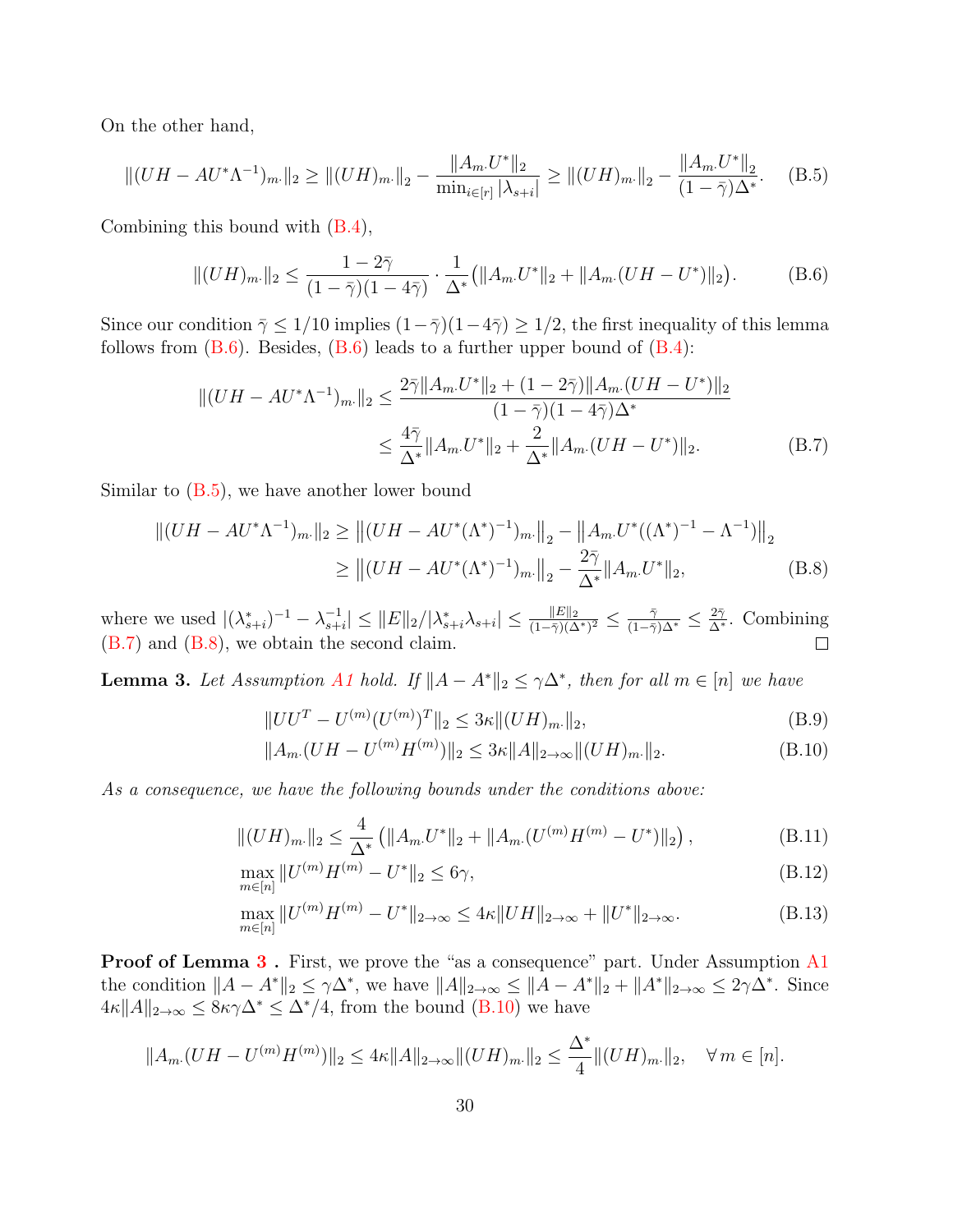On the other hand,

$$\|(UH - AU^*\Lambda^{-1})_{m\cdot}\|_2 \geq \|(UH)_{m\cdot}\|_2 - \frac{\|A_{m\cdot}U^*\|_2}{\min_{i\in[r]}|\lambda_{s+i}|} \geq \|(UH)_{m\cdot}\|_2 - \frac{\|A_{m\cdot}U^*\|_2}{(1-\bar{\gamma})\Delta^*}. \quad \text{(B.5)}$$

Combining this bound with (B.4),

$$\|(UH)_{m\cdot}\|_2 \leq \frac{1-2\bar{\gamma}}{(1-\bar{\gamma})(1-4\bar{\gamma})} \cdot \frac{1}{\Delta^*}\big(\|A_{m\cdot}U^*\|_2 + \|A_{m\cdot}(UH - U^*)\|_2\big). \quad \text{(B.6)}$$

Since our condition $\bar{\gamma} \leq 1/10$ implies $(1-\bar{\gamma})(1-4\bar{\gamma}) \geq 1/2$, the first inequality of this lemma follows from (B.6). Besides, (B.6) leads to a further upper bound of (B.4):

$$\begin{aligned}\|(UH - AU^*\Lambda^{-1})_{m\cdot}\|_2 &\leq \frac{2\bar{\gamma}\|A_{m\cdot}U^*\|_2 + (1-2\bar{\gamma})\|A_{m\cdot}(UH-U^*)\|_2}{(1-\bar{\gamma})(1-4\bar{\gamma})\Delta^*} \\ &\leq \frac{4\bar{\gamma}}{\Delta^*}\|A_{m\cdot}U^*\|_2 + \frac{2}{\Delta^*}\|A_{m\cdot}(UH-U^*)\|_2. \end{aligned} \quad \text{(B.7)}$$

Similar to (B.5), we have another lower bound

$$\begin{aligned}\|(UH - AU^*\Lambda^{-1})_{m\cdot}\|_2 &\geq \big\|(UH - AU^*(\Lambda^*)^{-1})_{m\cdot}\big\|_2 - \big\|A_{m\cdot}U^*((\Lambda^*)^{-1} - \Lambda^{-1})\big\|_2 \\ &\geq \big\|(UH - AU^*(\Lambda^*)^{-1})_{m\cdot}\big\|_2 - \frac{2\bar{\gamma}}{\Delta^*}\|A_{m\cdot}U^*\|_2, \end{aligned} \quad \text{(B.8)}$$

where we used $|(\lambda^*_{s+i})^{-1} - \lambda^{-1}_{s+i}| \leq \|E\|_2/|\lambda^*_{s+i}\lambda_{s+i}| \leq \frac{\|E\|_2}{(1-\bar{\gamma})(\Delta^*)^2} \leq \frac{\bar{\gamma}}{(1-\bar{\gamma})\Delta^*} \leq \frac{2\bar{\gamma}}{\Delta^*}$. Combining (B.7) and (B.8), we obtain the second claim. □

**Lemma 3.** *Let Assumption A1 hold. If $\|A - A^*\|_2 \leq \gamma\Delta^*$, then for all $m \in [n]$ we have*

$$\|UU^T - U^{(m)}(U^{(m)})^T\|_2 \leq 3\kappa\|(UH)_{m\cdot}\|_2, \quad \text{(B.9)}$$

$$\|A_{m\cdot}(UH - U^{(m)}H^{(m)})\|_2 \leq 3\kappa\|A\|_{2\to\infty}\|(UH)_{m\cdot}\|_2. \quad \text{(B.10)}$$

*As a consequence, we have the following bounds under the conditions above:*

$$\|(UH)_{m\cdot}\|_2 \leq \frac{4}{\Delta^*}\left(\|A_{m\cdot}U^*\|_2 + \|A_{m\cdot}(U^{(m)}H^{(m)} - U^*)\|_2\right), \quad \text{(B.11)}$$

$$\max_{m\in[n]}\|U^{(m)}H^{(m)} - U^*\|_2 \leq 6\gamma, \quad \text{(B.12)}$$

$$\max_{m\in[n]}\|U^{(m)}H^{(m)} - U^*\|_{2\to\infty} \leq 4\kappa\|UH\|_{2\to\infty} + \|U^*\|_{2\to\infty}. \quad \text{(B.13)}$$

**Proof of Lemma 3 .** First, we prove the "as a consequence" part. Under Assumption A1 the condition $\|A - A^*\|_2 \leq \gamma\Delta^*$, we have $\|A\|_{2\to\infty} \leq \|A - A^*\|_2 + \|A^*\|_{2\to\infty} \leq 2\gamma\Delta^*$. Since $4\kappa\|A\|_{2\to\infty} \leq 8\kappa\gamma\Delta^* \leq \Delta^*/4$, from the bound (B.10) we have

$$\|A_{m\cdot}(UH - U^{(m)}H^{(m)})\|_2 \leq 4\kappa\|A\|_{2\to\infty}\|(UH)_{m\cdot}\|_2 \leq \frac{\Delta^*}{4}\|(UH)_{m\cdot}\|_2, \quad \forall\, m \in [n].$$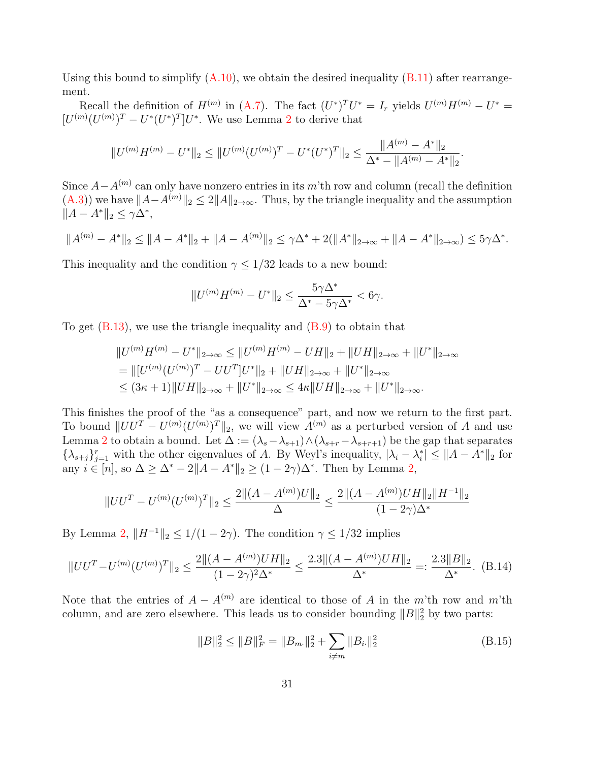Using this bound to simplify (A.10), we obtain the desired inequality (B.11) after rearrangement.

Recall the definition of $H^{(m)}$ in (A.7). The fact $(U^*)^T U^* = I_r$ yields $U^{(m)} H^{(m)} - U^* = [U^{(m)}(U^{(m)})^T - U^*(U^*)^T]U^*$. We use Lemma 2 to derive that

$$\|U^{(m)} H^{(m)} - U^*\|_2 \le \|U^{(m)}(U^{(m)})^T - U^*(U^*)^T\|_2 \le \frac{\|A^{(m)} - A^*\|_2}{\Delta^* - \|A^{(m)} - A^*\|_2}.$$

Since $A - A^{(m)}$ can only have nonzero entries in its $m$'th row and column (recall the definition (A.3)) we have $\|A - A^{(m)}\|_2 \le 2\|A\|_{2\to\infty}$. Thus, by the triangle inequality and the assumption $\|A - A^*\|_2 \le \gamma \Delta^*$,

$$\|A^{(m)} - A^*\|_2 \le \|A - A^*\|_2 + \|A - A^{(m)}\|_2 \le \gamma\Delta^* + 2(\|A^*\|_{2\to\infty} + \|A - A^*\|_{2\to\infty}) \le 5\gamma\Delta^*.$$

This inequality and the condition $\gamma \le 1/32$ leads to a new bound:

$$\|U^{(m)} H^{(m)} - U^*\|_2 \le \frac{5\gamma\Delta^*}{\Delta^* - 5\gamma\Delta^*} < 6\gamma.$$

To get (B.13), we use the triangle inequality and (B.9) to obtain that

$$\begin{aligned}
\|U^{(m)} H^{(m)} - U^*\|_{2\to\infty} &\le \|U^{(m)} H^{(m)} - UH\|_2 + \|UH\|_{2\to\infty} + \|U^*\|_{2\to\infty} \\
&= \|[U^{(m)}(U^{(m)})^T - UU^T]U^*\|_2 + \|UH\|_{2\to\infty} + \|U^*\|_{2\to\infty} \\
&\le (3\kappa + 1)\|UH\|_{2\to\infty} + \|U^*\|_{2\to\infty} \le 4\kappa\|UH\|_{2\to\infty} + \|U^*\|_{2\to\infty}.
\end{aligned}$$

This finishes the proof of the "as a consequence" part, and now we return to the first part. To bound $\|UU^T - U^{(m)}(U^{(m)})^T\|_2$, we will view $A^{(m)}$ as a perturbed version of $A$ and use Lemma 2 to obtain a bound. Let $\Delta := (\lambda_s - \lambda_{s+1}) \wedge (\lambda_{s+r} - \lambda_{s+r+1})$ be the gap that separates $\{\lambda_{s+j}\}_{j=1}^r$ with the other eigenvalues of $A$. By Weyl's inequality, $|\lambda_i - \lambda_i^*| \le \|A - A^*\|_2$ for any $i \in [n]$, so $\Delta \ge \Delta^* - 2\|A - A^*\|_2 \ge (1 - 2\gamma)\Delta^*$. Then by Lemma 2,

$$\|UU^T - U^{(m)}(U^{(m)})^T\|_2 \le \frac{2\|(A - A^{(m)})U\|_2}{\Delta} \le \frac{2\|(A - A^{(m)})UH\|_2\|H^{-1}\|_2}{(1 - 2\gamma)\Delta^*}$$

By Lemma 2, $\|H^{-1}\|_2 \le 1/(1 - 2\gamma)$. The condition $\gamma \le 1/32$ implies

$$\|UU^T - U^{(m)}(U^{(m)})^T\|_2 \le \frac{2\|(A - A^{(m)})UH\|_2}{(1 - 2\gamma)^2\Delta^*} \le \frac{2.3\|(A - A^{(m)})UH\|_2}{\Delta^*} =: \frac{2.3\|B\|_2}{\Delta^*}. \quad \text{(B.14)}$$

Note that the entries of $A - A^{(m)}$ are identical to those of $A$ in the $m$'th row and $m$'th column, and are zero elsewhere. This leads us to consider bounding $\|B\|_2^2$ by two parts:

$$\|B\|_2^2 \le \|B\|_F^2 = \|B_{m\cdot}\|_2^2 + \sum_{i \ne m} \|B_{i\cdot}\|_2^2 \quad \text{(B.15)}$$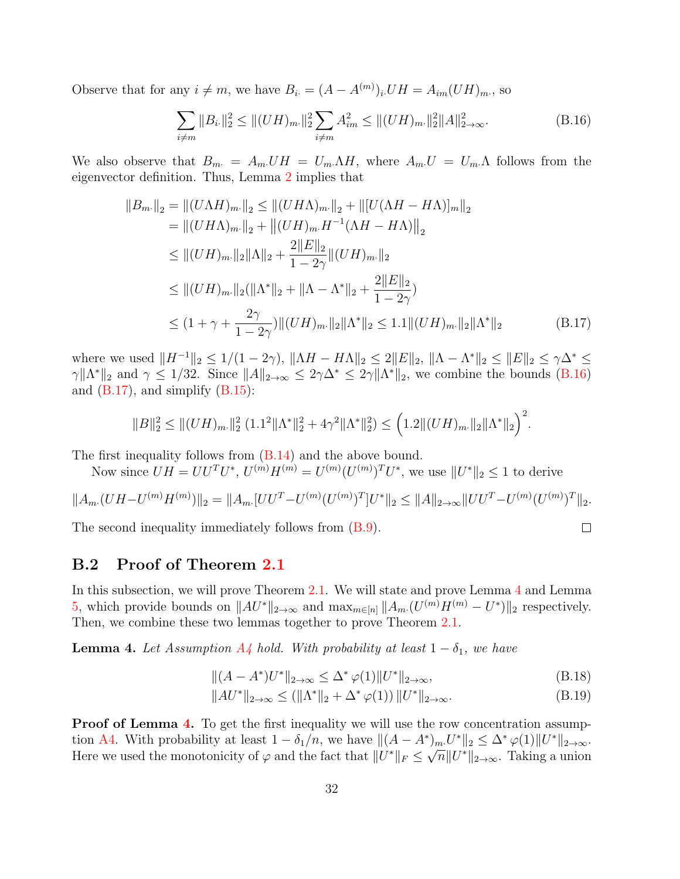Observe that for any $i \neq m$, we have $B_{i\cdot} = (A - A^{(m)})_{i\cdot} UH = A_{im}(UH)_{m\cdot}$, so

$$\sum_{i \neq m} \|B_{i\cdot}\|_2^2 \leq \|(UH)_{m\cdot}\|_2^2 \sum_{i \neq m} A_{im}^2 \leq \|(UH)_{m\cdot}\|_2^2 \|A\|_{2\to\infty}^2. \tag{B.16}$$

We also observe that $B_{m\cdot} = A_{m\cdot} UH = U_{m\cdot}\Lambda H$, where $A_{m\cdot}U = U_{m\cdot}\Lambda$ follows from the eigenvector definition. Thus, Lemma 2 implies that

$$\begin{aligned}
\|B_{m\cdot}\|_2 &= \|(U\Lambda H)_{m\cdot}\|_2 \leq \|(UH\Lambda)_{m\cdot}\|_2 + \|[U(\Lambda H - H\Lambda)]_m\|_2 \\
&= \|(UH\Lambda)_{m\cdot}\|_2 + \left\|(UH)_{m\cdot} H^{-1}(\Lambda H - H\Lambda)\right\|_2 \\
&\leq \|(UH)_{m\cdot}\|_2 \|\Lambda\|_2 + \frac{2\|E\|_2}{1-2\gamma}\|(UH)_{m\cdot}\|_2 \\
&\leq \|(UH)_{m\cdot}\|_2 (\|\Lambda^*\|_2 + \|\Lambda - \Lambda^*\|_2 + \frac{2\|E\|_2}{1-2\gamma}) \\
&\leq (1 + \gamma + \frac{2\gamma}{1-2\gamma})\|(UH)_{m\cdot}\|_2 \|\Lambda^*\|_2 \leq 1.1 \|(UH)_{m\cdot}\|_2 \|\Lambda^*\|_2
\end{aligned} \tag{B.17}$$

where we used $\|H^{-1}\|_2 \leq 1/(1-2\gamma)$, $\|\Lambda H - H\Lambda\|_2 \leq 2\|E\|_2$, $\|\Lambda - \Lambda^*\|_2 \leq \|E\|_2 \leq \gamma\Delta^* \leq \gamma\|\Lambda^*\|_2$ and $\gamma \leq 1/32$. Since $\|A\|_{2\to\infty} \leq 2\gamma\Delta^* \leq 2\gamma\|\Lambda^*\|_2$, we combine the bounds (B.16) and (B.17), and simplify (B.15):

$$\|B\|_2^2 \leq \|(UH)_{m\cdot}\|_2^2 \, (1.1^2\|\Lambda^*\|_2^2 + 4\gamma^2\|\Lambda^*\|_2^2) \leq \Big(1.2\|(UH)_{m\cdot}\|_2\|\Lambda^*\|_2\Big)^2.$$

The first inequality follows from (B.14) and the above bound.

Now since $UH = UU^TU^*$, $U^{(m)}H^{(m)} = U^{(m)}(U^{(m)})^TU^*$, we use $\|U^*\|_2 \leq 1$ to derive

$$\|A_{m\cdot}(UH - U^{(m)}H^{(m)})\|_2 = \|A_{m\cdot}[UU^T - U^{(m)}(U^{(m)})^T]U^*\|_2 \leq \|A\|_{2\to\infty}\|UU^T - U^{(m)}(U^{(m)})^T\|_2.$$

The second inequality immediately follows from (B.9). $\square$

## B.2 Proof of Theorem 2.1

In this subsection, we will prove Theorem 2.1. We will state and prove Lemma 4 and Lemma 5, which provide bounds on $\|AU^*\|_{2\to\infty}$ and $\max_{m\in[n]}\|A_{m\cdot}(U^{(m)}H^{(m)} - U^*)\|_2$ respectively. Then, we combine these two lemmas together to prove Theorem 2.1.

**Lemma 4.** *Let Assumption A4 hold. With probability at least $1-\delta_1$, we have*

$$\|(A - A^*)U^*\|_{2\to\infty} \leq \Delta^*\,\varphi(1)\|U^*\|_{2\to\infty}, \tag{B.18}$$

$$\|AU^*\|_{2\to\infty} \leq (\|\Lambda^*\|_2 + \Delta^*\,\varphi(1))\,\|U^*\|_{2\to\infty}. \tag{B.19}$$

**Proof of Lemma 4.** To get the first inequality we will use the row concentration assumption A4. With probability at least $1-\delta_1/n$, we have $\|(A-A^*)_{m\cdot}U^*\|_2 \leq \Delta^*\,\varphi(1)\|U^*\|_{2\to\infty}$. Here we used the monotonicity of $\varphi$ and the fact that $\|U^*\|_F \leq \sqrt{n}\|U^*\|_{2\to\infty}$. Taking a union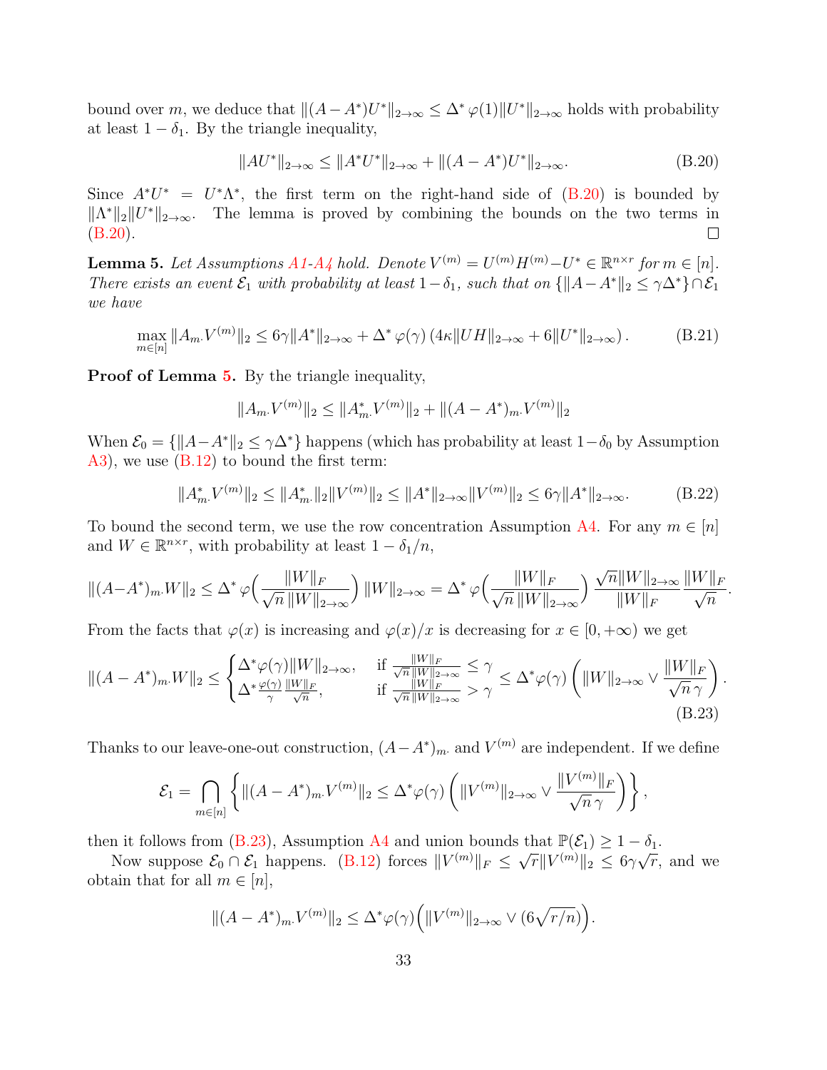bound over $m$, we deduce that $\|(A-A^*)U^*\|_{2\to\infty} \le \Delta^* \varphi(1)\|U^*\|_{2\to\infty}$ holds with probability at least $1-\delta_1$. By the triangle inequality,

$$\|AU^*\|_{2\to\infty} \le \|A^*U^*\|_{2\to\infty} + \|(A-A^*)U^*\|_{2\to\infty}. \tag{B.20}$$

Since $A^*U^* = U^*\Lambda^*$, the first term on the right-hand side of (B.20) is bounded by $\|\Lambda^*\|_2\|U^*\|_{2\to\infty}$. The lemma is proved by combining the bounds on the two terms in (B.20). $\square$

**Lemma 5.** *Let Assumptions A1-A4 hold. Denote $V^{(m)} = U^{(m)}H^{(m)} - U^* \in \mathbb{R}^{n\times r}$ for $m \in [n]$. There exists an event $\mathcal{E}_1$ with probability at least $1-\delta_1$, such that on $\{\|A-A^*\|_2 \le \gamma\Delta^*\}\cap\mathcal{E}_1$ we have*

$$\max_{m\in[n]} \|A_{m\cdot}V^{(m)}\|_2 \le 6\gamma\|A^*\|_{2\to\infty} + \Delta^*\varphi(\gamma)\left(4\kappa\|UH\|_{2\to\infty} + 6\|U^*\|_{2\to\infty}\right). \tag{B.21}$$

**Proof of Lemma 5.** By the triangle inequality,

$$\|A_{m\cdot}V^{(m)}\|_2 \le \|A^*_{m\cdot}V^{(m)}\|_2 + \|(A-A^*)_{m\cdot}V^{(m)}\|_2$$

When $\mathcal{E}_0 = \{\|A-A^*\|_2 \le \gamma\Delta^*\}$ happens (which has probability at least $1-\delta_0$ by Assumption A3), we use (B.12) to bound the first term:

$$\|A^*_{m\cdot}V^{(m)}\|_2 \le \|A^*_{m\cdot}\|_2\|V^{(m)}\|_2 \le \|A^*\|_{2\to\infty}\|V^{(m)}\|_2 \le 6\gamma\|A^*\|_{2\to\infty}. \tag{B.22}$$

To bound the second term, we use the row concentration Assumption A4. For any $m \in [n]$ and $W \in \mathbb{R}^{n\times r}$, with probability at least $1-\delta_1/n$,

$$\|(A-A^*)_{m\cdot}W\|_2 \le \Delta^*\varphi\Big(\frac{\|W\|_F}{\sqrt{n}\,\|W\|_{2\to\infty}}\Big)\,\|W\|_{2\to\infty} = \Delta^*\varphi\Big(\frac{\|W\|_F}{\sqrt{n}\,\|W\|_{2\to\infty}}\Big)\,\frac{\sqrt{n}\|W\|_{2\to\infty}}{\|W\|_F}\frac{\|W\|_F}{\sqrt{n}}.$$

From the facts that $\varphi(x)$ is increasing and $\varphi(x)/x$ is decreasing for $x \in [0,+\infty)$ we get

$$\|(A-A^*)_{m\cdot}W\|_2 \le \begin{cases} \Delta^*\varphi(\gamma)\|W\|_{2\to\infty}, & \text{if } \frac{\|W\|_F}{\sqrt{n}\|W\|_{2\to\infty}} \le \gamma \\ \Delta^*\frac{\varphi(\gamma)}{\gamma}\frac{\|W\|_F}{\sqrt{n}}, & \text{if } \frac{\|W\|_F}{\sqrt{n}\|W\|_{2\to\infty}} > \gamma \end{cases} \le \Delta^*\varphi(\gamma)\left(\|W\|_{2\to\infty} \vee \frac{\|W\|_F}{\sqrt{n}\,\gamma}\right). \tag{B.23}$$

Thanks to our leave-one-out construction, $(A-A^*)_{m\cdot}$ and $V^{(m)}$ are independent. If we define

$$\mathcal{E}_1 = \bigcap_{m\in[n]}\left\{\|(A-A^*)_{m\cdot}V^{(m)}\|_2 \le \Delta^*\varphi(\gamma)\left(\|V^{(m)}\|_{2\to\infty} \vee \frac{\|V^{(m)}\|_F}{\sqrt{n}\,\gamma}\right)\right\},$$

then it follows from (B.23), Assumption A4 and union bounds that $\mathbb{P}(\mathcal{E}_1) \ge 1-\delta_1$.

Now suppose $\mathcal{E}_0 \cap \mathcal{E}_1$ happens. (B.12) forces $\|V^{(m)}\|_F \le \sqrt{r}\|V^{(m)}\|_2 \le 6\gamma\sqrt{r}$, and we obtain that for all $m \in [n]$,

$$\|(A-A^*)_{m\cdot}V^{(m)}\|_2 \le \Delta^*\varphi(\gamma)\Big(\|V^{(m)}\|_{2\to\infty} \vee (6\sqrt{r/n})\Big).$$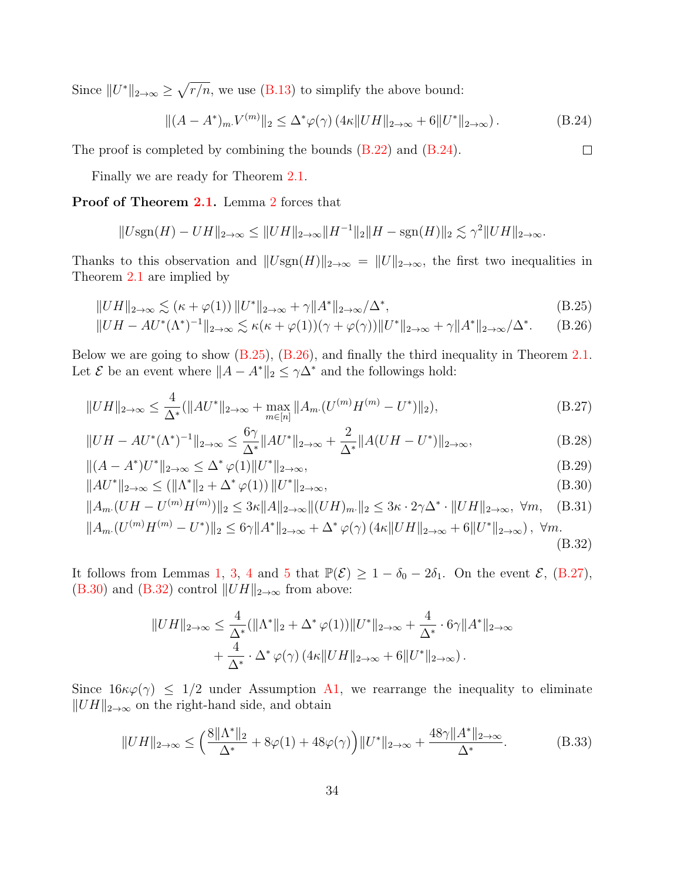Since $\|U^*\|_{2\to\infty} \geq \sqrt{r/n}$, we use (B.13) to simplify the above bound:

$$\|(A - A^*)_{m\cdot} V^{(m)}\|_2 \leq \Delta^* \varphi(\gamma) \left(4\kappa \|UH\|_{2\to\infty} + 6\|U^*\|_{2\to\infty}\right). \tag{B.24}$$

The proof is completed by combining the bounds (B.22) and (B.24). $\square$

Finally we are ready for Theorem 2.1.

**Proof of Theorem 2.1.** Lemma 2 forces that

$$\|U\mathrm{sgn}(H) - UH\|_{2\to\infty} \leq \|UH\|_{2\to\infty} \|H^{-1}\|_2 \|H - \mathrm{sgn}(H)\|_2 \lesssim \gamma^2 \|UH\|_{2\to\infty}.$$

Thanks to this observation and $\|U\mathrm{sgn}(H)\|_{2\to\infty} = \|U\|_{2\to\infty}$, the first two inequalities in Theorem 2.1 are implied by

$$\|UH\|_{2\to\infty} \lesssim (\kappa + \varphi(1)) \|U^*\|_{2\to\infty} + \gamma \|A^*\|_{2\to\infty}/\Delta^*, \tag{B.25}$$

$$\|UH - AU^*(\Lambda^*)^{-1}\|_{2\to\infty} \lesssim \kappa(\kappa + \varphi(1))(\gamma + \varphi(\gamma))\|U^*\|_{2\to\infty} + \gamma \|A^*\|_{2\to\infty}/\Delta^*. \tag{B.26}$$

Below we are going to show (B.25), (B.26), and finally the third inequality in Theorem 2.1. Let $\mathcal{E}$ be an event where $\|A - A^*\|_2 \leq \gamma \Delta^*$ and the followings hold:

$$\|UH\|_{2\to\infty} \leq \frac{4}{\Delta^*}(\|AU^*\|_{2\to\infty} + \max_{m\in[n]} \|A_{m\cdot}(U^{(m)}H^{(m)} - U^*)\|_2), \tag{B.27}$$

$$\|UH - AU^*(\Lambda^*)^{-1}\|_{2\to\infty} \leq \frac{6\gamma}{\Delta^*}\|AU^*\|_{2\to\infty} + \frac{2}{\Delta^*}\|A(UH - U^*)\|_{2\to\infty}, \tag{B.28}$$

$$\|(A - A^*)U^*\|_{2\to\infty} \leq \Delta^* \varphi(1) \|U^*\|_{2\to\infty}, \tag{B.29}$$

$$\|AU^*\|_{2\to\infty} \leq (\|\Lambda^*\|_2 + \Delta^* \varphi(1)) \|U^*\|_{2\to\infty}, \tag{B.30}$$

$$\|A_{m\cdot}(UH - U^{(m)}H^{(m)})\|_2 \leq 3\kappa \|A\|_{2\to\infty} \|(UH)_{m\cdot}\|_2 \leq 3\kappa \cdot 2\gamma \Delta^* \cdot \|UH\|_{2\to\infty}, \ \forall m, \tag{B.31}$$

$$\|A_{m\cdot}(U^{(m)}H^{(m)} - U^*)\|_2 \leq 6\gamma \|A^*\|_{2\to\infty} + \Delta^* \varphi(\gamma) \left(4\kappa \|UH\|_{2\to\infty} + 6\|U^*\|_{2\to\infty}\right), \ \forall m. \tag{B.32}$$

It follows from Lemmas 1, 3, 4 and 5 that $\mathbb{P}(\mathcal{E}) \geq 1 - \delta_0 - 2\delta_1$. On the event $\mathcal{E}$, (B.27), (B.30) and (B.32) control $\|UH\|_{2\to\infty}$ from above:

$$\|UH\|_{2\to\infty} \leq \frac{4}{\Delta^*}(\|\Lambda^*\|_2 + \Delta^* \varphi(1))\|U^*\|_{2\to\infty} + \frac{4}{\Delta^*} \cdot 6\gamma \|A^*\|_{2\to\infty} + \frac{4}{\Delta^*} \cdot \Delta^* \varphi(\gamma) \left(4\kappa \|UH\|_{2\to\infty} + 6\|U^*\|_{2\to\infty}\right).$$

Since $16\kappa\varphi(\gamma) \leq 1/2$ under Assumption A1, we rearrange the inequality to eliminate $\|UH\|_{2\to\infty}$ on the right-hand side, and obtain

$$\|UH\|_{2\to\infty} \leq \Big(\frac{8\|\Lambda^*\|_2}{\Delta^*} + 8\varphi(1) + 48\varphi(\gamma)\Big)\|U^*\|_{2\to\infty} + \frac{48\gamma\|A^*\|_{2\to\infty}}{\Delta^*}. \tag{B.33}$$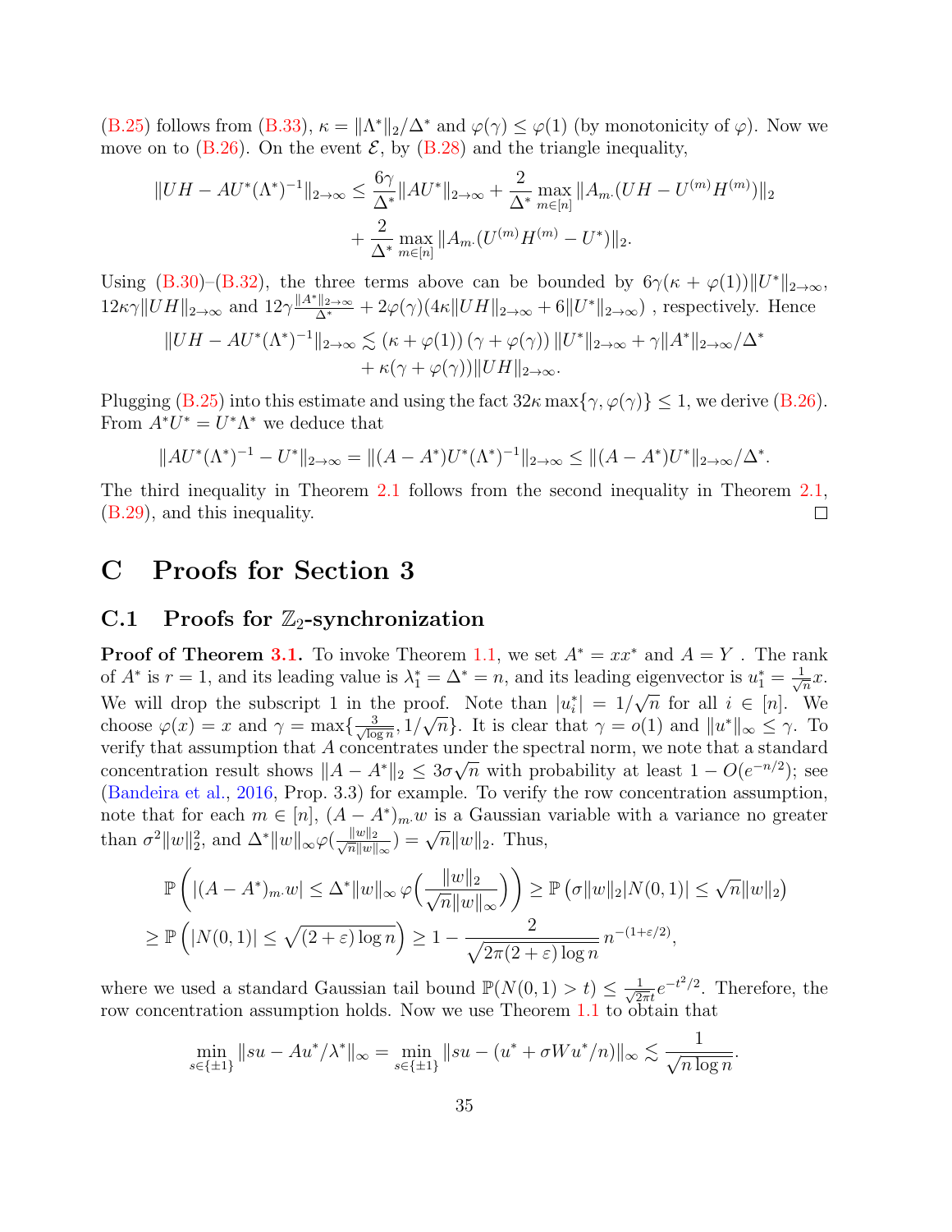(B.25) follows from (B.33), $\kappa = \|\Lambda^*\|_2/\Delta^*$ and $\varphi(\gamma) \le \varphi(1)$ (by monotonicity of $\varphi$). Now we move on to (B.26). On the event $\mathcal{E}$, by (B.28) and the triangle inequality,

$$\|UH - AU^*(\Lambda^*)^{-1}\|_{2\to\infty} \le \frac{6\gamma}{\Delta^*}\|AU^*\|_{2\to\infty} + \frac{2}{\Delta^*}\max_{m\in[n]}\|A_{m\cdot}(UH - U^{(m)}H^{(m)})\|_2$$
$$+ \frac{2}{\Delta^*}\max_{m\in[n]}\|A_{m\cdot}(U^{(m)}H^{(m)} - U^*)\|_2.$$

Using (B.30)–(B.32), the three terms above can be bounded by $6\gamma(\kappa + \varphi(1))\|U^*\|_{2\to\infty}$, $12\kappa\gamma\|UH\|_{2\to\infty}$ and $12\gamma\frac{\|A^*\|_{2\to\infty}}{\Delta^*} + 2\varphi(\gamma)(4\kappa\|UH\|_{2\to\infty} + 6\|U^*\|_{2\to\infty})$ , respectively. Hence

$$\|UH - AU^*(\Lambda^*)^{-1}\|_{2\to\infty} \lesssim (\kappa + \varphi(1))\,(\gamma + \varphi(\gamma))\,\|U^*\|_{2\to\infty} + \gamma\|A^*\|_{2\to\infty}/\Delta^*$$
$$+ \kappa(\gamma + \varphi(\gamma))\|UH\|_{2\to\infty}.$$

Plugging (B.25) into this estimate and using the fact $32\kappa\max\{\gamma, \varphi(\gamma)\} \le 1$, we derive (B.26). From $A^*U^* = U^*\Lambda^*$ we deduce that

$$\|AU^*(\Lambda^*)^{-1} - U^*\|_{2\to\infty} = \|(A - A^*)U^*(\Lambda^*)^{-1}\|_{2\to\infty} \le \|(A - A^*)U^*\|_{2\to\infty}/\Delta^*.$$

The third inequality in Theorem 2.1 follows from the second inequality in Theorem 2.1, (B.29), and this inequality. □

# C Proofs for Section 3

## C.1 Proofs for $\mathbb{Z}_2$-synchronization

**Proof of Theorem 3.1.** To invoke Theorem 1.1, we set $A^* = xx^*$ and $A = Y$ . The rank of $A^*$ is $r = 1$, and its leading value is $\lambda_1^* = \Delta^* = n$, and its leading eigenvector is $u_1^* = \frac{1}{\sqrt{n}}x$. We will drop the subscript 1 in the proof. Note than $|u_i^*| = 1/\sqrt{n}$ for all $i \in [n]$. We choose $\varphi(x) = x$ and $\gamma = \max\{\frac{3}{\sqrt{\log n}}, 1/\sqrt{n}\}$. It is clear that $\gamma = o(1)$ and $\|u^*\|_\infty \le \gamma$. To verify that assumption that $A$ concentrates under the spectral norm, we note that a standard concentration result shows $\|A - A^*\|_2 \le 3\sigma\sqrt{n}$ with probability at least $1 - O(e^{-n/2})$; see (Bandeira et al., 2016, Prop. 3.3) for example. To verify the row concentration assumption, note that for each $m \in [n]$, $(A - A^*)_{m\cdot}w$ is a Gaussian variable with a variance no greater than $\sigma^2\|w\|_2^2$, and $\Delta^*\|w\|_\infty\varphi(\frac{\|w\|_2}{\sqrt{n}\|w\|_\infty}) = \sqrt{n}\|w\|_2$. Thus,

$$\mathbb{P}\left(|(A - A^*)_{m\cdot}w| \le \Delta^*\|w\|_\infty\,\varphi\Big(\frac{\|w\|_2}{\sqrt{n}\|w\|_\infty}\Big)\right) \ge \mathbb{P}\left(\sigma\|w\|_2|N(0,1)| \le \sqrt{n}\|w\|_2\right)$$
$$\ge \mathbb{P}\left(|N(0,1)| \le \sqrt{(2+\varepsilon)\log n}\right) \ge 1 - \frac{2}{\sqrt{2\pi(2+\varepsilon)\log n}}\,n^{-(1+\varepsilon/2)},$$

where we used a standard Gaussian tail bound $\mathbb{P}(N(0,1) > t) \le \frac{1}{\sqrt{2\pi}t}e^{-t^2/2}$. Therefore, the row concentration assumption holds. Now we use Theorem 1.1 to obtain that

$$\min_{s\in\{\pm1\}}\|su - Au^*/\lambda^*\|_\infty = \min_{s\in\{\pm1\}}\|su - (u^* + \sigma Wu^*/n)\|_\infty \lesssim \frac{1}{\sqrt{n\log n}}.$$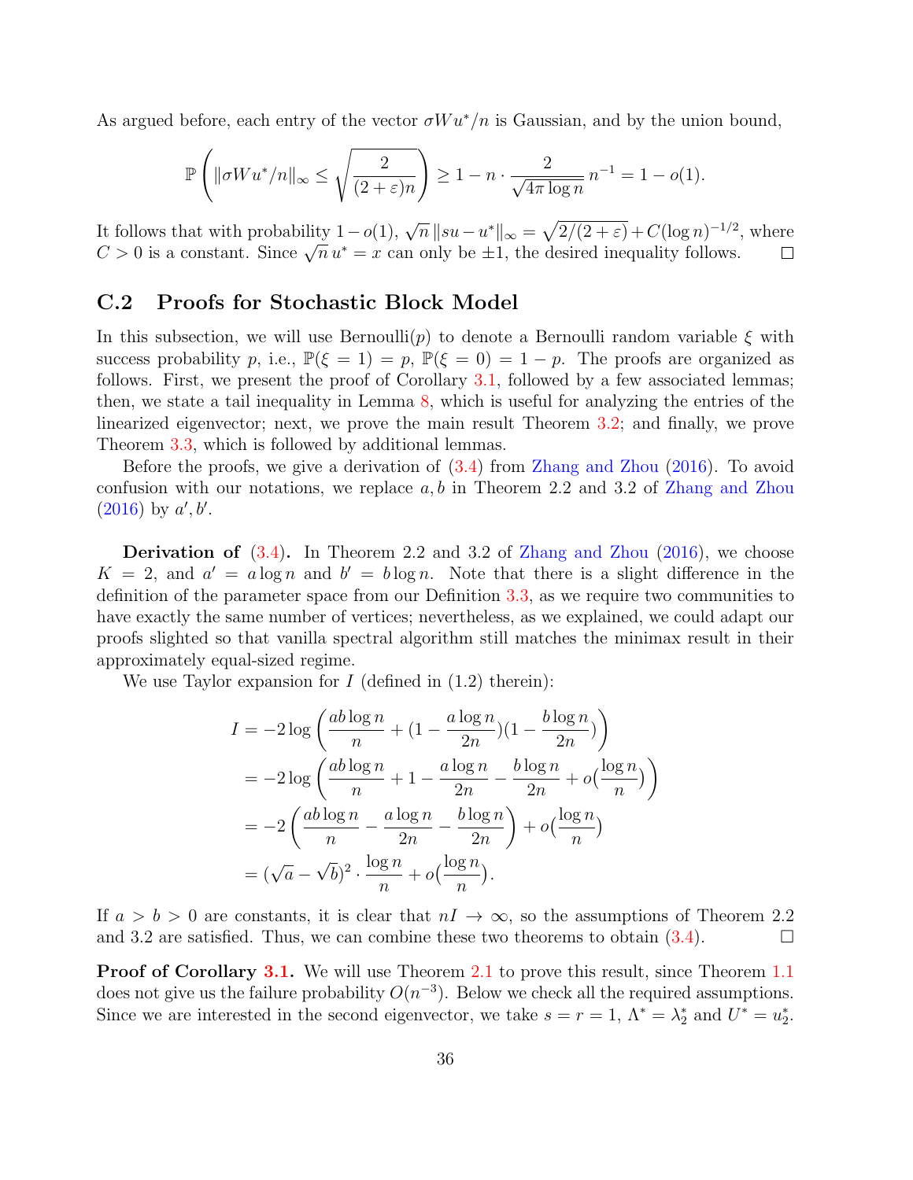As argued before, each entry of the vector $\sigma W u^*/n$ is Gaussian, and by the union bound,

$$\mathbb{P}\left(\|\sigma W u^*/n\|_\infty \le \sqrt{\frac{2}{(2+\varepsilon)n}}\right) \ge 1 - n \cdot \frac{2}{\sqrt{4\pi \log n}}\, n^{-1} = 1 - o(1).$$

It follows that with probability $1-o(1)$, $\sqrt{n}\,\|su - u^*\|_\infty = \sqrt{2/(2+\varepsilon)} + C(\log n)^{-1/2}$, where $C > 0$ is a constant. Since $\sqrt{n}\, u^* = x$ can only be $\pm 1$, the desired inequality follows. $\square$

## C.2 Proofs for Stochastic Block Model

In this subsection, we will use Bernoulli($p$) to denote a Bernoulli random variable $\xi$ with success probability $p$, i.e., $\mathbb{P}(\xi = 1) = p$, $\mathbb{P}(\xi = 0) = 1 - p$. The proofs are organized as follows. First, we present the proof of Corollary 3.1, followed by a few associated lemmas; then, we state a tail inequality in Lemma 8, which is useful for analyzing the entries of the linearized eigenvector; next, we prove the main result Theorem 3.2; and finally, we prove Theorem 3.3, which is followed by additional lemmas.

Before the proofs, we give a derivation of (3.4) from Zhang and Zhou (2016). To avoid confusion with our notations, we replace $a, b$ in Theorem 2.2 and 3.2 of Zhang and Zhou (2016) by $a', b'$.

**Derivation of (3.4).** In Theorem 2.2 and 3.2 of Zhang and Zhou (2016), we choose $K = 2$, and $a' = a \log n$ and $b' = b \log n$. Note that there is a slight difference in the definition of the parameter space from our Definition 3.3, as we require two communities to have exactly the same number of vertices; nevertheless, as we explained, we could adapt our proofs slighted so that vanilla spectral algorithm still matches the minimax result in their approximately equal-sized regime.

We use Taylor expansion for $I$ (defined in (1.2) therein):

$$\begin{aligned}
I &= -2 \log \left( \frac{ab \log n}{n} + (1 - \frac{a \log n}{2n})(1 - \frac{b \log n}{2n}) \right) \\
&= -2 \log \left( \frac{ab \log n}{n} + 1 - \frac{a \log n}{2n} - \frac{b \log n}{2n} + o\big(\frac{\log n}{n}\big) \right) \\
&= -2 \left( \frac{ab \log n}{n} - \frac{a \log n}{2n} - \frac{b \log n}{2n} \right) + o\big(\frac{\log n}{n}\big) \\
&= (\sqrt{a} - \sqrt{b})^2 \cdot \frac{\log n}{n} + o\big(\frac{\log n}{n}\big).
\end{aligned}$$

If $a > b > 0$ are constants, it is clear that $nI \to \infty$, so the assumptions of Theorem 2.2 and 3.2 are satisfied. Thus, we can combine these two theorems to obtain (3.4). $\square$

**Proof of Corollary 3.1.** We will use Theorem 2.1 to prove this result, since Theorem 1.1 does not give us the failure probability $O(n^{-3})$. Below we check all the required assumptions. Since we are interested in the second eigenvector, we take $s = r = 1$, $\Lambda^* = \lambda_2^*$ and $U^* = u_2^*$.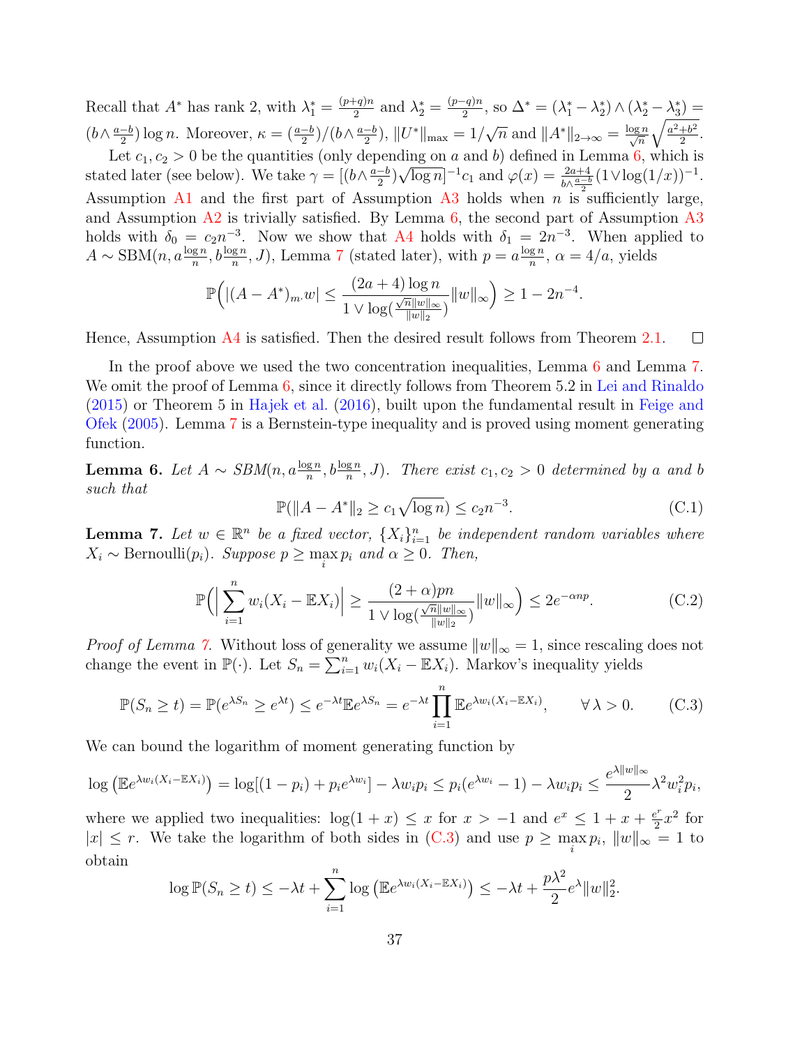Recall that $A^*$ has rank 2, with $\lambda_1^* = \frac{(p+q)n}{2}$ and $\lambda_2^* = \frac{(p-q)n}{2}$, so $\Delta^* = (\lambda_1^* - \lambda_2^*) \wedge (\lambda_2^* - \lambda_3^*) = (b \wedge \frac{a-b}{2}) \log n$. Moreover, $\kappa = (\frac{a-b}{2})/(b \wedge \frac{a-b}{2})$, $\|U^*\|_{\max} = 1/\sqrt{n}$ and $\|A^*\|_{2\to\infty} = \frac{\log n}{\sqrt{n}} \sqrt{\frac{a^2+b^2}{2}}$.

Let $c_1, c_2 > 0$ be the quantities (only depending on $a$ and $b$) defined in Lemma 6, which is stated later (see below). We take $\gamma = [(b \wedge \frac{a-b}{2})\sqrt{\log n}]^{-1} c_1$ and $\varphi(x) = \frac{2a+4}{b \wedge \frac{a-b}{2}} (1 \vee \log(1/x))^{-1}$. Assumption A1 and the first part of Assumption A3 holds when $n$ is sufficiently large, and Assumption A2 is trivially satisfied. By Lemma 6, the second part of Assumption A3 holds with $\delta_0 = c_2 n^{-3}$. Now we show that A4 holds with $\delta_1 = 2n^{-3}$. When applied to $A \sim \mathrm{SBM}(n, a\frac{\log n}{n}, b\frac{\log n}{n}, J)$, Lemma 7 (stated later), with $p = a\frac{\log n}{n}$, $\alpha = 4/a$, yields

$$\mathbb{P}\Big( |(A - A^*)_{m\cdot} w| \le \frac{(2a+4)\log n}{1 \vee \log(\frac{\sqrt{n}\|w\|_\infty}{\|w\|_2})} \|w\|_\infty \Big) \ge 1 - 2n^{-4}.$$

Hence, Assumption A4 is satisfied. Then the desired result follows from Theorem 2.1. $\square$

In the proof above we used the two concentration inequalities, Lemma 6 and Lemma 7. We omit the proof of Lemma 6, since it directly follows from Theorem 5.2 in Lei and Rinaldo (2015) or Theorem 5 in Hajek et al. (2016), built upon the fundamental result in Feige and Ofek (2005). Lemma 7 is a Bernstein-type inequality and is proved using moment generating function.

**Lemma 6.** *Let $A \sim SBM(n, a\frac{\log n}{n}, b\frac{\log n}{n}, J)$. There exist $c_1, c_2 > 0$ determined by $a$ and $b$ such that*

$$\mathbb{P}(\|A - A^*\|_2 \ge c_1 \sqrt{\log n}) \le c_2 n^{-3}. \tag{C.1}$$

**Lemma 7.** *Let $w \in \mathbb{R}^n$ be a fixed vector, $\{X_i\}_{i=1}^n$ be independent random variables where $X_i \sim \mathrm{Bernoulli}(p_i)$. Suppose $p \ge \max_i p_i$ and $\alpha \ge 0$. Then,*

$$\mathbb{P}\Big( \Big| \sum_{i=1}^n w_i (X_i - \mathbb{E}X_i) \Big| \ge \frac{(2+\alpha)pn}{1 \vee \log(\frac{\sqrt{n}\|w\|_\infty}{\|w\|_2})} \|w\|_\infty \Big) \le 2e^{-\alpha n p}. \tag{C.2}$$

*Proof of Lemma 7.* Without loss of generality we assume $\|w\|_\infty = 1$, since rescaling does not change the event in $\mathbb{P}(\cdot)$. Let $S_n = \sum_{i=1}^n w_i(X_i - \mathbb{E}X_i)$. Markov's inequality yields

$$\mathbb{P}(S_n \ge t) = \mathbb{P}(e^{\lambda S_n} \ge e^{\lambda t}) \le e^{-\lambda t} \mathbb{E} e^{\lambda S_n} = e^{-\lambda t} \prod_{i=1}^n \mathbb{E} e^{\lambda w_i (X_i - \mathbb{E}X_i)}, \qquad \forall\, \lambda > 0. \tag{C.3}$$

We can bound the logarithm of moment generating function by

$$\log\left( \mathbb{E} e^{\lambda w_i (X_i - \mathbb{E}X_i)} \right) = \log[(1-p_i) + p_i e^{\lambda w_i}] - \lambda w_i p_i \le p_i (e^{\lambda w_i} - 1) - \lambda w_i p_i \le \frac{e^{\lambda \|w\|_\infty}}{2} \lambda^2 w_i^2 p_i,$$

where we applied two inequalities: $\log(1+x) \le x$ for $x > -1$ and $e^x \le 1 + x + \frac{e^r}{2}x^2$ for $|x| \le r$. We take the logarithm of both sides in (C.3) and use $p \ge \max_i p_i$, $\|w\|_\infty = 1$ to obtain

$$\log \mathbb{P}(S_n \ge t) \le -\lambda t + \sum_{i=1}^n \log\left( \mathbb{E} e^{\lambda w_i (X_i - \mathbb{E}X_i)} \right) \le -\lambda t + \frac{p\lambda^2}{2} e^{\lambda} \|w\|_2^2.$$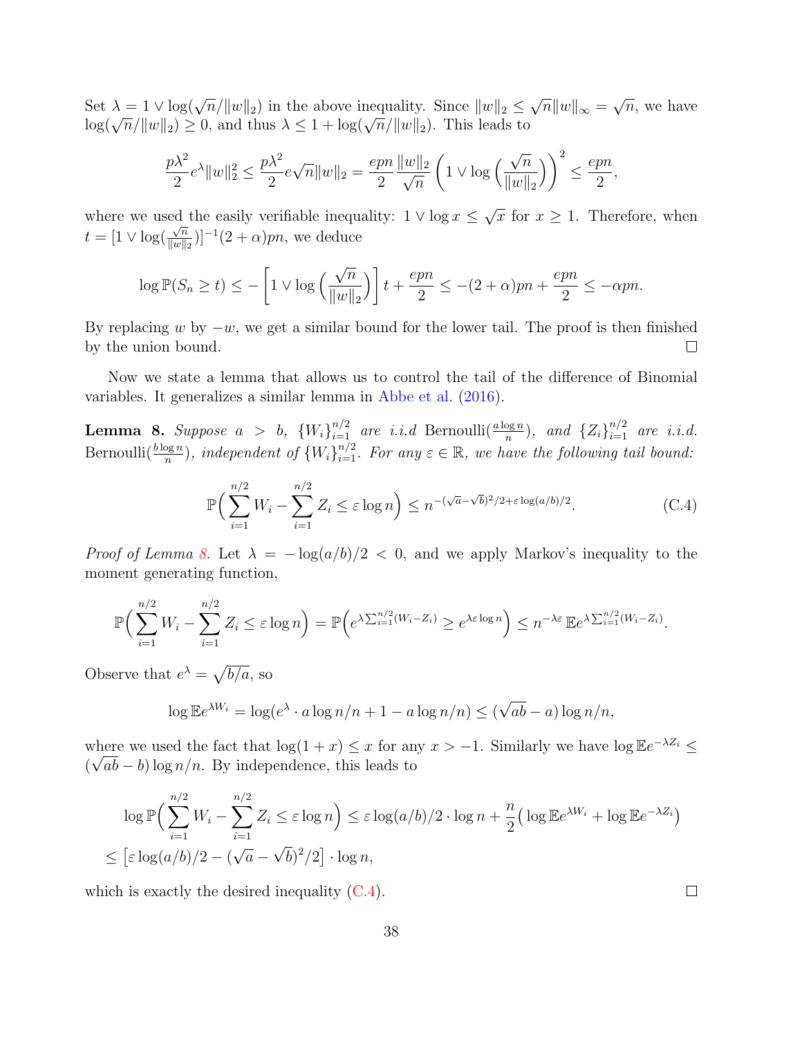Set $\lambda = 1 \vee \log(\sqrt{n}/\|w\|_2)$ in the above inequality. Since $\|w\|_2 \le \sqrt{n}\|w\|_\infty = \sqrt{n}$, we have $\log(\sqrt{n}/\|w\|_2) \ge 0$, and thus $\lambda \le 1 + \log(\sqrt{n}/\|w\|_2)$. This leads to

$$\frac{p\lambda^2}{2} e^{\lambda} \|w\|_2^2 \le \frac{p\lambda^2}{2} e\sqrt{n}\|w\|_2 = \frac{epn}{2}\frac{\|w\|_2}{\sqrt{n}}\left(1 \vee \log\Big(\frac{\sqrt{n}}{\|w\|_2}\Big)\right)^2 \le \frac{epn}{2},$$

where we used the easily verifiable inequality: $1 \vee \log x \le \sqrt{x}$ for $x \ge 1$. Therefore, when $t = [1 \vee \log(\frac{\sqrt{n}}{\|w\|_2})]^{-1}(2+\alpha)pn$, we deduce

$$\log \mathbb{P}(S_n \ge t) \le -\left[1 \vee \log\Big(\frac{\sqrt{n}}{\|w\|_2}\Big)\right] t + \frac{epn}{2} \le -(2+\alpha)pn + \frac{epn}{2} \le -\alpha pn.$$

By replacing $w$ by $-w$, we get a similar bound for the lower tail. The proof is then finished by the union bound. $\square$

Now we state a lemma that allows us to control the tail of the difference of Binomial variables. It generalizes a similar lemma in Abbe et al. (2016).

**Lemma 8.** *Suppose $a > b$, $\{W_i\}_{i=1}^{n/2}$ are i.i.d Bernoulli$(\frac{a\log n}{n})$, and $\{Z_i\}_{i=1}^{n/2}$ are i.i.d. Bernoulli$(\frac{b\log n}{n})$, independent of $\{W_i\}_{i=1}^{n/2}$. For any $\varepsilon \in \mathbb{R}$, we have the following tail bound:*

$$\mathbb{P}\Big(\sum_{i=1}^{n/2} W_i - \sum_{i=1}^{n/2} Z_i \le \varepsilon \log n\Big) \le n^{-(\sqrt{a}-\sqrt{b})^2/2 + \varepsilon \log(a/b)/2}. \tag{C.4}$$

*Proof of Lemma 8.* Let $\lambda = -\log(a/b)/2 < 0$, and we apply Markov's inequality to the moment generating function,

$$\mathbb{P}\Big(\sum_{i=1}^{n/2} W_i - \sum_{i=1}^{n/2} Z_i \le \varepsilon \log n\Big) = \mathbb{P}\Big(e^{\lambda \sum_{i=1}^{n/2}(W_i - Z_i)} \ge e^{\lambda\varepsilon\log n}\Big) \le n^{-\lambda\varepsilon}\, \mathbb{E} e^{\lambda\sum_{i=1}^{n/2}(W_i - Z_i)}.$$

Observe that $e^{\lambda} = \sqrt{b/a}$, so

$$\log \mathbb{E} e^{\lambda W_i} = \log(e^{\lambda} \cdot a\log n/n + 1 - a\log n/n) \le (\sqrt{ab} - a)\log n/n,$$

where we used the fact that $\log(1+x) \le x$ for any $x > -1$. Similarly we have $\log \mathbb{E} e^{-\lambda Z_i} \le (\sqrt{ab} - b)\log n/n$. By independence, this leads to

$$\begin{aligned}
&\log \mathbb{P}\Big(\sum_{i=1}^{n/2} W_i - \sum_{i=1}^{n/2} Z_i \le \varepsilon \log n\Big) \le \varepsilon \log(a/b)/2 \cdot \log n + \frac{n}{2}\big(\log \mathbb{E} e^{\lambda W_i} + \log \mathbb{E} e^{-\lambda Z_i}\big) \\
&\le \big[\varepsilon \log(a/b)/2 - (\sqrt{a} - \sqrt{b})^2/2\big] \cdot \log n,
\end{aligned}$$

which is exactly the desired inequality (C.4). $\square$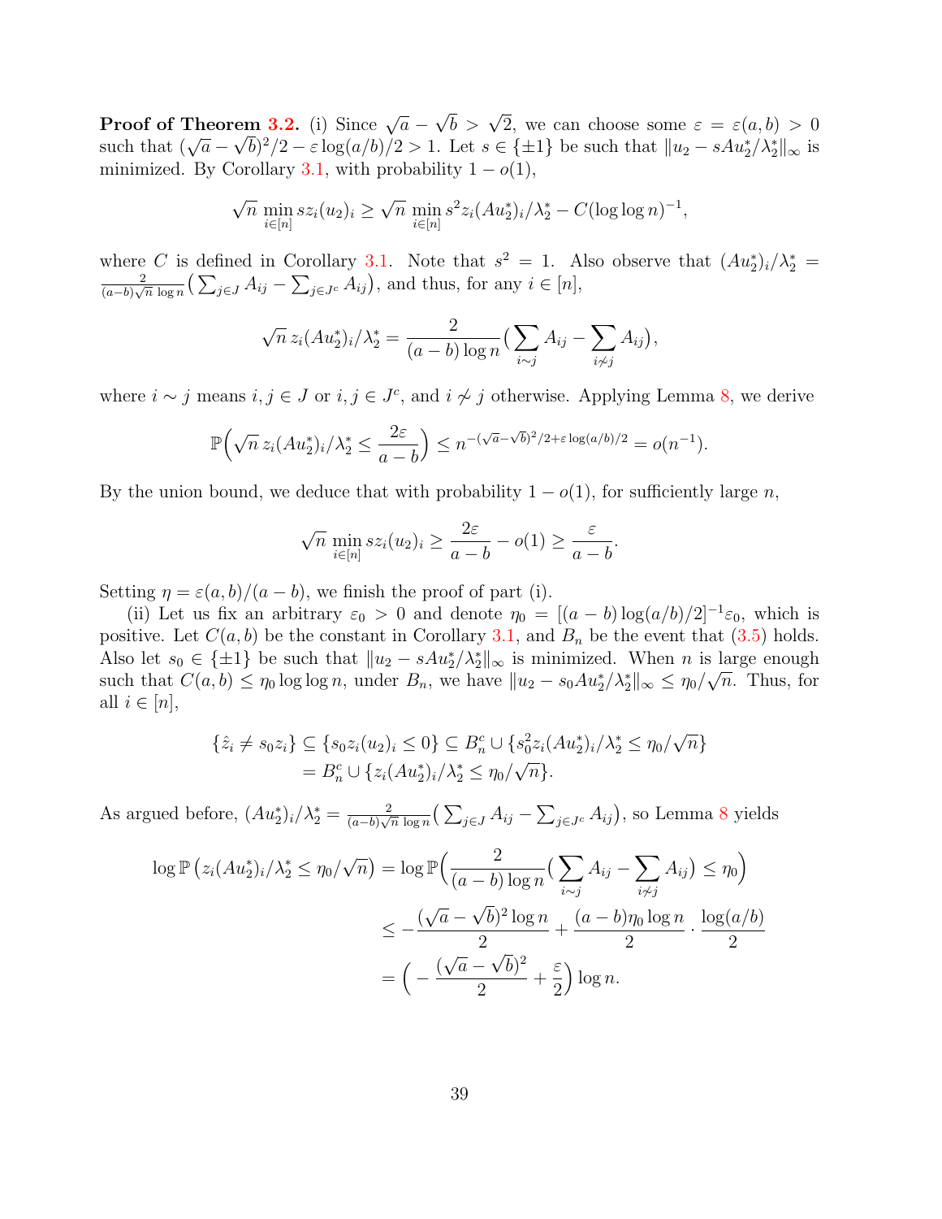**Proof of Theorem 3.2.** (i) Since $\sqrt{a} - \sqrt{b} > \sqrt{2}$, we can choose some $\varepsilon = \varepsilon(a, b) > 0$ such that $(\sqrt{a} - \sqrt{b})^2/2 - \varepsilon \log(a/b)/2 > 1$. Let $s \in \{\pm 1\}$ be such that $\|u_2 - sAu_2^*/\lambda_2^*\|_\infty$ is minimized. By Corollary 3.1, with probability $1 - o(1)$,

$$\sqrt{n} \min_{i \in [n]} s z_i (u_2)_i \geq \sqrt{n} \min_{i \in [n]} s^2 z_i (Au_2^*)_i/\lambda_2^* - C(\log \log n)^{-1},$$

where $C$ is defined in Corollary 3.1. Note that $s^2 = 1$. Also observe that $(Au_2^*)_i/\lambda_2^* = \frac{2}{(a-b)\sqrt{n}\,\log n}\big(\sum_{j \in J} A_{ij} - \sum_{j \in J^c} A_{ij}\big)$, and thus, for any $i \in [n]$,

$$\sqrt{n}\, z_i (Au_2^*)_i/\lambda_2^* = \frac{2}{(a-b)\log n}\big(\sum_{i \sim j} A_{ij} - \sum_{i \not\sim j} A_{ij}\big),$$

where $i \sim j$ means $i, j \in J$ or $i, j \in J^c$, and $i \not\sim j$ otherwise. Applying Lemma 8, we derive

$$\mathbb{P}\Big(\sqrt{n}\, z_i (Au_2^*)_i/\lambda_2^* \leq \frac{2\varepsilon}{a-b}\Big) \leq n^{-(\sqrt{a}-\sqrt{b})^2/2 + \varepsilon \log(a/b)/2} = o(n^{-1}).$$

By the union bound, we deduce that with probability $1 - o(1)$, for sufficiently large $n$,

$$\sqrt{n} \min_{i \in [n]} s z_i (u_2)_i \geq \frac{2\varepsilon}{a-b} - o(1) \geq \frac{\varepsilon}{a-b}.$$

Setting $\eta = \varepsilon(a, b)/(a - b)$, we finish the proof of part (i).

(ii) Let us fix an arbitrary $\varepsilon_0 > 0$ and denote $\eta_0 = [(a - b)\log(a/b)/2]^{-1}\varepsilon_0$, which is positive. Let $C(a, b)$ be the constant in Corollary 3.1, and $B_n$ be the event that (3.5) holds. Also let $s_0 \in \{\pm 1\}$ be such that $\|u_2 - sAu_2^*/\lambda_2^*\|_\infty$ is minimized. When $n$ is large enough such that $C(a, b) \leq \eta_0 \log \log n$, under $B_n$, we have $\|u_2 - s_0 Au_2^*/\lambda_2^*\|_\infty \leq \eta_0/\sqrt{n}$. Thus, for all $i \in [n]$,

$$\begin{aligned}
\{\hat{z}_i \neq s_0 z_i\} &\subseteq \{s_0 z_i (u_2)_i \leq 0\} \subseteq B_n^c \cup \{s_0^2 z_i (Au_2^*)_i/\lambda_2^* \leq \eta_0/\sqrt{n}\} \\
&= B_n^c \cup \{z_i (Au_2^*)_i/\lambda_2^* \leq \eta_0/\sqrt{n}\}.
\end{aligned}$$

As argued before, $(Au_2^*)_i/\lambda_2^* = \frac{2}{(a-b)\sqrt{n}\,\log n}\big(\sum_{j \in J} A_{ij} - \sum_{j \in J^c} A_{ij}\big)$, so Lemma 8 yields

$$\begin{aligned}
\log \mathbb{P}\left(z_i (Au_2^*)_i/\lambda_2^* \leq \eta_0/\sqrt{n}\right) &= \log \mathbb{P}\Big(\frac{2}{(a-b)\log n}\big(\sum_{i \sim j} A_{ij} - \sum_{i \not\sim j} A_{ij}\big) \leq \eta_0\Big) \\
&\leq -\frac{(\sqrt{a} - \sqrt{b})^2 \log n}{2} + \frac{(a-b)\eta_0 \log n}{2} \cdot \frac{\log(a/b)}{2} \\
&= \Big(-\frac{(\sqrt{a} - \sqrt{b})^2}{2} + \frac{\varepsilon}{2}\Big)\log n.
\end{aligned}$$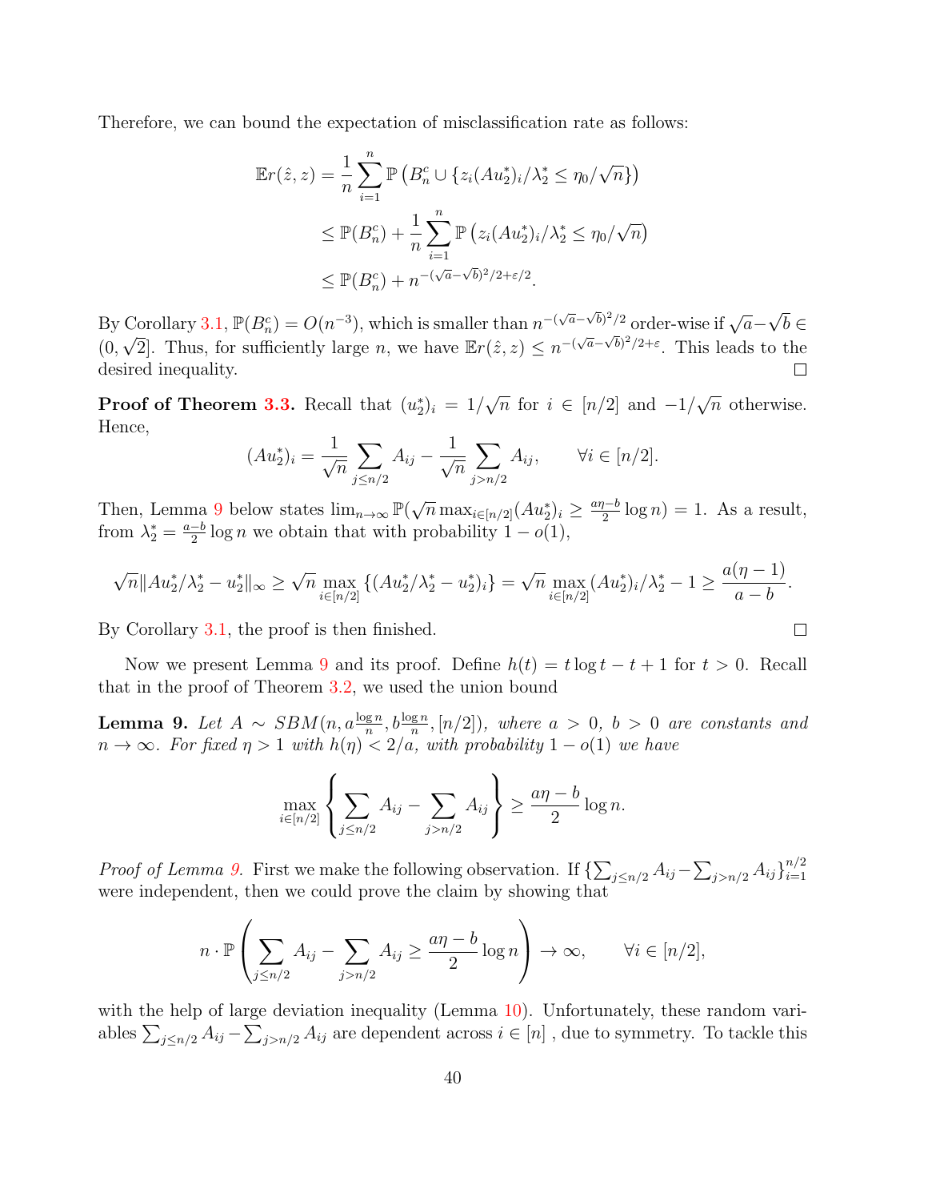Therefore, we can bound the expectation of misclassification rate as follows:

$$
\begin{aligned}
\mathbb{E}r(\hat{z}, z) &= \frac{1}{n}\sum_{i=1}^{n} \mathbb{P}\left(B_n^c \cup \{z_i(Au_2^*)_i/\lambda_2^* \le \eta_0/\sqrt{n}\}\right) \\
&\le \mathbb{P}(B_n^c) + \frac{1}{n}\sum_{i=1}^{n} \mathbb{P}\left(z_i(Au_2^*)_i/\lambda_2^* \le \eta_0/\sqrt{n}\right) \\
&\le \mathbb{P}(B_n^c) + n^{-(\sqrt{a}-\sqrt{b})^2/2+\varepsilon/2}.
\end{aligned}
$$

By Corollary 3.1, $\mathbb{P}(B_n^c) = O(n^{-3})$, which is smaller than $n^{-(\sqrt{a}-\sqrt{b})^2/2}$ order-wise if $\sqrt{a}-\sqrt{b} \in (0, \sqrt{2}]$. Thus, for sufficiently large $n$, we have $\mathbb{E}r(\hat{z}, z) \le n^{-(\sqrt{a}-\sqrt{b})^2/2+\varepsilon}$. This leads to the desired inequality. □

**Proof of Theorem 3.3.** Recall that $(u_2^*)_i = 1/\sqrt{n}$ for $i \in [n/2]$ and $-1/\sqrt{n}$ otherwise. Hence,

$$
(Au_2^*)_i = \frac{1}{\sqrt{n}}\sum_{j \le n/2} A_{ij} - \frac{1}{\sqrt{n}}\sum_{j > n/2} A_{ij}, \qquad \forall i \in [n/2].
$$

Then, Lemma 9 below states $\lim_{n\to\infty} \mathbb{P}(\sqrt{n}\max_{i\in[n/2]}(Au_2^*)_i \ge \frac{a\eta - b}{2}\log n) = 1$. As a result, from $\lambda_2^* = \frac{a-b}{2}\log n$ we obtain that with probability $1 - o(1)$,

$$
\sqrt{n}\|Au_2^*/\lambda_2^* - u_2^*\|_\infty \ge \sqrt{n}\max_{i\in[n/2]}\{(Au_2^*/\lambda_2^* - u_2^*)_i\} = \sqrt{n}\max_{i\in[n/2]}(Au_2^*)_i/\lambda_2^* - 1 \ge \frac{a(\eta-1)}{a-b}.
$$

By Corollary 3.1, the proof is then finished. □

Now we present Lemma 9 and its proof. Define $h(t) = t\log t - t + 1$ for $t > 0$. Recall that in the proof of Theorem 3.2, we used the union bound

**Lemma 9.** *Let $A \sim SBM(n, a\frac{\log n}{n}, b\frac{\log n}{n}, [n/2])$, where $a > 0$, $b > 0$ are constants and $n \to \infty$. For fixed $\eta > 1$ with $h(\eta) < 2/a$, with probability $1 - o(1)$ we have*

$$
\max_{i\in[n/2]}\left\{\sum_{j\le n/2} A_{ij} - \sum_{j>n/2} A_{ij}\right\} \ge \frac{a\eta - b}{2}\log n.
$$

*Proof of Lemma 9.* First we make the following observation. If $\{\sum_{j\le n/2} A_{ij} - \sum_{j>n/2} A_{ij}\}_{i=1}^{n/2}$ were independent, then we could prove the claim by showing that

$$
n \cdot \mathbb{P}\left(\sum_{j\le n/2} A_{ij} - \sum_{j>n/2} A_{ij} \ge \frac{a\eta - b}{2}\log n\right) \to \infty, \qquad \forall i \in [n/2],
$$

with the help of large deviation inequality (Lemma 10). Unfortunately, these random variables $\sum_{j\le n/2} A_{ij} - \sum_{j>n/2} A_{ij}$ are dependent across $i \in [n]$ , due to symmetry. To tackle this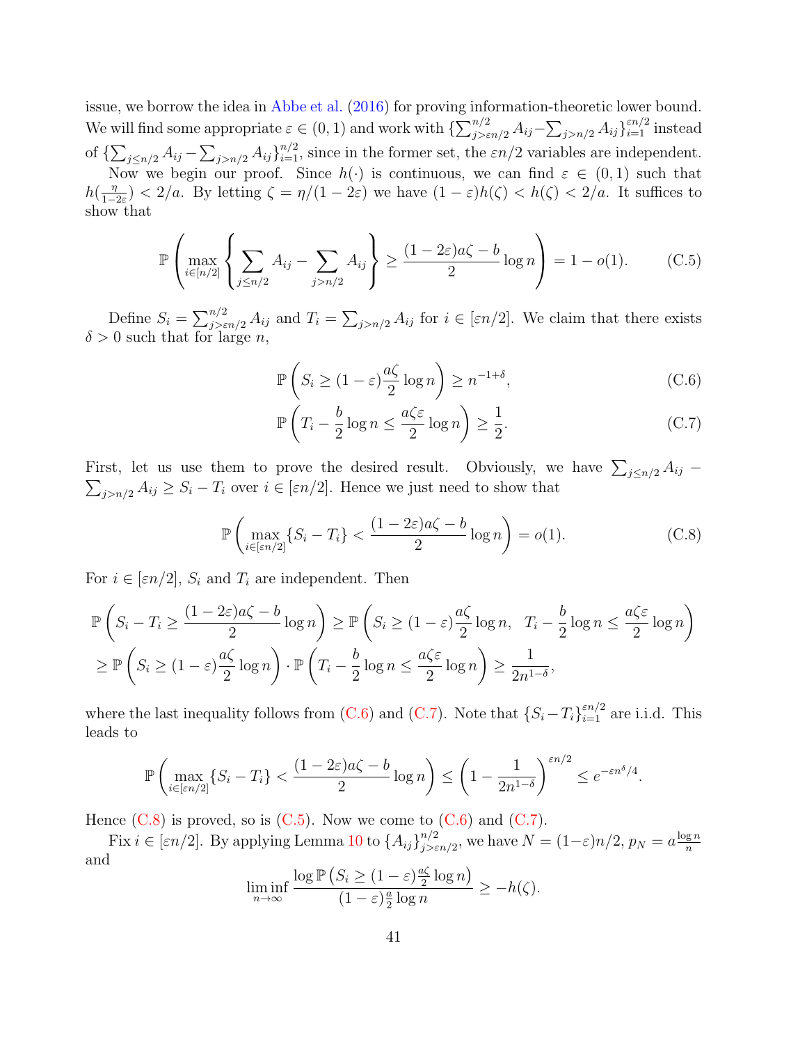issue, we borrow the idea in Abbe et al. (2016) for proving information-theoretic lower bound. We will find some appropriate $\varepsilon \in (0,1)$ and work with $\{\sum_{j>\varepsilon n/2}^{n/2} A_{ij} - \sum_{j>n/2} A_{ij}\}_{i=1}^{\varepsilon n/2}$ instead of $\{\sum_{j\le n/2} A_{ij} - \sum_{j>n/2} A_{ij}\}_{i=1}^{n/2}$, since in the former set, the $\varepsilon n/2$ variables are independent.

Now we begin our proof. Since $h(\cdot)$ is continuous, we can find $\varepsilon \in (0,1)$ such that $h(\frac{\eta}{1-2\varepsilon}) < 2/a$. By letting $\zeta = \eta/(1-2\varepsilon)$ we have $(1-\varepsilon)h(\zeta) < h(\zeta) < 2/a$. It suffices to show that

$$\mathbb{P}\left( \max_{i\in[n/2]} \left\{ \sum_{j\le n/2} A_{ij} - \sum_{j>n/2} A_{ij} \right\} \ge \frac{(1-2\varepsilon)a\zeta - b}{2} \log n \right) = 1 - o(1). \tag{C.5}$$

Define $S_i = \sum_{j>\varepsilon n/2}^{n/2} A_{ij}$ and $T_i = \sum_{j>n/2} A_{ij}$ for $i \in [\varepsilon n/2]$. We claim that there exists $\delta > 0$ such that for large $n$,

$$\mathbb{P}\left( S_i \ge (1-\varepsilon)\frac{a\zeta}{2}\log n \right) \ge n^{-1+\delta}, \tag{C.6}$$

$$\mathbb{P}\left( T_i - \frac{b}{2}\log n \le \frac{a\zeta\varepsilon}{2}\log n \right) \ge \frac{1}{2}. \tag{C.7}$$

First, let us use them to prove the desired result. Obviously, we have $\sum_{j\le n/2} A_{ij} - \sum_{j>n/2} A_{ij} \ge S_i - T_i$ over $i \in [\varepsilon n/2]$. Hence we just need to show that

$$\mathbb{P}\left( \max_{i\in[\varepsilon n/2]} \{S_i - T_i\} < \frac{(1-2\varepsilon)a\zeta - b}{2}\log n \right) = o(1). \tag{C.8}$$

For $i \in [\varepsilon n/2]$, $S_i$ and $T_i$ are independent. Then

$$\begin{aligned}
&\mathbb{P}\left( S_i - T_i \ge \frac{(1-2\varepsilon)a\zeta - b}{2}\log n \right) \ge \mathbb{P}\left( S_i \ge (1-\varepsilon)\frac{a\zeta}{2}\log n,\ \ T_i - \frac{b}{2}\log n \le \frac{a\zeta\varepsilon}{2}\log n \right) \\
&\ge \mathbb{P}\left( S_i \ge (1-\varepsilon)\frac{a\zeta}{2}\log n \right) \cdot \mathbb{P}\left( T_i - \frac{b}{2}\log n \le \frac{a\zeta\varepsilon}{2}\log n \right) \ge \frac{1}{2n^{1-\delta}},
\end{aligned}$$

where the last inequality follows from (C.6) and (C.7). Note that $\{S_i - T_i\}_{i=1}^{\varepsilon n/2}$ are i.i.d. This leads to

$$\mathbb{P}\left( \max_{i\in[\varepsilon n/2]} \{S_i - T_i\} < \frac{(1-2\varepsilon)a\zeta - b}{2}\log n \right) \le \left( 1 - \frac{1}{2n^{1-\delta}} \right)^{\varepsilon n/2} \le e^{-\varepsilon n^{\delta}/4}.$$

Hence (C.8) is proved, so is (C.5). Now we come to (C.6) and (C.7).

Fix $i \in [\varepsilon n/2]$. By applying Lemma 10 to $\{A_{ij}\}_{j>\varepsilon n/2}^{n/2}$, we have $N = (1-\varepsilon)n/2$, $p_N = a\frac{\log n}{n}$ and

$$\liminf_{n\to\infty} \frac{\log \mathbb{P}\left( S_i \ge (1-\varepsilon)\frac{a\zeta}{2}\log n \right)}{(1-\varepsilon)\frac{a}{2}\log n} \ge -h(\zeta).$$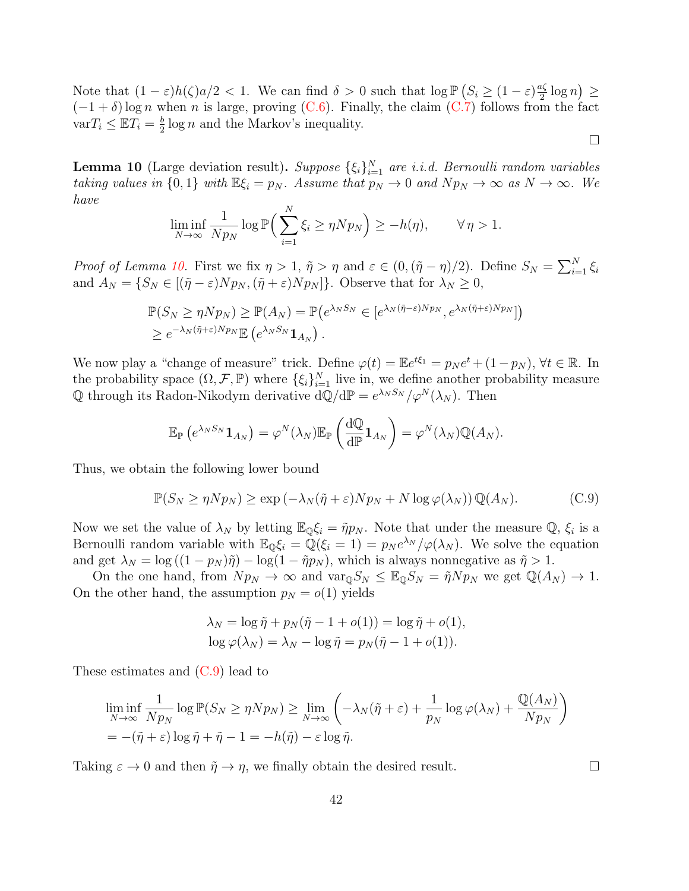Note that $(1-\varepsilon)h(\zeta)a/2 < 1$. We can find $\delta > 0$ such that $\log \mathbb{P}\left(S_i \geq (1-\varepsilon)\frac{a\zeta}{2}\log n\right) \geq (-1+\delta)\log n$ when $n$ is large, proving (C.6). Finally, the claim (C.7) follows from the fact $\mathrm{var} T_i \leq \mathbb{E}T_i = \frac{b}{2}\log n$ and the Markov's inequality.

$\square$

**Lemma 10** (Large deviation result)**.** *Suppose $\{\xi_i\}_{i=1}^N$ are i.i.d. Bernoulli random variables taking values in $\{0,1\}$ with $\mathbb{E}\xi_i = p_N$. Assume that $p_N \to 0$ and $Np_N \to \infty$ as $N \to \infty$. We have*

$$\liminf_{N\to\infty} \frac{1}{Np_N} \log \mathbb{P}\Big(\sum_{i=1}^N \xi_i \geq \eta N p_N\Big) \geq -h(\eta), \qquad \forall\, \eta > 1.$$

*Proof of Lemma 10.* First we fix $\eta > 1$, $\tilde{\eta} > \eta$ and $\varepsilon \in (0, (\tilde{\eta}-\eta)/2)$. Define $S_N = \sum_{i=1}^N \xi_i$ and $A_N = \{S_N \in [(\tilde{\eta}-\varepsilon)Np_N, (\tilde{\eta}+\varepsilon)Np_N]\}$. Observe that for $\lambda_N \geq 0$,

$$\begin{aligned}
&\mathbb{P}(S_N \geq \eta N p_N) \geq \mathbb{P}(A_N) = \mathbb{P}\big(e^{\lambda_N S_N} \in [e^{\lambda_N(\tilde{\eta}-\varepsilon)Np_N}, e^{\lambda_N(\tilde{\eta}+\varepsilon)Np_N}]\big)\\
&\geq e^{-\lambda_N(\tilde{\eta}+\varepsilon)Np_N}\mathbb{E}\left(e^{\lambda_N S_N}\mathbf{1}_{A_N}\right).
\end{aligned}$$

We now play a "change of measure" trick. Define $\varphi(t) = \mathbb{E}e^{t\xi_1} = p_N e^t + (1-p_N)$, $\forall t \in \mathbb{R}$. In the probability space $(\Omega, \mathcal{F}, \mathbb{P})$ where $\{\xi_i\}_{i=1}^N$ live in, we define another probability measure $\mathbb{Q}$ through its Radon-Nikodym derivative $\mathrm{d}\mathbb{Q}/\mathrm{d}\mathbb{P} = e^{\lambda_N S_N}/\varphi^N(\lambda_N)$. Then

$$\mathbb{E}_{\mathbb{P}}\left(e^{\lambda_N S_N}\mathbf{1}_{A_N}\right) = \varphi^N(\lambda_N)\mathbb{E}_{\mathbb{P}}\left(\frac{\mathrm{d}\mathbb{Q}}{\mathrm{d}\mathbb{P}}\mathbf{1}_{A_N}\right) = \varphi^N(\lambda_N)\mathbb{Q}(A_N).$$

Thus, we obtain the following lower bound

$$\mathbb{P}(S_N \geq \eta N p_N) \geq \exp\left(-\lambda_N(\tilde{\eta}+\varepsilon)Np_N + N\log\varphi(\lambda_N)\right)\mathbb{Q}(A_N). \tag{C.9}$$

Now we set the value of $\lambda_N$ by letting $\mathbb{E}_{\mathbb{Q}}\xi_i = \tilde{\eta}p_N$. Note that under the measure $\mathbb{Q}$, $\xi_i$ is a Bernoulli random variable with $\mathbb{E}_{\mathbb{Q}}\xi_i = \mathbb{Q}(\xi_i = 1) = p_N e^{\lambda_N}/\varphi(\lambda_N)$. We solve the equation and get $\lambda_N = \log\left((1-p_N)\tilde{\eta}\right) - \log(1-\tilde{\eta}p_N)$, which is always nonnegative as $\tilde{\eta} > 1$.

On the one hand, from $Np_N \to \infty$ and $\mathrm{var}_{\mathbb{Q}} S_N \leq \mathbb{E}_{\mathbb{Q}} S_N = \tilde{\eta}Np_N$ we get $\mathbb{Q}(A_N) \to 1$. On the other hand, the assumption $p_N = o(1)$ yields

$$\begin{aligned}
\lambda_N &= \log\tilde{\eta} + p_N(\tilde{\eta} - 1 + o(1)) = \log\tilde{\eta} + o(1),\\
\log\varphi(\lambda_N) &= \lambda_N - \log\tilde{\eta} = p_N(\tilde{\eta} - 1 + o(1)).
\end{aligned}$$

These estimates and (C.9) lead to

$$\begin{aligned}
&\liminf_{N\to\infty}\frac{1}{Np_N}\log\mathbb{P}(S_N \geq \eta Np_N) \geq \lim_{N\to\infty}\left(-\lambda_N(\tilde{\eta}+\varepsilon) + \frac{1}{p_N}\log\varphi(\lambda_N) + \frac{\mathbb{Q}(A_N)}{Np_N}\right)\\
&= -(\tilde{\eta}+\varepsilon)\log\tilde{\eta} + \tilde{\eta} - 1 = -h(\tilde{\eta}) - \varepsilon\log\tilde{\eta}.
\end{aligned}$$

Taking $\varepsilon \to 0$ and then $\tilde{\eta} \to \eta$, we finally obtain the desired result. $\square$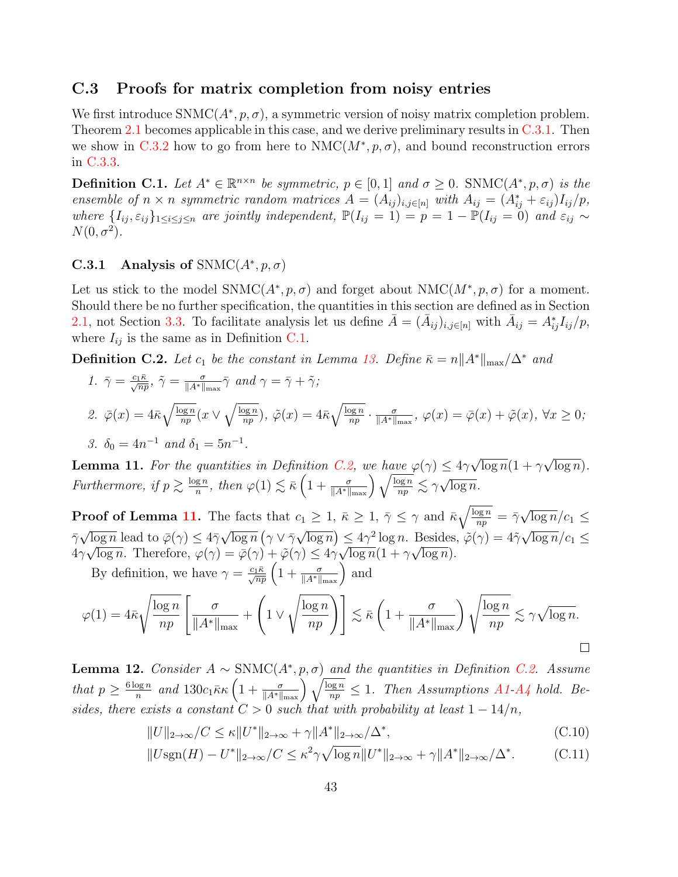## C.3 Proofs for matrix completion from noisy entries

We first introduce $\mathrm{SNMC}(A^*, p, \sigma)$, a symmetric version of noisy matrix completion problem. Theorem 2.1 becomes applicable in this case, and we derive preliminary results in C.3.1. Then we show in C.3.2 how to go from here to $\mathrm{NMC}(M^*, p, \sigma)$, and bound reconstruction errors in C.3.3.

**Definition C.1.** *Let $A^* \in \mathbb{R}^{n\times n}$ be symmetric, $p \in [0,1]$ and $\sigma \geq 0$. $\mathrm{SNMC}(A^*, p, \sigma)$ is the ensemble of $n \times n$ symmetric random matrices $A = (A_{ij})_{i,j\in[n]}$ with $A_{ij} = (A^*_{ij} + \varepsilon_{ij})I_{ij}/p$, where $\{I_{ij}, \varepsilon_{ij}\}_{1\leq i\leq j\leq n}$ are jointly independent, $\mathbb{P}(I_{ij} = 1) = p = 1 - \mathbb{P}(I_{ij} = 0)$ and $\varepsilon_{ij} \sim N(0, \sigma^2)$.*

### C.3.1 Analysis of $\mathrm{SNMC}(A^*, p, \sigma)$

Let us stick to the model $\mathrm{SNMC}(A^*, p, \sigma)$ and forget about $\mathrm{NMC}(M^*, p, \sigma)$ for a moment. Should there be no further specification, the quantities in this section are defined as in Section 2.1, not Section 3.3. To facilitate analysis let us define $\bar{A} = (\bar{A}_{ij})_{i,j\in[n]}$ with $\bar{A}_{ij} = A^*_{ij}I_{ij}/p$, where $I_{ij}$ is the same as in Definition C.1.

**Definition C.2.** *Let $c_1$ be the constant in Lemma 13. Define $\bar{\kappa} = n\|A^*\|_{\max}/\Delta^*$ and*

1. *$\bar{\gamma} = \frac{c_1\bar{\kappa}}{\sqrt{np}}$, $\tilde{\gamma} = \frac{\sigma}{\|A^*\|_{\max}}\bar{\gamma}$ and $\gamma = \bar{\gamma} + \tilde{\gamma}$;*
2. *$\bar{\varphi}(x) = 4\bar{\kappa}\sqrt{\frac{\log n}{np}}\left(x \vee \sqrt{\frac{\log n}{np}}\right)$, $\tilde{\varphi}(x) = 4\bar{\kappa}\sqrt{\frac{\log n}{np}} \cdot \frac{\sigma}{\|A^*\|_{\max}}$, $\varphi(x) = \bar{\varphi}(x) + \tilde{\varphi}(x)$, $\forall x \geq 0$;*
3. *$\delta_0 = 4n^{-1}$ and $\delta_1 = 5n^{-1}$.*

**Lemma 11.** *For the quantities in Definition C.2, we have $\varphi(\gamma) \leq 4\gamma\sqrt{\log n}(1 + \gamma\sqrt{\log n})$. Furthermore, if $p \gtrsim \frac{\log n}{n}$, then $\varphi(1) \lesssim \bar{\kappa}\left(1 + \frac{\sigma}{\|A^*\|_{\max}}\right)\sqrt{\frac{\log n}{np}} \lesssim \gamma\sqrt{\log n}$.*

**Proof of Lemma 11.** The facts that $c_1 \geq 1$, $\bar{\kappa} \geq 1$, $\bar{\gamma} \leq \gamma$ and $\bar{\kappa}\sqrt{\frac{\log n}{np}} = \bar{\gamma}\sqrt{\log n}/c_1 \leq \bar{\gamma}\sqrt{\log n}$ lead to $\bar{\varphi}(\gamma) \leq 4\bar{\gamma}\sqrt{\log n}\left(\gamma \vee \bar{\gamma}\sqrt{\log n}\right) \leq 4\gamma^2\log n$. Besides, $\tilde{\varphi}(\gamma) = 4\tilde{\gamma}\sqrt{\log n}/c_1 \leq 4\gamma\sqrt{\log n}$. Therefore, $\varphi(\gamma) = \bar{\varphi}(\gamma) + \tilde{\varphi}(\gamma) \leq 4\gamma\sqrt{\log n}(1 + \gamma\sqrt{\log n})$.

By definition, we have $\gamma = \frac{c_1\bar{\kappa}}{\sqrt{np}}\left(1 + \frac{\sigma}{\|A^*\|_{\max}}\right)$ and

$$\varphi(1) = 4\bar{\kappa}\sqrt{\frac{\log n}{np}}\left[\frac{\sigma}{\|A^*\|_{\max}} + \left(1 \vee \sqrt{\frac{\log n}{np}}\right)\right] \lesssim \bar{\kappa}\left(1 + \frac{\sigma}{\|A^*\|_{\max}}\right)\sqrt{\frac{\log n}{np}} \lesssim \gamma\sqrt{\log n}.$$

$\square$

**Lemma 12.** *Consider $A \sim \mathrm{SNMC}(A^*, p, \sigma)$ and the quantities in Definition C.2. Assume that $p \geq \frac{6\log n}{n}$ and $130c_1\bar{\kappa}\kappa\left(1 + \frac{\sigma}{\|A^*\|_{\max}}\right)\sqrt{\frac{\log n}{np}} \leq 1$. Then Assumptions A1-A4 hold. Besides, there exists a constant $C > 0$ such that with probability at least $1 - 14/n$,*

$$\|U\|_{2\to\infty}/C \leq \kappa\|U^*\|_{2\to\infty} + \gamma\|A^*\|_{2\to\infty}/\Delta^*, \tag{C.10}$$

$$\|U\mathrm{sgn}(H) - U^*\|_{2\to\infty}/C \leq \kappa^2\gamma\sqrt{\log n}\|U^*\|_{2\to\infty} + \gamma\|A^*\|_{2\to\infty}/\Delta^*. \tag{C.11}$$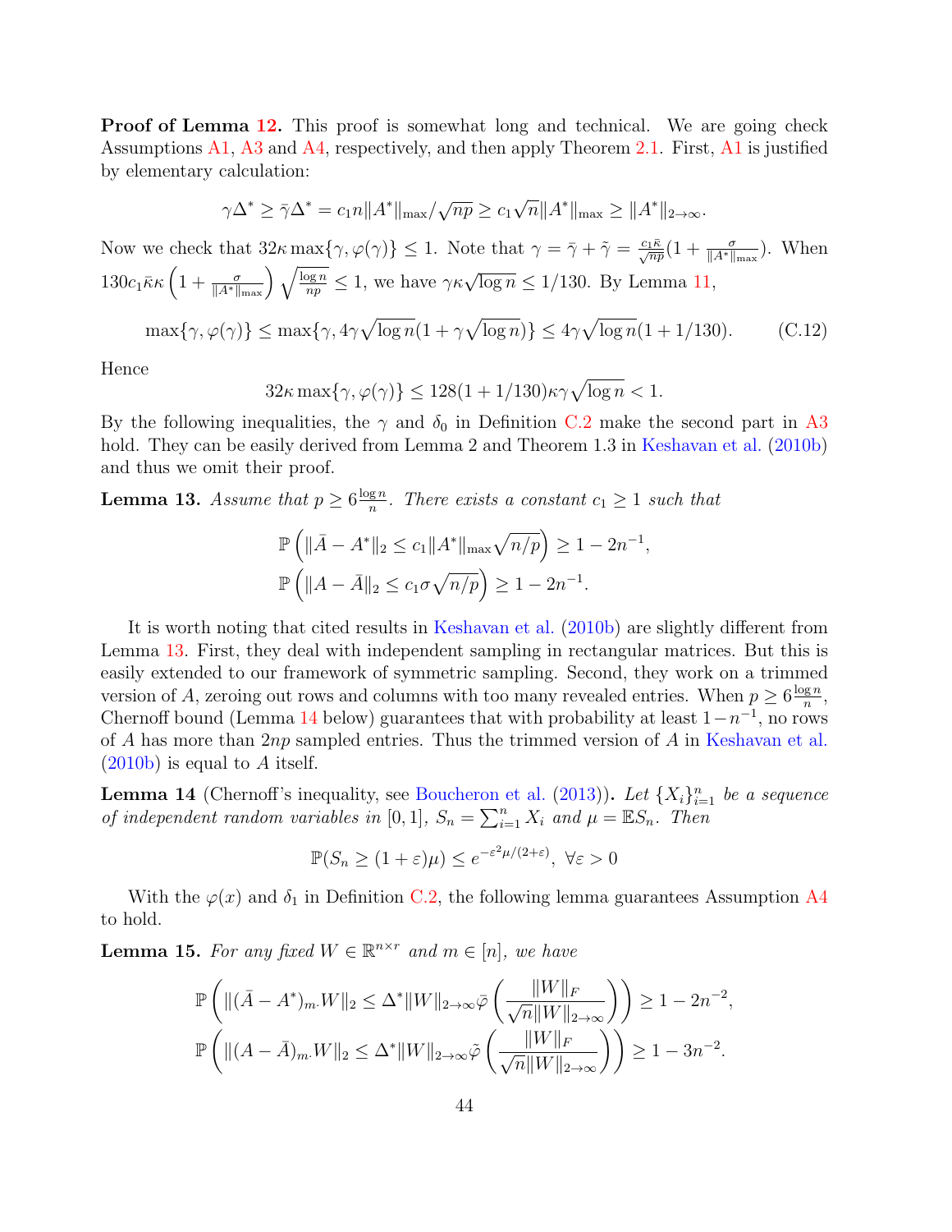**Proof of Lemma 12.** This proof is somewhat long and technical. We are going check Assumptions A1, A3 and A4, respectively, and then apply Theorem 2.1. First, A1 is justified by elementary calculation:

$$\gamma\Delta^* \geq \bar{\gamma}\Delta^* = c_1 n\|A^*\|_{\max}/\sqrt{np} \geq c_1\sqrt{n}\|A^*\|_{\max} \geq \|A^*\|_{2\to\infty}.$$

Now we check that $32\kappa\max\{\gamma,\varphi(\gamma)\} \leq 1$. Note that $\gamma = \bar{\gamma} + \tilde{\gamma} = \frac{c_1\bar{\kappa}}{\sqrt{np}}(1 + \frac{\sigma}{\|A^*\|_{\max}})$. When $130c_1\bar{\kappa}\kappa\left(1 + \frac{\sigma}{\|A^*\|_{\max}}\right)\sqrt{\frac{\log n}{np}} \leq 1$, we have $\gamma\kappa\sqrt{\log n} \leq 1/130$. By Lemma 11,

$$\max\{\gamma,\varphi(\gamma)\} \leq \max\{\gamma, 4\gamma\sqrt{\log n}(1+\gamma\sqrt{\log n})\} \leq 4\gamma\sqrt{\log n}(1+1/130). \tag{C.12}$$

Hence

$$32\kappa\max\{\gamma,\varphi(\gamma)\} \leq 128(1+1/130)\kappa\gamma\sqrt{\log n} < 1.$$

By the following inequalities, the $\gamma$ and $\delta_0$ in Definition C.2 make the second part in A3 hold. They can be easily derived from Lemma 2 and Theorem 1.3 in Keshavan et al. (2010b) and thus we omit their proof.

**Lemma 13.** *Assume that $p \geq 6\frac{\log n}{n}$. There exists a constant $c_1 \geq 1$ such that*

$$\mathbb{P}\left(\|\bar{A} - A^*\|_2 \leq c_1\|A^*\|_{\max}\sqrt{n/p}\right) \geq 1 - 2n^{-1},$$
$$\mathbb{P}\left(\|A - \bar{A}\|_2 \leq c_1\sigma\sqrt{n/p}\right) \geq 1 - 2n^{-1}.$$

It is worth noting that cited results in Keshavan et al. (2010b) are slightly different from Lemma 13. First, they deal with independent sampling in rectangular matrices. But this is easily extended to our framework of symmetric sampling. Second, they work on a trimmed version of $A$, zeroing out rows and columns with too many revealed entries. When $p \geq 6\frac{\log n}{n}$, Chernoff bound (Lemma 14 below) guarantees that with probability at least $1-n^{-1}$, no rows of $A$ has more than $2np$ sampled entries. Thus the trimmed version of $A$ in Keshavan et al. (2010b) is equal to $A$ itself.

**Lemma 14** (Chernoff's inequality, see Boucheron et al. (2013))**.** *Let $\{X_i\}_{i=1}^n$ be a sequence of independent random variables in $[0,1]$, $S_n = \sum_{i=1}^n X_i$ and $\mu = \mathbb{E}S_n$. Then*

$$\mathbb{P}(S_n \geq (1+\varepsilon)\mu) \leq e^{-\varepsilon^2\mu/(2+\varepsilon)},\ \forall\varepsilon > 0$$

With the $\varphi(x)$ and $\delta_1$ in Definition C.2, the following lemma guarantees Assumption A4 to hold.

**Lemma 15.** *For any fixed $W \in \mathbb{R}^{n\times r}$ and $m \in [n]$, we have*

$$\mathbb{P}\left(\|(\bar{A} - A^*)_{m\cdot}W\|_2 \leq \Delta^*\|W\|_{2\to\infty}\bar{\varphi}\left(\frac{\|W\|_F}{\sqrt{n}\|W\|_{2\to\infty}}\right)\right) \geq 1 - 2n^{-2},$$
$$\mathbb{P}\left(\|(A - \bar{A})_{m\cdot}W\|_2 \leq \Delta^*\|W\|_{2\to\infty}\tilde{\varphi}\left(\frac{\|W\|_F}{\sqrt{n}\|W\|_{2\to\infty}}\right)\right) \geq 1 - 3n^{-2}.$$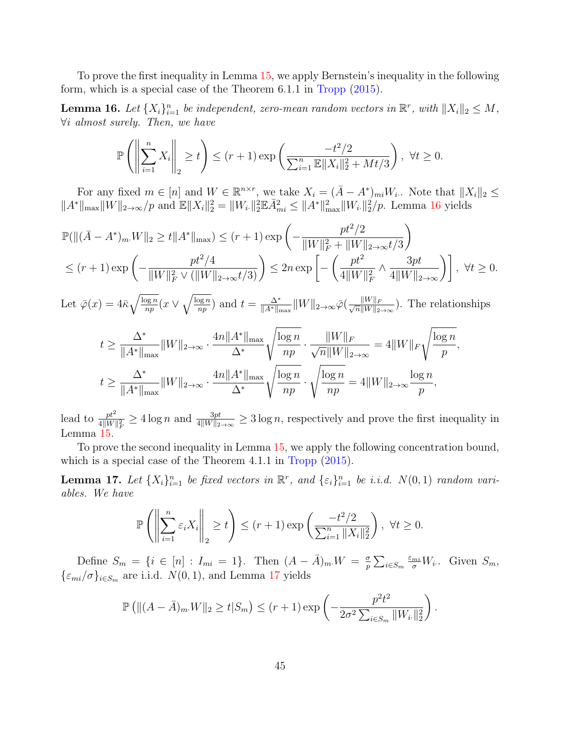To prove the first inequality in Lemma 15, we apply Bernstein's inequality in the following form, which is a special case of the Theorem 6.1.1 in Tropp (2015).

**Lemma 16.** *Let $\{X_i\}_{i=1}^n$ be independent, zero-mean random vectors in $\mathbb{R}^r$, with $\|X_i\|_2 \leq M$, $\forall i$ almost surely. Then, we have*

$$
\mathbb{P}\left( \left\| \sum_{i=1}^n X_i \right\|_2 \geq t \right) \leq (r+1) \exp\left( \frac{-t^2/2}{\sum_{i=1}^n \mathbb{E}\|X_i\|_2^2 + Mt/3} \right), \ \forall t \geq 0.
$$

For any fixed $m \in [n]$ and $W \in \mathbb{R}^{n \times r}$, we take $X_i = (\bar{A} - A^*)_{mi} W_{i\cdot}$. Note that $\|X_i\|_2 \leq \|A^*\|_{\max} \|W\|_{2\to\infty}/p$ and $\mathbb{E}\|X_i\|_2^2 = \|W_{i\cdot}\|_2^2 \mathbb{E}\bar{A}_{mi}^2 \leq \|A^*\|_{\max}^2 \|W_{i\cdot}\|_2^2/p$. Lemma 16 yields

$$
\begin{aligned}
&\mathbb{P}(\|(\bar{A} - A^*)_{m\cdot} W\|_2 \geq t\|A^*\|_{\max}) \leq (r+1) \exp\left( -\frac{pt^2/2}{\|W\|_F^2 + \|W\|_{2\to\infty} t/3} \right) \\
&\leq (r+1) \exp\left( -\frac{pt^2/4}{\|W\|_F^2 \vee (\|W\|_{2\to\infty} t/3)} \right) \leq 2n \exp\left[ -\left( \frac{pt^2}{4\|W\|_F^2} \wedge \frac{3pt}{4\|W\|_{2\to\infty}} \right) \right], \ \forall t \geq 0.
\end{aligned}
$$

Let $\bar{\varphi}(x) = 4\bar{\kappa}\sqrt{\frac{\log n}{np}}(x \vee \sqrt{\frac{\log n}{np}})$ and $t = \frac{\Delta^*}{\|A^*\|_{\max}} \|W\|_{2\to\infty} \bar{\varphi}(\frac{\|W\|_F}{\sqrt{n}\|W\|_{2\to\infty}})$. The relationships

$$
\begin{aligned}
t &\geq \frac{\Delta^*}{\|A^*\|_{\max}} \|W\|_{2\to\infty} \cdot \frac{4n\|A^*\|_{\max}}{\Delta^*} \sqrt{\frac{\log n}{np}} \cdot \frac{\|W\|_F}{\sqrt{n}\|W\|_{2\to\infty}} = 4\|W\|_F \sqrt{\frac{\log n}{p}}, \\
t &\geq \frac{\Delta^*}{\|A^*\|_{\max}} \|W\|_{2\to\infty} \cdot \frac{4n\|A^*\|_{\max}}{\Delta^*} \sqrt{\frac{\log n}{np}} \cdot \sqrt{\frac{\log n}{np}} = 4\|W\|_{2\to\infty} \frac{\log n}{p},
\end{aligned}
$$

lead to $\frac{pt^2}{4\|W\|_F^2} \geq 4\log n$ and $\frac{3pt}{4\|W\|_{2\to\infty}} \geq 3\log n$, respectively and prove the first inequality in Lemma 15.

To prove the second inequality in Lemma 15, we apply the following concentration bound, which is a special case of the Theorem 4.1.1 in Tropp (2015).

**Lemma 17.** *Let $\{X_i\}_{i=1}^n$ be fixed vectors in $\mathbb{R}^r$, and $\{\varepsilon_i\}_{i=1}^n$ be i.i.d. $N(0,1)$ random variables. We have*

$$
\mathbb{P}\left( \left\| \sum_{i=1}^n \varepsilon_i X_i \right\|_2 \geq t \right) \leq (r+1) \exp\left( \frac{-t^2/2}{\sum_{i=1}^n \|X_i\|_2^2} \right), \ \forall t \geq 0.
$$

Define $S_m = \{i \in [n] : I_{mi} = 1\}$. Then $(A - \bar{A})_{m\cdot} W = \frac{\sigma}{p} \sum_{i \in S_m} \frac{\varepsilon_{mi}}{\sigma} W_{i\cdot}$. Given $S_m$, $\{\varepsilon_{mi}/\sigma\}_{i \in S_m}$ are i.i.d. $N(0,1)$, and Lemma 17 yields

$$
\mathbb{P}\left( \|(A - \bar{A})_{m\cdot} W\|_2 \geq t | S_m \right) \leq (r+1) \exp\left( -\frac{p^2 t^2}{2\sigma^2 \sum_{i \in S_m} \|W_{i\cdot}\|_2^2} \right).
$$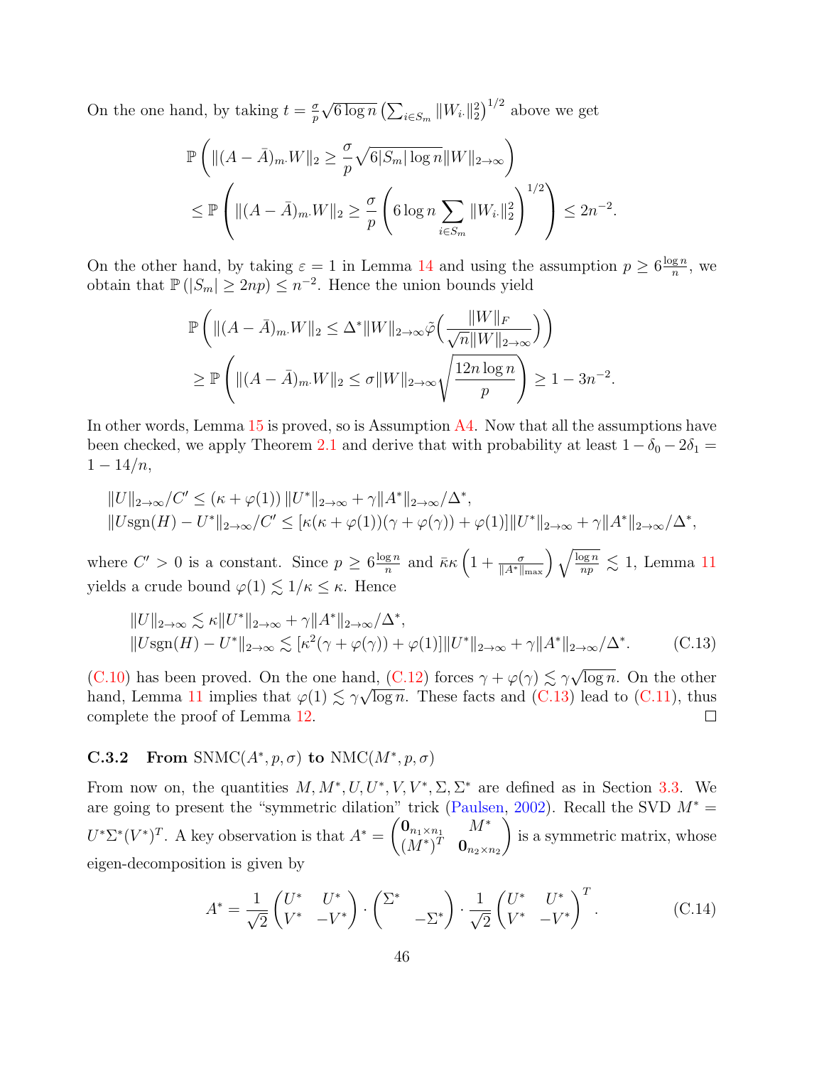On the one hand, by taking $t = \frac{\sigma}{p}\sqrt{6\log n}\left(\sum_{i\in S_m}\|W_{i\cdot}\|_2^2\right)^{1/2}$ above we get

$$
\begin{aligned}
&\mathbb{P}\left(\|(A-\bar{A})_{m\cdot}W\|_2 \geq \frac{\sigma}{p}\sqrt{6|S_m|\log n}\|W\|_{2\to\infty}\right) \\
&\leq \mathbb{P}\left(\|(A-\bar{A})_{m\cdot}W\|_2 \geq \frac{\sigma}{p}\left(6\log n\sum_{i\in S_m}\|W_{i\cdot}\|_2^2\right)^{1/2}\right) \leq 2n^{-2}.
\end{aligned}
$$

On the other hand, by taking $\varepsilon = 1$ in Lemma 14 and using the assumption $p \geq 6\frac{\log n}{n}$, we obtain that $\mathbb{P}(|S_m| \geq 2np) \leq n^{-2}$. Hence the union bounds yield

$$
\begin{aligned}
&\mathbb{P}\left(\|(A-\bar{A})_{m\cdot}W\|_2 \leq \Delta^*\|W\|_{2\to\infty}\tilde{\varphi}\Big(\frac{\|W\|_F}{\sqrt{n}\|W\|_{2\to\infty}}\Big)\right) \\
&\geq \mathbb{P}\left(\|(A-\bar{A})_{m\cdot}W\|_2 \leq \sigma\|W\|_{2\to\infty}\sqrt{\frac{12n\log n}{p}}\right) \geq 1-3n^{-2}.
\end{aligned}
$$

In other words, Lemma 15 is proved, so is Assumption A4. Now that all the assumptions have been checked, we apply Theorem 2.1 and derive that with probability at least $1-\delta_0-2\delta_1 = 1-14/n$,

$$
\begin{aligned}
&\|U\|_{2\to\infty}/C' \leq (\kappa+\varphi(1))\|U^*\|_{2\to\infty} + \gamma\|A^*\|_{2\to\infty}/\Delta^*, \\
&\|U\mathrm{sgn}(H)-U^*\|_{2\to\infty}/C' \leq [\kappa(\kappa+\varphi(1))(\gamma+\varphi(\gamma))+\varphi(1)]\|U^*\|_{2\to\infty} + \gamma\|A^*\|_{2\to\infty}/\Delta^*,
\end{aligned}
$$

where $C' > 0$ is a constant. Since $p \geq 6\frac{\log n}{n}$ and $\bar{\kappa}\kappa\left(1+\frac{\sigma}{\|A^*\|_{\max}}\right)\sqrt{\frac{\log n}{np}} \lesssim 1$, Lemma 11 yields a crude bound $\varphi(1) \lesssim 1/\kappa \leq \kappa$. Hence

$$
\begin{aligned}
&\|U\|_{2\to\infty} \lesssim \kappa\|U^*\|_{2\to\infty} + \gamma\|A^*\|_{2\to\infty}/\Delta^*, \\
&\|U\mathrm{sgn}(H)-U^*\|_{2\to\infty} \lesssim [\kappa^2(\gamma+\varphi(\gamma))+\varphi(1)]\|U^*\|_{2\to\infty} + \gamma\|A^*\|_{2\to\infty}/\Delta^*.
\end{aligned}
\tag{C.13}
$$

(C.10) has been proved. On the one hand, (C.12) forces $\gamma+\varphi(\gamma) \lesssim \gamma\sqrt{\log n}$. On the other hand, Lemma 11 implies that $\varphi(1) \lesssim \gamma\sqrt{\log n}$. These facts and (C.13) lead to (C.11), thus complete the proof of Lemma 12. □

### C.3.2 From SNMC$(A^*, p, \sigma)$ to NMC$(M^*, p, \sigma)$

From now on, the quantities $M, M^*, U, U^*, V, V^*, \Sigma, \Sigma^*$ are defined as in Section 3.3. We are going to present the "symmetric dilation" trick (Paulsen, 2002). Recall the SVD $M^* = U^*\Sigma^*(V^*)^T$. A key observation is that $A^* = \begin{pmatrix} \mathbf{0}_{n_1\times n_1} & M^* \\ (M^*)^T & \mathbf{0}_{n_2\times n_2}\end{pmatrix}$ is a symmetric matrix, whose eigen-decomposition is given by

$$
A^* = \frac{1}{\sqrt{2}}\begin{pmatrix} U^* & U^* \\ V^* & -V^*\end{pmatrix}\cdot\begin{pmatrix}\Sigma^* & \\ & -\Sigma^*\end{pmatrix}\cdot\frac{1}{\sqrt{2}}\begin{pmatrix} U^* & U^* \\ V^* & -V^*\end{pmatrix}^T.
\tag{C.14}
$$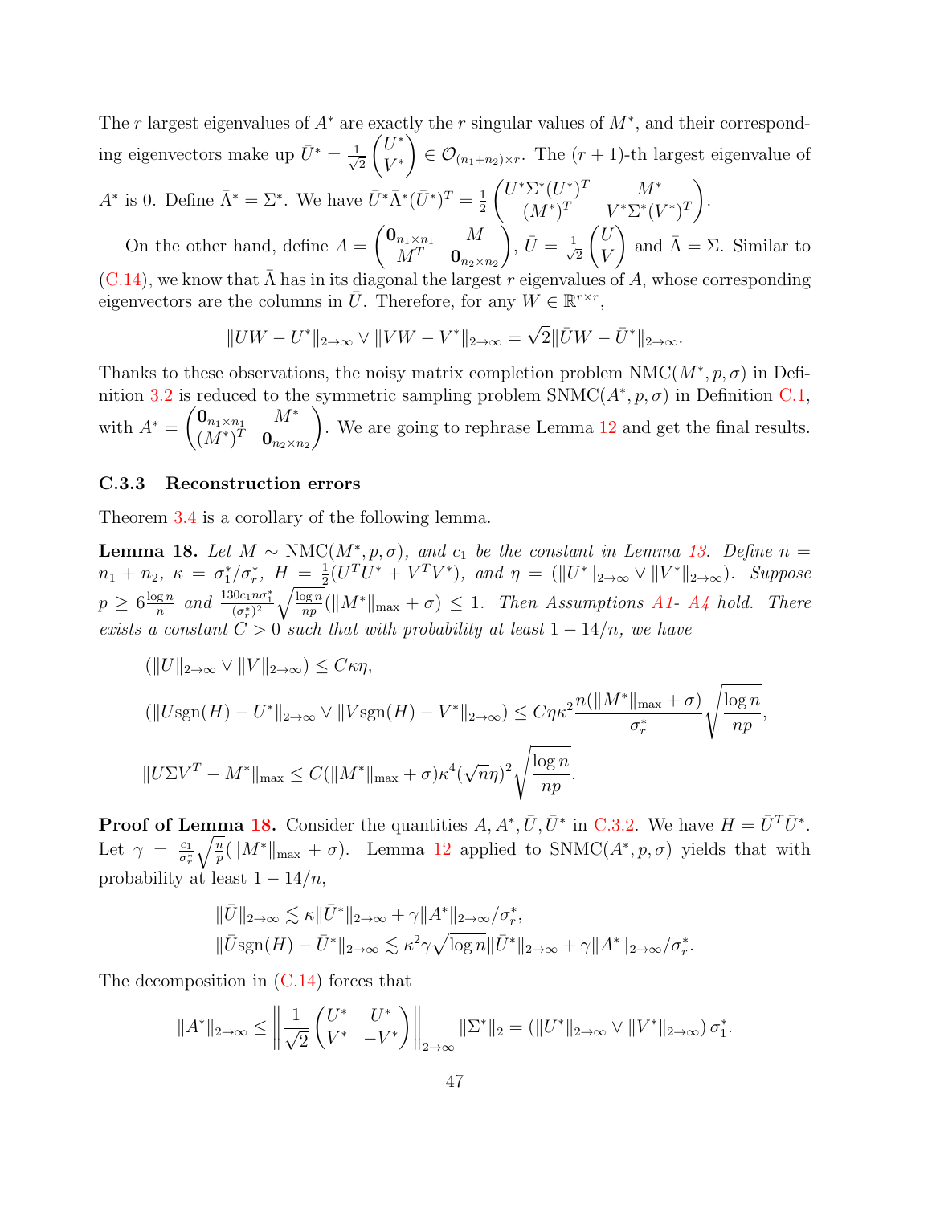The $r$ largest eigenvalues of $A^*$ are exactly the $r$ singular values of $M^*$, and their corresponding eigenvectors make up $\bar{U}^* = \frac{1}{\sqrt{2}}\begin{pmatrix} U^* \\ V^* \end{pmatrix} \in \mathcal{O}_{(n_1+n_2)\times r}$. The $(r+1)$-th largest eigenvalue of $A^*$ is 0. Define $\bar{\Lambda}^* = \Sigma^*$. We have $\bar{U}^*\bar{\Lambda}^*(\bar{U}^*)^T = \frac{1}{2}\begin{pmatrix} U^*\Sigma^*(U^*)^T & M^* \\ (M^*)^T & V^*\Sigma^*(V^*)^T \end{pmatrix}$.

On the other hand, define $A = \begin{pmatrix} \mathbf{0}_{n_1\times n_1} & M \\ M^T & \mathbf{0}_{n_2\times n_2} \end{pmatrix}$, $\bar{U} = \frac{1}{\sqrt{2}}\begin{pmatrix} U \\ V \end{pmatrix}$ and $\bar{\Lambda} = \Sigma$. Similar to (C.14), we know that $\bar{\Lambda}$ has in its diagonal the largest $r$ eigenvalues of $A$, whose corresponding eigenvectors are the columns in $\bar{U}$. Therefore, for any $W \in \mathbb{R}^{r\times r}$,

$$\|UW - U^*\|_{2\to\infty} \vee \|VW - V^*\|_{2\to\infty} = \sqrt{2}\|\bar{U}W - \bar{U}^*\|_{2\to\infty}.$$

Thanks to these observations, the noisy matrix completion problem $\mathrm{NMC}(M^*, p, \sigma)$ in Definition 3.2 is reduced to the symmetric sampling problem $\mathrm{SNMC}(A^*, p, \sigma)$ in Definition C.1, with $A^* = \begin{pmatrix} \mathbf{0}_{n_1\times n_1} & M^* \\ (M^*)^T & \mathbf{0}_{n_2\times n_2} \end{pmatrix}$. We are going to rephrase Lemma 12 and get the final results.

### C.3.3 Reconstruction errors

Theorem 3.4 is a corollary of the following lemma.

**Lemma 18.** *Let $M \sim \mathrm{NMC}(M^*, p, \sigma)$, and $c_1$ be the constant in Lemma 13. Define $n = n_1 + n_2$, $\kappa = \sigma_1^*/\sigma_r^*$, $H = \frac{1}{2}(U^TU^* + V^TV^*)$, and $\eta = (\|U^*\|_{2\to\infty} \vee \|V^*\|_{2\to\infty})$. Suppose $p \geq 6\frac{\log n}{n}$ and $\frac{130c_1 n\sigma_1^*}{(\sigma_r^*)^2}\sqrt{\frac{\log n}{np}}(\|M^*\|_{\max} + \sigma) \leq 1$. Then Assumptions A1- A4 hold. There exists a constant $C > 0$ such that with probability at least $1 - 14/n$, we have*

$$(\|U\|_{2\to\infty} \vee \|V\|_{2\to\infty}) \leq C\kappa\eta,$$

$$(\|U\mathrm{sgn}(H) - U^*\|_{2\to\infty} \vee \|V\mathrm{sgn}(H) - V^*\|_{2\to\infty}) \leq C\eta\kappa^2\frac{n(\|M^*\|_{\max} + \sigma)}{\sigma_r^*}\sqrt{\frac{\log n}{np}},$$

$$\|U\Sigma V^T - M^*\|_{\max} \leq C(\|M^*\|_{\max} + \sigma)\kappa^4(\sqrt{n}\eta)^2\sqrt{\frac{\log n}{np}}.$$

**Proof of Lemma 18.** Consider the quantities $A, A^*, \bar{U}, \bar{U}^*$ in C.3.2. We have $H = \bar{U}^T\bar{U}^*$. Let $\gamma = \frac{c_1}{\sigma_r^*}\sqrt{\frac{n}{p}}(\|M^*\|_{\max} + \sigma)$. Lemma 12 applied to $\mathrm{SNMC}(A^*, p, \sigma)$ yields that with probability at least $1 - 14/n$,

$$\|\bar{U}\|_{2\to\infty} \lesssim \kappa\|\bar{U}^*\|_{2\to\infty} + \gamma\|A^*\|_{2\to\infty}/\sigma_r^*,$$
$$\|\bar{U}\mathrm{sgn}(H) - \bar{U}^*\|_{2\to\infty} \lesssim \kappa^2\gamma\sqrt{\log n}\|\bar{U}^*\|_{2\to\infty} + \gamma\|A^*\|_{2\to\infty}/\sigma_r^*.$$

The decomposition in (C.14) forces that

$$\|A^*\|_{2\to\infty} \leq \left\| \frac{1}{\sqrt{2}}\begin{pmatrix} U^* & U^* \\ V^* & -V^* \end{pmatrix} \right\|_{2\to\infty} \|\Sigma^*\|_2 = (\|U^*\|_{2\to\infty} \vee \|V^*\|_{2\to\infty})\,\sigma_1^*.$$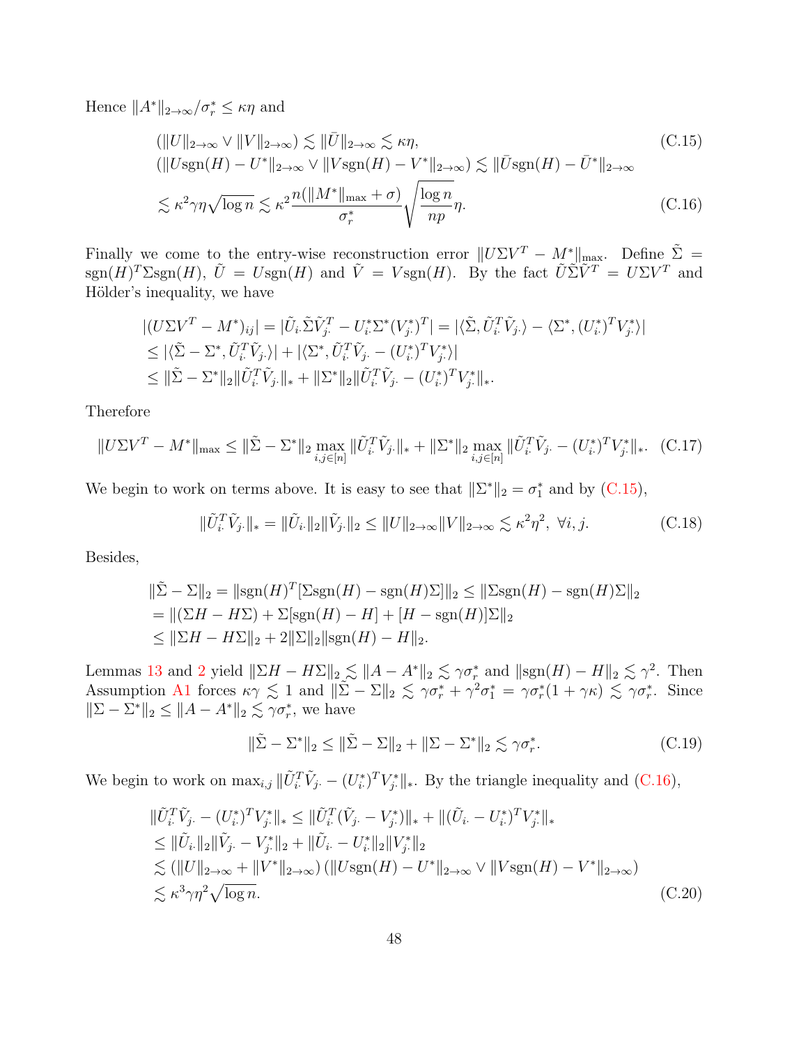Hence $\|A^*\|_{2\to\infty}/\sigma_r^* \le \kappa\eta$ and

$$
(\|U\|_{2\to\infty} \vee \|V\|_{2\to\infty}) \lesssim \|\bar{U}\|_{2\to\infty} \lesssim \kappa\eta, \tag{C.15}
$$

$$
\begin{aligned}
&(\|U\mathrm{sgn}(H) - U^*\|_{2\to\infty} \vee \|V\mathrm{sgn}(H) - V^*\|_{2\to\infty}) \lesssim \|\bar{U}\mathrm{sgn}(H) - \bar{U}^*\|_{2\to\infty} \\
&\lesssim \kappa^2\gamma\eta\sqrt{\log n} \lesssim \kappa^2 \frac{n(\|M^*\|_{\max} + \sigma)}{\sigma_r^*}\sqrt{\frac{\log n}{np}}\eta.
\end{aligned} \tag{C.16}
$$

Finally we come to the entry-wise reconstruction error $\|U\Sigma V^T - M^*\|_{\max}$. Define $\tilde{\Sigma} = \mathrm{sgn}(H)^T\Sigma\mathrm{sgn}(H)$, $\tilde{U} = U\mathrm{sgn}(H)$ and $\tilde{V} = V\mathrm{sgn}(H)$. By the fact $\tilde{U}\tilde{\Sigma}\tilde{V}^T = U\Sigma V^T$ and Hölder's inequality, we have

$$
\begin{aligned}
&|(U\Sigma V^T - M^*)_{ij}| = |\tilde{U}_{i\cdot}\tilde{\Sigma}\tilde{V}_{j\cdot}^T - U_{i\cdot}^*\Sigma^*(V_{j\cdot}^*)^T| = |\langle\tilde{\Sigma}, \tilde{U}_{i\cdot}^T\tilde{V}_{j\cdot}\rangle - \langle\Sigma^*, (U_{i\cdot}^*)^T V_{j\cdot}^*\rangle| \\
&\le |\langle\tilde{\Sigma} - \Sigma^*, \tilde{U}_{i\cdot}^T\tilde{V}_{j\cdot}\rangle| + |\langle\Sigma^*, \tilde{U}_{i\cdot}^T\tilde{V}_{j\cdot} - (U_{i\cdot}^*)^T V_{j\cdot}^*\rangle| \\
&\le \|\tilde{\Sigma} - \Sigma^*\|_2\|\tilde{U}_{i\cdot}^T\tilde{V}_{j\cdot}\|_* + \|\Sigma^*\|_2\|\tilde{U}_{i\cdot}^T\tilde{V}_{j\cdot} - (U_{i\cdot}^*)^T V_{j\cdot}^*\|_*.
\end{aligned}
$$

Therefore

$$
\|U\Sigma V^T - M^*\|_{\max} \le \|\tilde{\Sigma} - \Sigma^*\|_2 \max_{i,j\in[n]}\|\tilde{U}_{i\cdot}^T\tilde{V}_{j\cdot}\|_* + \|\Sigma^*\|_2 \max_{i,j\in[n]}\|\tilde{U}_{i\cdot}^T\tilde{V}_{j\cdot} - (U_{i\cdot}^*)^T V_{j\cdot}^*\|_*. \tag{C.17}
$$

We begin to work on terms above. It is easy to see that $\|\Sigma^*\|_2 = \sigma_1^*$ and by (C.15),

$$
\|\tilde{U}_{i\cdot}^T\tilde{V}_{j\cdot}\|_* = \|\tilde{U}_{i\cdot}\|_2\|\tilde{V}_{j\cdot}\|_2 \le \|U\|_{2\to\infty}\|V\|_{2\to\infty} \lesssim \kappa^2\eta^2, \ \forall i, j. \tag{C.18}
$$

Besides,

$$
\begin{aligned}
&\|\tilde{\Sigma} - \Sigma\|_2 = \|\mathrm{sgn}(H)^T[\Sigma\mathrm{sgn}(H) - \mathrm{sgn}(H)\Sigma]\|_2 \le \|\Sigma\mathrm{sgn}(H) - \mathrm{sgn}(H)\Sigma\|_2 \\
&= \|(\Sigma H - H\Sigma) + \Sigma[\mathrm{sgn}(H) - H] + [H - \mathrm{sgn}(H)]\Sigma\|_2 \\
&\le \|\Sigma H - H\Sigma\|_2 + 2\|\Sigma\|_2\|\mathrm{sgn}(H) - H\|_2.
\end{aligned}
$$

Lemmas 13 and 2 yield $\|\Sigma H - H\Sigma\|_2 \lesssim \|A - A^*\|_2 \lesssim \gamma\sigma_r^*$ and $\|\mathrm{sgn}(H) - H\|_2 \lesssim \gamma^2$. Then Assumption A1 forces $\kappa\gamma \lesssim 1$ and $\|\tilde{\Sigma} - \Sigma\|_2 \lesssim \gamma\sigma_r^* + \gamma^2\sigma_1^* = \gamma\sigma_r^*(1 + \gamma\kappa) \lesssim \gamma\sigma_r^*$. Since $\|\Sigma - \Sigma^*\|_2 \le \|A - A^*\|_2 \lesssim \gamma\sigma_r^*$, we have

$$
\|\tilde{\Sigma} - \Sigma^*\|_2 \le \|\tilde{\Sigma} - \Sigma\|_2 + \|\Sigma - \Sigma^*\|_2 \lesssim \gamma\sigma_r^*. \tag{C.19}
$$

We begin to work on $\max_{i,j}\|\tilde{U}_{i\cdot}^T\tilde{V}_{j\cdot} - (U_{i\cdot}^*)^T V_{j\cdot}^*\|_*$. By the triangle inequality and (C.16),

$$
\begin{aligned}
&\|\tilde{U}_{i\cdot}^T\tilde{V}_{j\cdot} - (U_{i\cdot}^*)^T V_{j\cdot}^*\|_* \le \|\tilde{U}_{i\cdot}^T(\tilde{V}_{j\cdot} - V_{j\cdot}^*)\|_* + \|(\tilde{U}_{i\cdot} - U_{i\cdot}^*)^T V_{j\cdot}^*\|_* \\
&\le \|\tilde{U}_{i\cdot}\|_2\|\tilde{V}_{j\cdot} - V_{j\cdot}^*\|_2 + \|\tilde{U}_{i\cdot} - U_{i\cdot}^*\|_2\|V_{j\cdot}^*\|_2 \\
&\lesssim (\|U\|_{2\to\infty} + \|V^*\|_{2\to\infty})\,(\|U\mathrm{sgn}(H) - U^*\|_{2\to\infty} \vee \|V\mathrm{sgn}(H) - V^*\|_{2\to\infty}) \\
&\lesssim \kappa^3\gamma\eta^2\sqrt{\log n}.
\end{aligned} \tag{C.20}
$$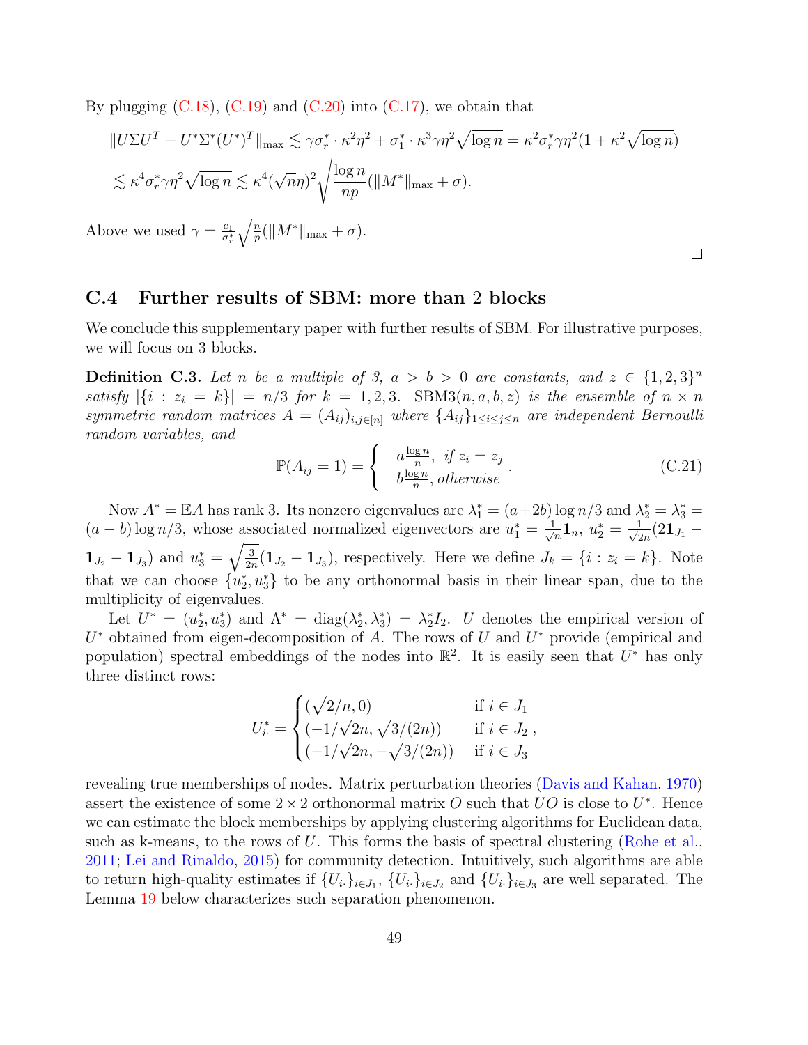By plugging (C.18), (C.19) and (C.20) into (C.17), we obtain that

$$
\begin{aligned}
\|U\Sigma U^T - U^*\Sigma^*(U^*)^T\|_{\max} &\lesssim \gamma\sigma_r^* \cdot \kappa^2\eta^2 + \sigma_1^* \cdot \kappa^3\gamma\eta^2\sqrt{\log n} = \kappa^2\sigma_r^*\gamma\eta^2(1+\kappa^2\sqrt{\log n}) \\
&\lesssim \kappa^4\sigma_r^*\gamma\eta^2\sqrt{\log n} \lesssim \kappa^4(\sqrt{n}\eta)^2\sqrt{\frac{\log n}{np}}(\|M^*\|_{\max}+\sigma).
\end{aligned}
$$

Above we used $\gamma = \frac{c_1}{\sigma_r^*}\sqrt{\frac{n}{p}}(\|M^*\|_{\max}+\sigma)$.

□

## C.4 Further results of SBM: more than 2 blocks

We conclude this supplementary paper with further results of SBM. For illustrative purposes, we will focus on 3 blocks.

**Definition C.3.** *Let $n$ be a multiple of 3, $a > b > 0$ are constants, and $z \in \{1,2,3\}^n$ satisfy $|\{i : z_i = k\}| = n/3$ for $k = 1,2,3$. SBM3$(n,a,b,z)$ is the ensemble of $n \times n$ symmetric random matrices $A = (A_{ij})_{i,j\in[n]}$ where $\{A_{ij}\}_{1\le i\le j\le n}$ are independent Bernoulli random variables, and*

$$
\mathbb{P}(A_{ij} = 1) = \begin{cases} a\frac{\log n}{n}, & \text{if } z_i = z_j \\ b\frac{\log n}{n}, & \text{otherwise} \end{cases}. \tag{C.21}
$$

Now $A^* = \mathbb{E}A$ has rank 3. Its nonzero eigenvalues are $\lambda_1^* = (a+2b)\log n/3$ and $\lambda_2^* = \lambda_3^* = (a-b)\log n/3$, whose associated normalized eigenvectors are $u_1^* = \frac{1}{\sqrt{n}}\mathbf{1}_n$, $u_2^* = \frac{1}{\sqrt{2n}}(2\mathbf{1}_{J_1} - \mathbf{1}_{J_2} - \mathbf{1}_{J_3})$ and $u_3^* = \sqrt{\frac{3}{2n}}(\mathbf{1}_{J_2} - \mathbf{1}_{J_3})$, respectively. Here we define $J_k = \{i : z_i = k\}$. Note that we can choose $\{u_2^*, u_3^*\}$ to be any orthonormal basis in their linear span, due to the multiplicity of eigenvalues.

Let $U^* = (u_2^*, u_3^*)$ and $\Lambda^* = \mathrm{diag}(\lambda_2^*, \lambda_3^*) = \lambda_2^* I_2$. $U$ denotes the empirical version of $U^*$ obtained from eigen-decomposition of $A$. The rows of $U$ and $U^*$ provide (empirical and population) spectral embeddings of the nodes into $\mathbb{R}^2$. It is easily seen that $U^*$ has only three distinct rows:

$$
U_{i\cdot}^* = \begin{cases} (\sqrt{2/n}, 0) & \text{if } i \in J_1 \\ (-1/\sqrt{2n}, \sqrt{3/(2n)}) & \text{if } i \in J_2 \\ (-1/\sqrt{2n}, -\sqrt{3/(2n)}) & \text{if } i \in J_3 \end{cases},
$$

revealing true memberships of nodes. Matrix perturbation theories (Davis and Kahan, 1970) assert the existence of some $2\times 2$ orthonormal matrix $O$ such that $UO$ is close to $U^*$. Hence we can estimate the block memberships by applying clustering algorithms for Euclidean data, such as k-means, to the rows of $U$. This forms the basis of spectral clustering (Rohe et al., 2011; Lei and Rinaldo, 2015) for community detection. Intuitively, such algorithms are able to return high-quality estimates if $\{U_{i\cdot}\}_{i\in J_1}$, $\{U_{i\cdot}\}_{i\in J_2}$ and $\{U_{i\cdot}\}_{i\in J_3}$ are well separated. The Lemma 19 below characterizes such separation phenomenon.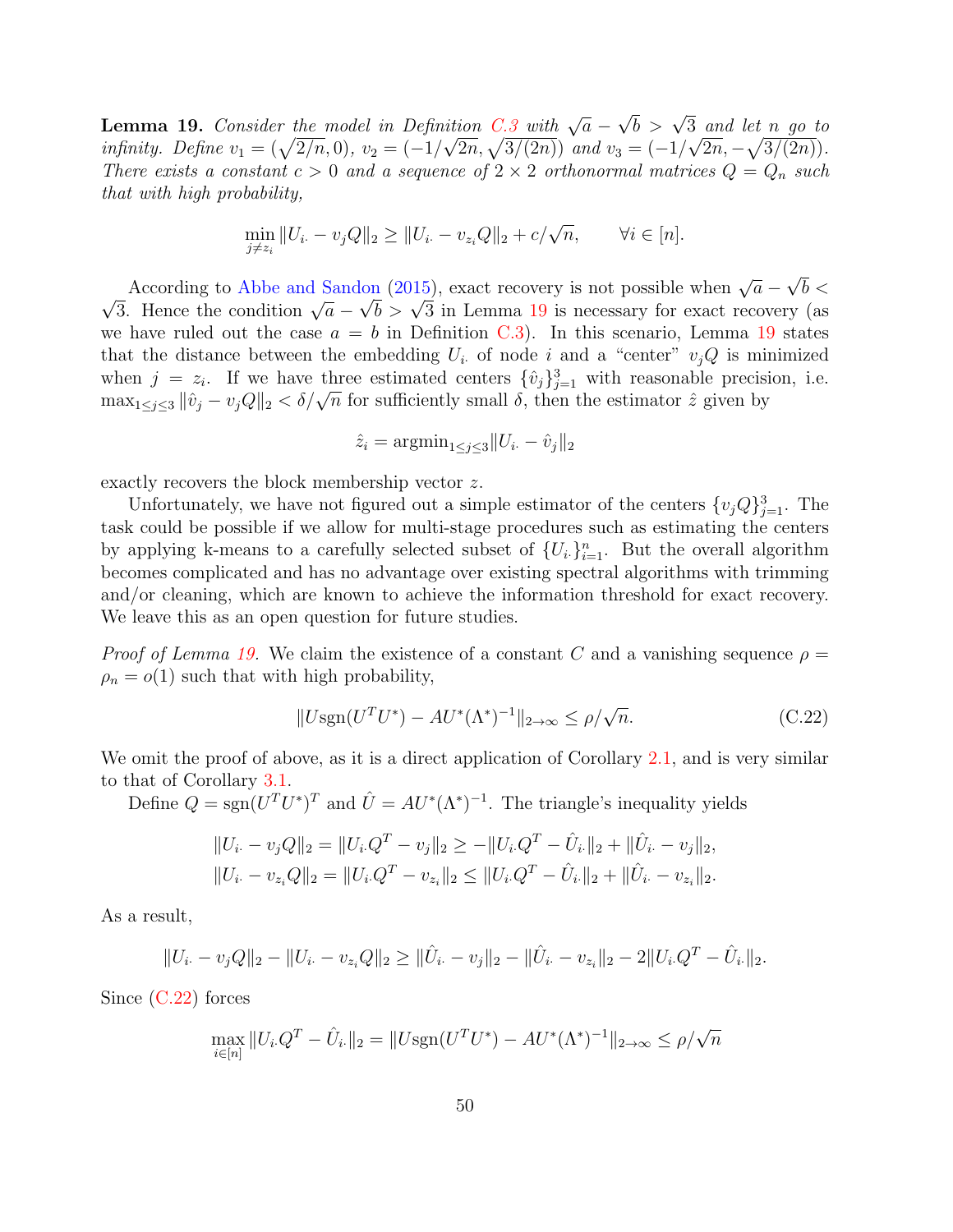**Lemma 19.** *Consider the model in Definition C.3 with $\sqrt{a} - \sqrt{b} > \sqrt{3}$ and let $n$ go to infinity. Define $v_1 = (\sqrt{2/n}, 0)$, $v_2 = (-1/\sqrt{2n}, \sqrt{3/(2n)})$ and $v_3 = (-1/\sqrt{2n}, -\sqrt{3/(2n)})$. There exists a constant $c > 0$ and a sequence of $2 \times 2$ orthonormal matrices $Q = Q_n$ such that with high probability,*

$$
\min_{j \neq z_i} \|U_{i\cdot} - v_j Q\|_2 \geq \|U_{i\cdot} - v_{z_i} Q\|_2 + c/\sqrt{n}, \qquad \forall i \in [n].
$$

According to Abbe and Sandon (2015), exact recovery is not possible when $\sqrt{a} - \sqrt{b} < \sqrt{3}$. Hence the condition $\sqrt{a} - \sqrt{b} > \sqrt{3}$ in Lemma 19 is necessary for exact recovery (as we have ruled out the case $a = b$ in Definition C.3). In this scenario, Lemma 19 states that the distance between the embedding $U_{i\cdot}$ of node $i$ and a "center" $v_j Q$ is minimized when $j = z_i$. If we have three estimated centers $\{\hat{v}_j\}_{j=1}^3$ with reasonable precision, i.e. $\max_{1 \leq j \leq 3} \|\hat{v}_j - v_j Q\|_2 < \delta/\sqrt{n}$ for sufficiently small $\delta$, then the estimator $\hat{z}$ given by

$$
\hat{z}_i = \mathrm{argmin}_{1 \leq j \leq 3} \|U_{i\cdot} - \hat{v}_j\|_2
$$

exactly recovers the block membership vector $z$.

Unfortunately, we have not figured out a simple estimator of the centers $\{v_j Q\}_{j=1}^3$. The task could be possible if we allow for multi-stage procedures such as estimating the centers by applying k-means to a carefully selected subset of $\{U_{i\cdot}\}_{i=1}^n$. But the overall algorithm becomes complicated and has no advantage over existing spectral algorithms with trimming and/or cleaning, which are known to achieve the information threshold for exact recovery. We leave this as an open question for future studies.

*Proof of Lemma 19.* We claim the existence of a constant $C$ and a vanishing sequence $\rho = \rho_n = o(1)$ such that with high probability,

$$
\|U \mathrm{sgn}(U^T U^*) - AU^*(\Lambda^*)^{-1}\|_{2\to\infty} \leq \rho/\sqrt{n}. \tag{C.22}
$$

We omit the proof of above, as it is a direct application of Corollary 2.1, and is very similar to that of Corollary 3.1.

Define $Q = \mathrm{sgn}(U^T U^*)^T$ and $\hat{U} = AU^*(\Lambda^*)^{-1}$. The triangle's inequality yields

$$
\begin{aligned}
\|U_{i\cdot} - v_j Q\|_2 &= \|U_{i\cdot} Q^T - v_j\|_2 \geq -\|U_{i\cdot} Q^T - \hat{U}_{i\cdot}\|_2 + \|\hat{U}_{i\cdot} - v_j\|_2, \\
\|U_{i\cdot} - v_{z_i} Q\|_2 &= \|U_{i\cdot} Q^T - v_{z_i}\|_2 \leq \|U_{i\cdot} Q^T - \hat{U}_{i\cdot}\|_2 + \|\hat{U}_{i\cdot} - v_{z_i}\|_2.
\end{aligned}
$$

As a result,

$$
\|U_{i\cdot} - v_j Q\|_2 - \|U_{i\cdot} - v_{z_i} Q\|_2 \geq \|\hat{U}_{i\cdot} - v_j\|_2 - \|\hat{U}_{i\cdot} - v_{z_i}\|_2 - 2\|U_{i\cdot} Q^T - \hat{U}_{i\cdot}\|_2.
$$

Since (C.22) forces

$$
\max_{i \in [n]} \|U_{i\cdot} Q^T - \hat{U}_{i\cdot}\|_2 = \|U \mathrm{sgn}(U^T U^*) - AU^*(\Lambda^*)^{-1}\|_{2\to\infty} \leq \rho/\sqrt{n}
$$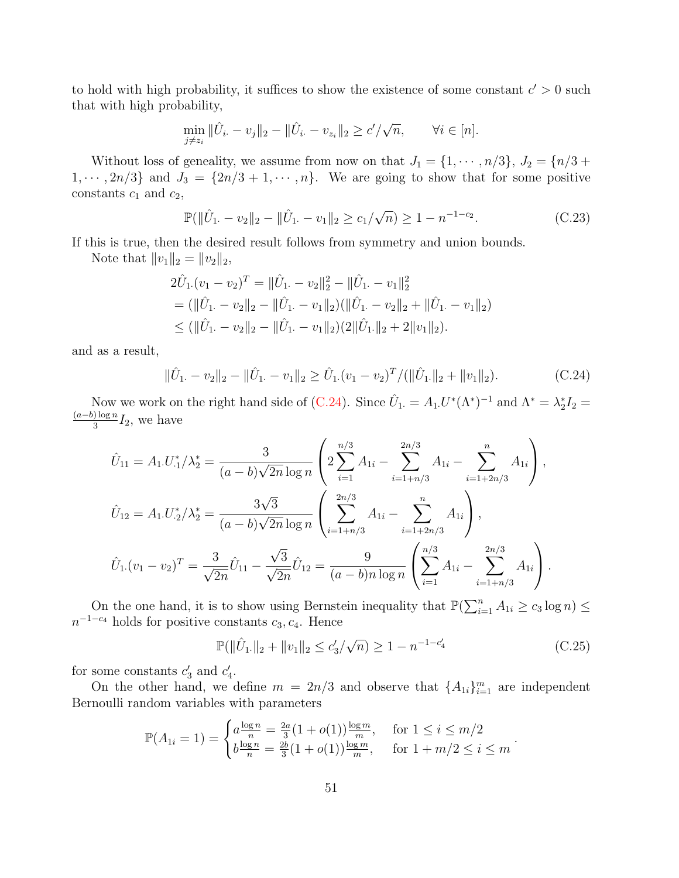to hold with high probability, it suffices to show the existence of some constant $c' > 0$ such that with high probability,

$$\min_{j \neq z_i} \|\hat{U}_{i\cdot} - v_j\|_2 - \|\hat{U}_{i\cdot} - v_{z_i}\|_2 \geq c'/\sqrt{n}, \qquad \forall i \in [n].$$

Without loss of geneality, we assume from now on that $J_1 = \{1, \cdots, n/3\}$, $J_2 = \{n/3 + 1, \cdots, 2n/3\}$ and $J_3 = \{2n/3 + 1, \cdots, n\}$. We are going to show that for some positive constants $c_1$ and $c_2$,

$$\mathbb{P}(\|\hat{U}_{1\cdot} - v_2\|_2 - \|\hat{U}_{1\cdot} - v_1\|_2 \geq c_1/\sqrt{n}) \geq 1 - n^{-1-c_2}. \tag{C.23}$$

If this is true, then the desired result follows from symmetry and union bounds.

Note that $\|v_1\|_2 = \|v_2\|_2$,

$$\begin{aligned}
2\hat{U}_{1\cdot}(v_1 - v_2)^T &= \|\hat{U}_{1\cdot} - v_2\|_2^2 - \|\hat{U}_{1\cdot} - v_1\|_2^2 \\
&= (\|\hat{U}_{1\cdot} - v_2\|_2 - \|\hat{U}_{1\cdot} - v_1\|_2)(\|\hat{U}_{1\cdot} - v_2\|_2 + \|\hat{U}_{1\cdot} - v_1\|_2) \\
&\leq (\|\hat{U}_{1\cdot} - v_2\|_2 - \|\hat{U}_{1\cdot} - v_1\|_2)(2\|\hat{U}_{1\cdot}\|_2 + 2\|v_1\|_2).
\end{aligned}$$

and as a result,

$$\|\hat{U}_{1\cdot} - v_2\|_2 - \|\hat{U}_{1\cdot} - v_1\|_2 \geq \hat{U}_{1\cdot}(v_1 - v_2)^T / (\|\hat{U}_{1\cdot}\|_2 + \|v_1\|_2). \tag{C.24}$$

Now we work on the right hand side of (C.24). Since $\hat{U}_{1\cdot} = A_{1\cdot}U^*(\Lambda^*)^{-1}$ and $\Lambda^* = \lambda_2^* I_2 = \frac{(a-b)\log n}{3} I_2$, we have

$$\begin{aligned}
\hat{U}_{11} &= A_{1\cdot}U^*_{\cdot 1}/\lambda_2^* = \frac{3}{(a-b)\sqrt{2n}\log n}\left(2\sum_{i=1}^{n/3} A_{1i} - \sum_{i=1+n/3}^{2n/3} A_{1i} - \sum_{i=1+2n/3}^{n} A_{1i}\right), \\
\hat{U}_{12} &= A_{1\cdot}U^*_{\cdot 2}/\lambda_2^* = \frac{3\sqrt{3}}{(a-b)\sqrt{2n}\log n}\left(\sum_{i=1+n/3}^{2n/3} A_{1i} - \sum_{i=1+2n/3}^{n} A_{1i}\right), \\
\hat{U}_{1\cdot}(v_1 - v_2)^T &= \frac{3}{\sqrt{2n}}\hat{U}_{11} - \frac{\sqrt{3}}{\sqrt{2n}}\hat{U}_{12} = \frac{9}{(a-b)n\log n}\left(\sum_{i=1}^{n/3} A_{1i} - \sum_{i=1+n/3}^{2n/3} A_{1i}\right).
\end{aligned}$$

On the one hand, it is to show using Bernstein inequality that $\mathbb{P}(\sum_{i=1}^n A_{1i} \geq c_3 \log n) \leq n^{-1-c_4}$ holds for positive constants $c_3, c_4$. Hence

$$\mathbb{P}(\|\hat{U}_{1\cdot}\|_2 + \|v_1\|_2 \leq c_3'/\sqrt{n}) \geq 1 - n^{-1-c_4'} \tag{C.25}$$

for some constants $c_3'$ and $c_4'$.

On the other hand, we define $m = 2n/3$ and observe that $\{A_{1i}\}_{i=1}^m$ are independent Bernoulli random variables with parameters

$$\mathbb{P}(A_{1i} = 1) = \begin{cases} a\frac{\log n}{n} = \frac{2a}{3}(1 + o(1))\frac{\log m}{m}, & \text{for } 1 \leq i \leq m/2 \\ b\frac{\log n}{n} = \frac{2b}{3}(1 + o(1))\frac{\log m}{m}, & \text{for } 1 + m/2 \leq i \leq m \end{cases}.$$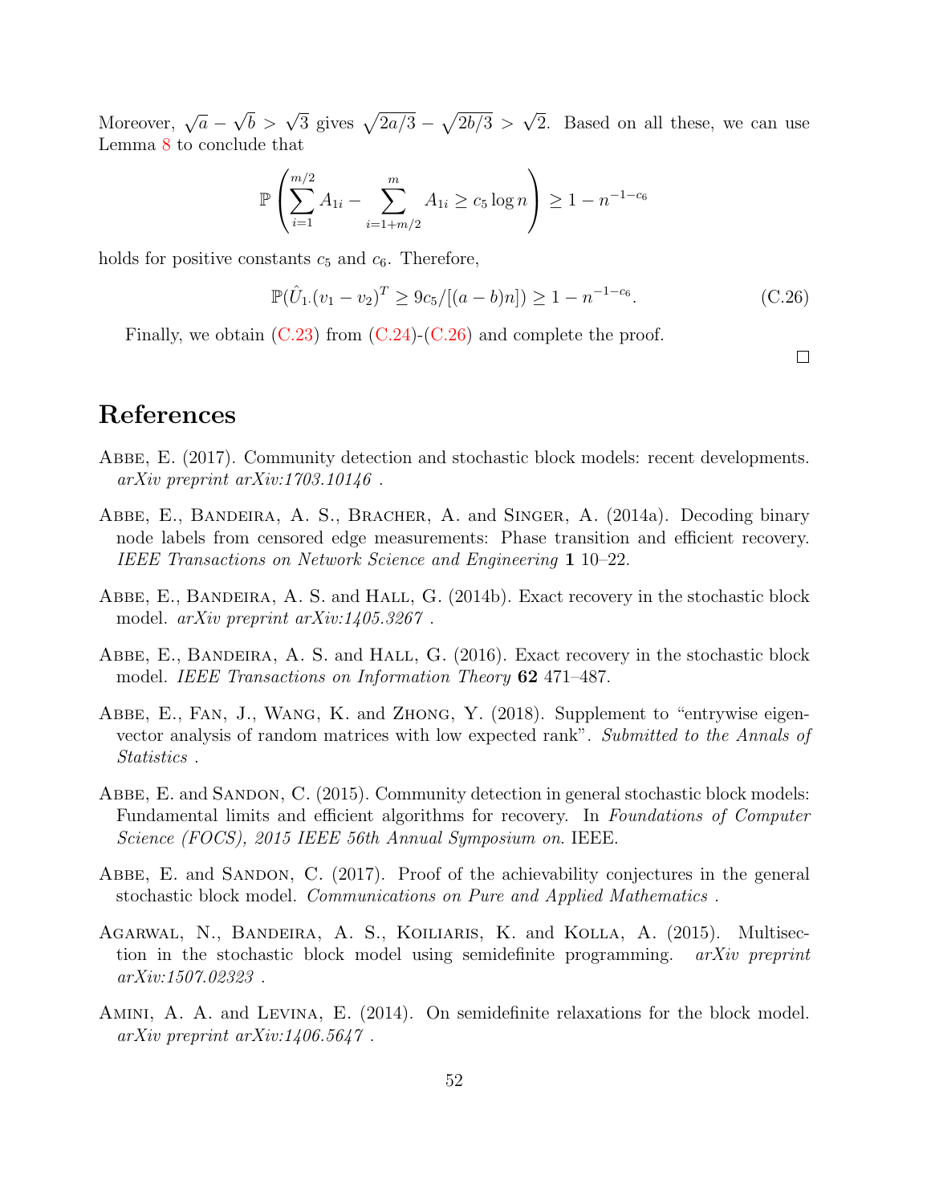Moreover, $\sqrt{a} - \sqrt{b} > \sqrt{3}$ gives $\sqrt{2a/3} - \sqrt{2b/3} > \sqrt{2}$. Based on all these, we can use Lemma 8 to conclude that

$$\mathbb{P}\left( \sum_{i=1}^{m/2} A_{1i} - \sum_{i=1+m/2}^{m} A_{1i} \geq c_5 \log n \right) \geq 1 - n^{-1-c_6}$$

holds for positive constants $c_5$ and $c_6$. Therefore,

$$\mathbb{P}(\hat{U}_{1\cdot}(v_1 - v_2)^T \geq 9c_5/[(a-b)n]) \geq 1 - n^{-1-c_6}. \tag{C.26}$$

Finally, we obtain (C.23) from (C.24)-(C.26) and complete the proof.

□

# References

Abbe, E. (2017). Community detection and stochastic block models: recent developments. *arXiv preprint arXiv:1703.10146* .

Abbe, E., Bandeira, A. S., Bracher, A. and Singer, A. (2014a). Decoding binary node labels from censored edge measurements: Phase transition and efficient recovery. *IEEE Transactions on Network Science and Engineering* **1** 10–22.

Abbe, E., Bandeira, A. S. and Hall, G. (2014b). Exact recovery in the stochastic block model. *arXiv preprint arXiv:1405.3267* .

Abbe, E., Bandeira, A. S. and Hall, G. (2016). Exact recovery in the stochastic block model. *IEEE Transactions on Information Theory* **62** 471–487.

Abbe, E., Fan, J., Wang, K. and Zhong, Y. (2018). Supplement to "entrywise eigenvector analysis of random matrices with low expected rank". *Submitted to the Annals of Statistics* .

Abbe, E. and Sandon, C. (2015). Community detection in general stochastic block models: Fundamental limits and efficient algorithms for recovery. In *Foundations of Computer Science (FOCS), 2015 IEEE 56th Annual Symposium on*. IEEE.

Abbe, E. and Sandon, C. (2017). Proof of the achievability conjectures in the general stochastic block model. *Communications on Pure and Applied Mathematics* .

Agarwal, N., Bandeira, A. S., Koiliaris, K. and Kolla, A. (2015). Multisection in the stochastic block model using semidefinite programming. *arXiv preprint arXiv:1507.02323* .

Amini, A. A. and Levina, E. (2014). On semidefinite relaxations for the block model. *arXiv preprint arXiv:1406.5647* .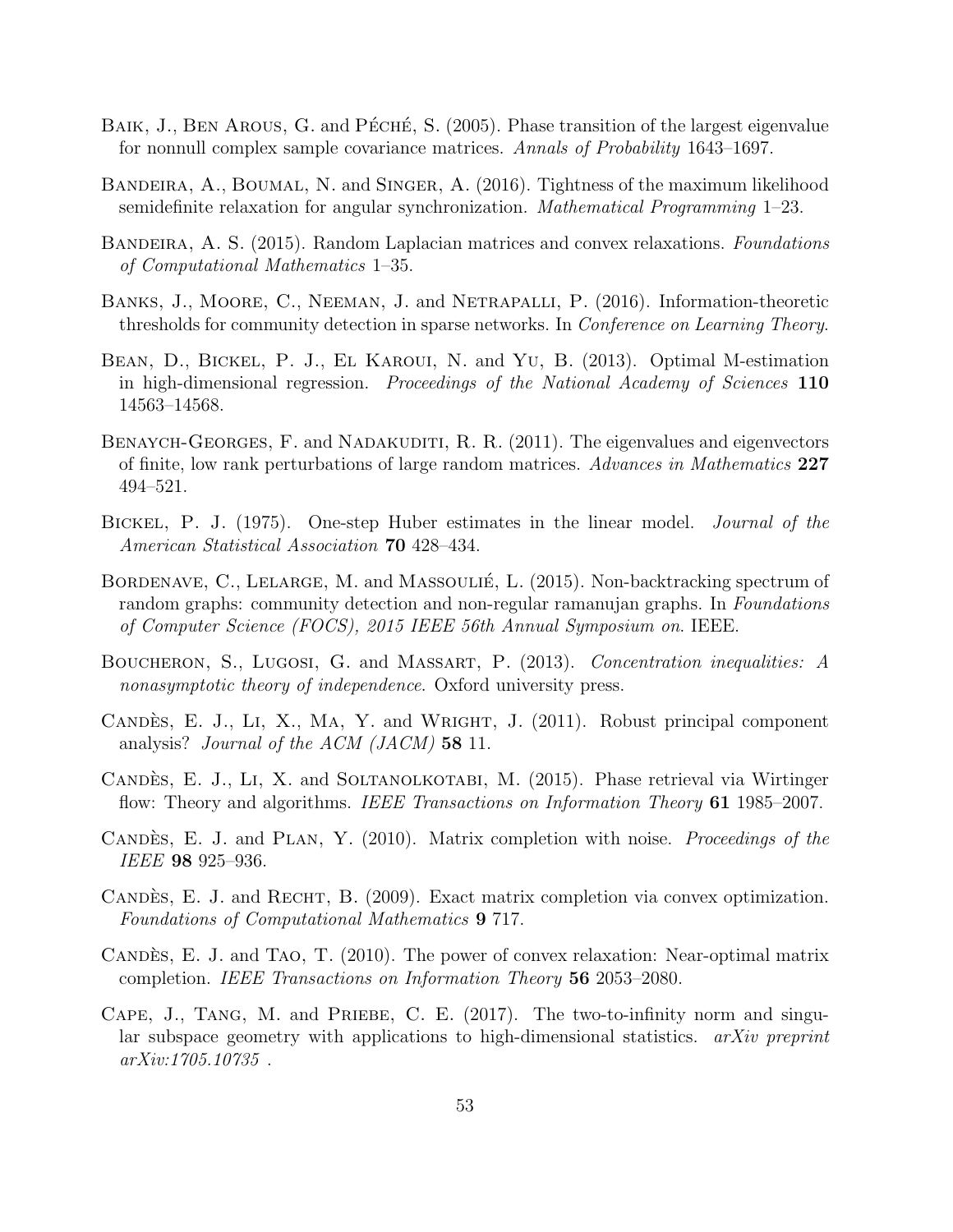Baik, J., Ben Arous, G. and Péché, S. (2005). Phase transition of the largest eigenvalue for nonnull complex sample covariance matrices. *Annals of Probability* 1643–1697.

Bandeira, A., Boumal, N. and Singer, A. (2016). Tightness of the maximum likelihood semidefinite relaxation for angular synchronization. *Mathematical Programming* 1–23.

Bandeira, A. S. (2015). Random Laplacian matrices and convex relaxations. *Foundations of Computational Mathematics* 1–35.

Banks, J., Moore, C., Neeman, J. and Netrapalli, P. (2016). Information-theoretic thresholds for community detection in sparse networks. In *Conference on Learning Theory*.

Bean, D., Bickel, P. J., El Karoui, N. and Yu, B. (2013). Optimal M-estimation in high-dimensional regression. *Proceedings of the National Academy of Sciences* **110** 14563–14568.

Benaych-Georges, F. and Nadakuditi, R. R. (2011). The eigenvalues and eigenvectors of finite, low rank perturbations of large random matrices. *Advances in Mathematics* **227** 494–521.

Bickel, P. J. (1975). One-step Huber estimates in the linear model. *Journal of the American Statistical Association* **70** 428–434.

Bordenave, C., Lelarge, M. and Massoulié, L. (2015). Non-backtracking spectrum of random graphs: community detection and non-regular ramanujan graphs. In *Foundations of Computer Science (FOCS), 2015 IEEE 56th Annual Symposium on*. IEEE.

Boucheron, S., Lugosi, G. and Massart, P. (2013). *Concentration inequalities: A nonasymptotic theory of independence*. Oxford university press.

Candès, E. J., Li, X., Ma, Y. and Wright, J. (2011). Robust principal component analysis? *Journal of the ACM (JACM)* **58** 11.

Candès, E. J., Li, X. and Soltanolkotabi, M. (2015). Phase retrieval via Wirtinger flow: Theory and algorithms. *IEEE Transactions on Information Theory* **61** 1985–2007.

Candès, E. J. and Plan, Y. (2010). Matrix completion with noise. *Proceedings of the IEEE* **98** 925–936.

Candès, E. J. and Recht, B. (2009). Exact matrix completion via convex optimization. *Foundations of Computational Mathematics* **9** 717.

Candès, E. J. and Tao, T. (2010). The power of convex relaxation: Near-optimal matrix completion. *IEEE Transactions on Information Theory* **56** 2053–2080.

Cape, J., Tang, M. and Priebe, C. E. (2017). The two-to-infinity norm and singular subspace geometry with applications to high-dimensional statistics. *arXiv preprint arXiv:1705.10735* .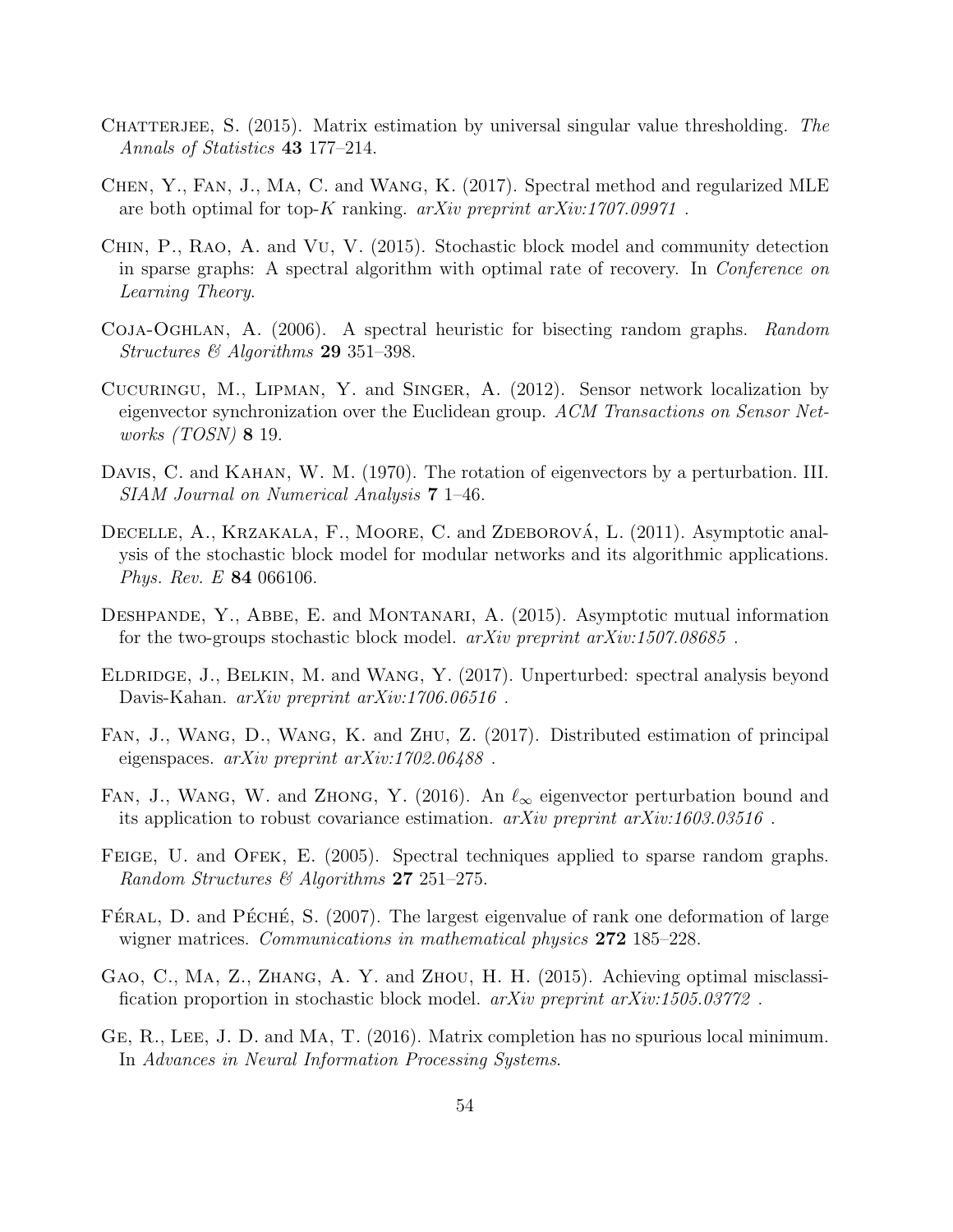Chatterjee, S. (2015). Matrix estimation by universal singular value thresholding. *The Annals of Statistics* **43** 177–214.

Chen, Y., Fan, J., Ma, C. and Wang, K. (2017). Spectral method and regularized MLE are both optimal for top-$K$ ranking. *arXiv preprint arXiv:1707.09971* .

Chin, P., Rao, A. and Vu, V. (2015). Stochastic block model and community detection in sparse graphs: A spectral algorithm with optimal rate of recovery. In *Conference on Learning Theory*.

Coja-Oghlan, A. (2006). A spectral heuristic for bisecting random graphs. *Random Structures & Algorithms* **29** 351–398.

Cucuringu, M., Lipman, Y. and Singer, A. (2012). Sensor network localization by eigenvector synchronization over the Euclidean group. *ACM Transactions on Sensor Networks (TOSN)* **8** 19.

Davis, C. and Kahan, W. M. (1970). The rotation of eigenvectors by a perturbation. III. *SIAM Journal on Numerical Analysis* **7** 1–46.

Decelle, A., Krzakala, F., Moore, C. and Zdeborová, L. (2011). Asymptotic analysis of the stochastic block model for modular networks and its algorithmic applications. *Phys. Rev. E* **84** 066106.

Deshpande, Y., Abbe, E. and Montanari, A. (2015). Asymptotic mutual information for the two-groups stochastic block model. *arXiv preprint arXiv:1507.08685* .

Eldridge, J., Belkin, M. and Wang, Y. (2017). Unperturbed: spectral analysis beyond Davis-Kahan. *arXiv preprint arXiv:1706.06516* .

Fan, J., Wang, D., Wang, K. and Zhu, Z. (2017). Distributed estimation of principal eigenspaces. *arXiv preprint arXiv:1702.06488* .

Fan, J., Wang, W. and Zhong, Y. (2016). An $\ell_\infty$ eigenvector perturbation bound and its application to robust covariance estimation. *arXiv preprint arXiv:1603.03516* .

Feige, U. and Ofek, E. (2005). Spectral techniques applied to sparse random graphs. *Random Structures & Algorithms* **27** 251–275.

Féral, D. and Péché, S. (2007). The largest eigenvalue of rank one deformation of large wigner matrices. *Communications in mathematical physics* **272** 185–228.

Gao, C., Ma, Z., Zhang, A. Y. and Zhou, H. H. (2015). Achieving optimal misclassification proportion in stochastic block model. *arXiv preprint arXiv:1505.03772* .

Ge, R., Lee, J. D. and Ma, T. (2016). Matrix completion has no spurious local minimum. In *Advances in Neural Information Processing Systems*.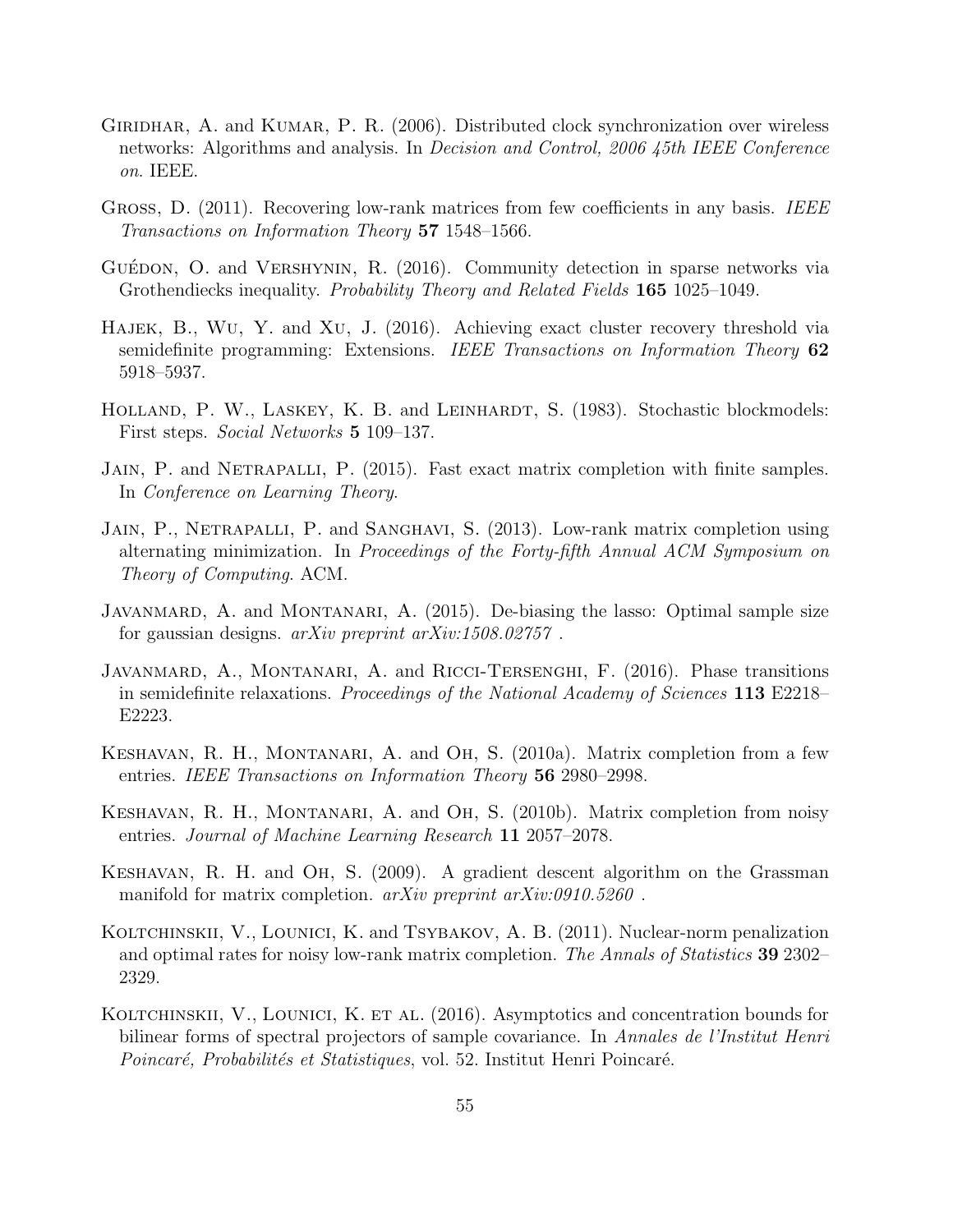Giridhar, A. and Kumar, P. R. (2006). Distributed clock synchronization over wireless networks: Algorithms and analysis. In *Decision and Control, 2006 45th IEEE Conference on*. IEEE.

Gross, D. (2011). Recovering low-rank matrices from few coefficients in any basis. *IEEE Transactions on Information Theory* **57** 1548–1566.

Guédon, O. and Vershynin, R. (2016). Community detection in sparse networks via Grothendiecks inequality. *Probability Theory and Related Fields* **165** 1025–1049.

Hajek, B., Wu, Y. and Xu, J. (2016). Achieving exact cluster recovery threshold via semidefinite programming: Extensions. *IEEE Transactions on Information Theory* **62** 5918–5937.

Holland, P. W., Laskey, K. B. and Leinhardt, S. (1983). Stochastic blockmodels: First steps. *Social Networks* **5** 109–137.

Jain, P. and Netrapalli, P. (2015). Fast exact matrix completion with finite samples. In *Conference on Learning Theory*.

Jain, P., Netrapalli, P. and Sanghavi, S. (2013). Low-rank matrix completion using alternating minimization. In *Proceedings of the Forty-fifth Annual ACM Symposium on Theory of Computing*. ACM.

Javanmard, A. and Montanari, A. (2015). De-biasing the lasso: Optimal sample size for gaussian designs. *arXiv preprint arXiv:1508.02757* .

Javanmard, A., Montanari, A. and Ricci-Tersenghi, F. (2016). Phase transitions in semidefinite relaxations. *Proceedings of the National Academy of Sciences* **113** E2218–E2223.

Keshavan, R. H., Montanari, A. and Oh, S. (2010a). Matrix completion from a few entries. *IEEE Transactions on Information Theory* **56** 2980–2998.

Keshavan, R. H., Montanari, A. and Oh, S. (2010b). Matrix completion from noisy entries. *Journal of Machine Learning Research* **11** 2057–2078.

Keshavan, R. H. and Oh, S. (2009). A gradient descent algorithm on the Grassman manifold for matrix completion. *arXiv preprint arXiv:0910.5260* .

Koltchinskii, V., Lounici, K. and Tsybakov, A. B. (2011). Nuclear-norm penalization and optimal rates for noisy low-rank matrix completion. *The Annals of Statistics* **39** 2302–2329.

Koltchinskii, V., Lounici, K. et al. (2016). Asymptotics and concentration bounds for bilinear forms of spectral projectors of sample covariance. In *Annales de l'Institut Henri Poincaré, Probabilités et Statistiques*, vol. 52. Institut Henri Poincaré.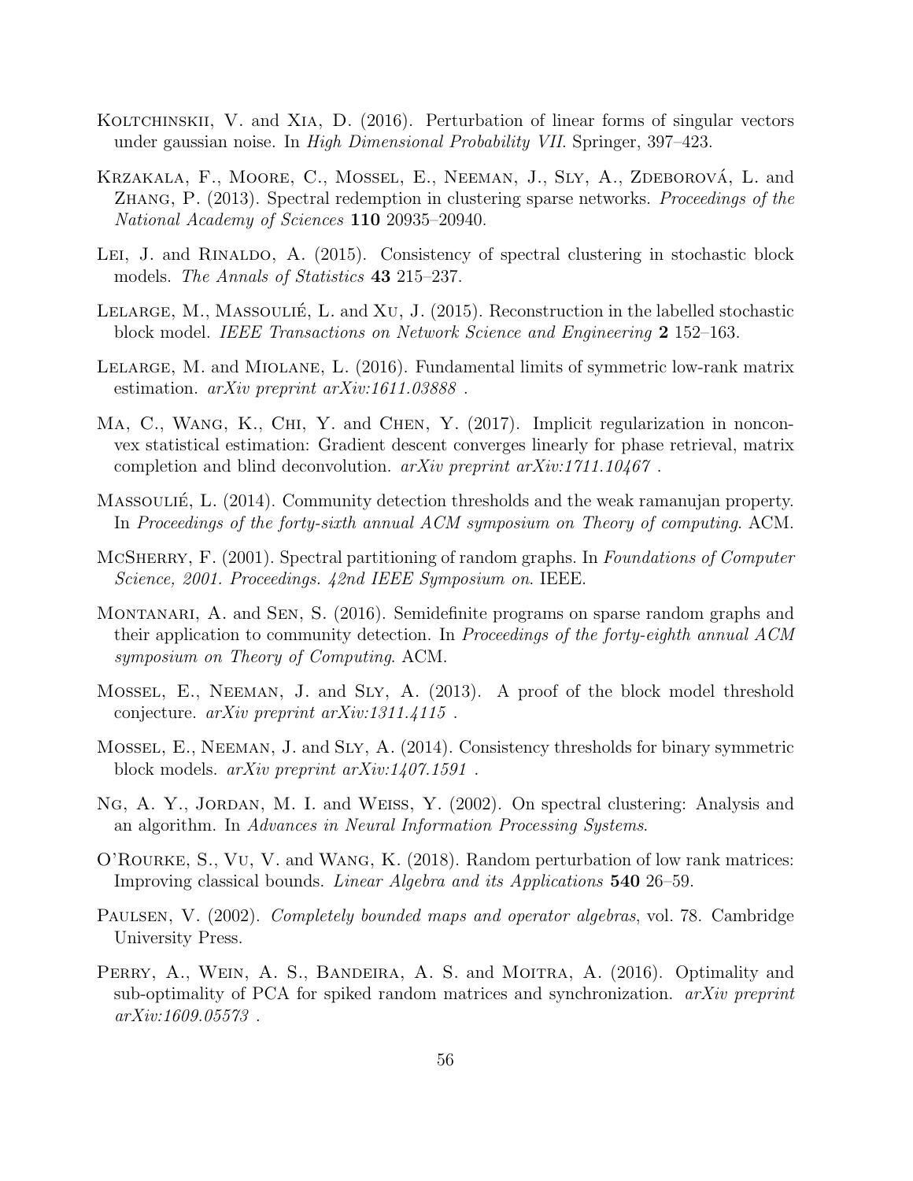Koltchinskii, V. and Xia, D. (2016). Perturbation of linear forms of singular vectors under gaussian noise. In *High Dimensional Probability VII*. Springer, 397–423.

Krzakala, F., Moore, C., Mossel, E., Neeman, J., Sly, A., Zdeborová, L. and Zhang, P. (2013). Spectral redemption in clustering sparse networks. *Proceedings of the National Academy of Sciences* **110** 20935–20940.

Lei, J. and Rinaldo, A. (2015). Consistency of spectral clustering in stochastic block models. *The Annals of Statistics* **43** 215–237.

Lelarge, M., Massoulié, L. and Xu, J. (2015). Reconstruction in the labelled stochastic block model. *IEEE Transactions on Network Science and Engineering* **2** 152–163.

Lelarge, M. and Miolane, L. (2016). Fundamental limits of symmetric low-rank matrix estimation. *arXiv preprint arXiv:1611.03888* .

Ma, C., Wang, K., Chi, Y. and Chen, Y. (2017). Implicit regularization in nonconvex statistical estimation: Gradient descent converges linearly for phase retrieval, matrix completion and blind deconvolution. *arXiv preprint arXiv:1711.10467* .

Massoulié, L. (2014). Community detection thresholds and the weak ramanujan property. In *Proceedings of the forty-sixth annual ACM symposium on Theory of computing*. ACM.

McSherry, F. (2001). Spectral partitioning of random graphs. In *Foundations of Computer Science, 2001. Proceedings. 42nd IEEE Symposium on*. IEEE.

Montanari, A. and Sen, S. (2016). Semidefinite programs on sparse random graphs and their application to community detection. In *Proceedings of the forty-eighth annual ACM symposium on Theory of Computing*. ACM.

Mossel, E., Neeman, J. and Sly, A. (2013). A proof of the block model threshold conjecture. *arXiv preprint arXiv:1311.4115* .

Mossel, E., Neeman, J. and Sly, A. (2014). Consistency thresholds for binary symmetric block models. *arXiv preprint arXiv:1407.1591* .

Ng, A. Y., Jordan, M. I. and Weiss, Y. (2002). On spectral clustering: Analysis and an algorithm. In *Advances in Neural Information Processing Systems*.

O'Rourke, S., Vu, V. and Wang, K. (2018). Random perturbation of low rank matrices: Improving classical bounds. *Linear Algebra and its Applications* **540** 26–59.

Paulsen, V. (2002). *Completely bounded maps and operator algebras*, vol. 78. Cambridge University Press.

Perry, A., Wein, A. S., Bandeira, A. S. and Moitra, A. (2016). Optimality and sub-optimality of PCA for spiked random matrices and synchronization. *arXiv preprint arXiv:1609.05573* .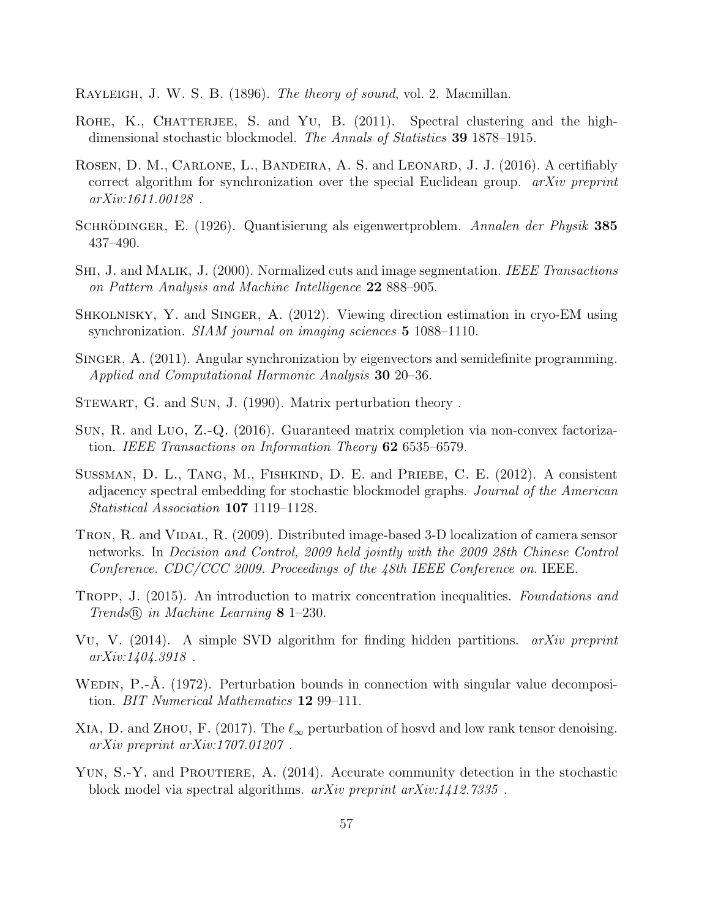Rayleigh, J. W. S. B. (1896). *The theory of sound*, vol. 2. Macmillan.

Rohe, K., Chatterjee, S. and Yu, B. (2011). Spectral clustering and the high-dimensional stochastic blockmodel. *The Annals of Statistics* **39** 1878–1915.

Rosen, D. M., Carlone, L., Bandeira, A. S. and Leonard, J. J. (2016). A certifiably correct algorithm for synchronization over the special Euclidean group. *arXiv preprint arXiv:1611.00128* .

Schrödinger, E. (1926). Quantisierung als eigenwertproblem. *Annalen der Physik* **385** 437–490.

Shi, J. and Malik, J. (2000). Normalized cuts and image segmentation. *IEEE Transactions on Pattern Analysis and Machine Intelligence* **22** 888–905.

Shkolnisky, Y. and Singer, A. (2012). Viewing direction estimation in cryo-EM using synchronization. *SIAM journal on imaging sciences* **5** 1088–1110.

Singer, A. (2011). Angular synchronization by eigenvectors and semidefinite programming. *Applied and Computational Harmonic Analysis* **30** 20–36.

Stewart, G. and Sun, J. (1990). Matrix perturbation theory .

Sun, R. and Luo, Z.-Q. (2016). Guaranteed matrix completion via non-convex factorization. *IEEE Transactions on Information Theory* **62** 6535–6579.

Sussman, D. L., Tang, M., Fishkind, D. E. and Priebe, C. E. (2012). A consistent adjacency spectral embedding for stochastic blockmodel graphs. *Journal of the American Statistical Association* **107** 1119–1128.

Tron, R. and Vidal, R. (2009). Distributed image-based 3-D localization of camera sensor networks. In *Decision and Control, 2009 held jointly with the 2009 28th Chinese Control Conference. CDC/CCC 2009. Proceedings of the 48th IEEE Conference on*. IEEE.

Tropp, J. (2015). An introduction to matrix concentration inequalities. *Foundations and Trends® in Machine Learning* **8** 1–230.

Vu, V. (2014). A simple SVD algorithm for finding hidden partitions. *arXiv preprint arXiv:1404.3918* .

Wedin, P.-Å. (1972). Perturbation bounds in connection with singular value decomposition. *BIT Numerical Mathematics* **12** 99–111.

Xia, D. and Zhou, F. (2017). The $\ell_\infty$ perturbation of hosvd and low rank tensor denoising. *arXiv preprint arXiv:1707.01207* .

Yun, S.-Y. and Proutiere, A. (2014). Accurate community detection in the stochastic block model via spectral algorithms. *arXiv preprint arXiv:1412.7335* .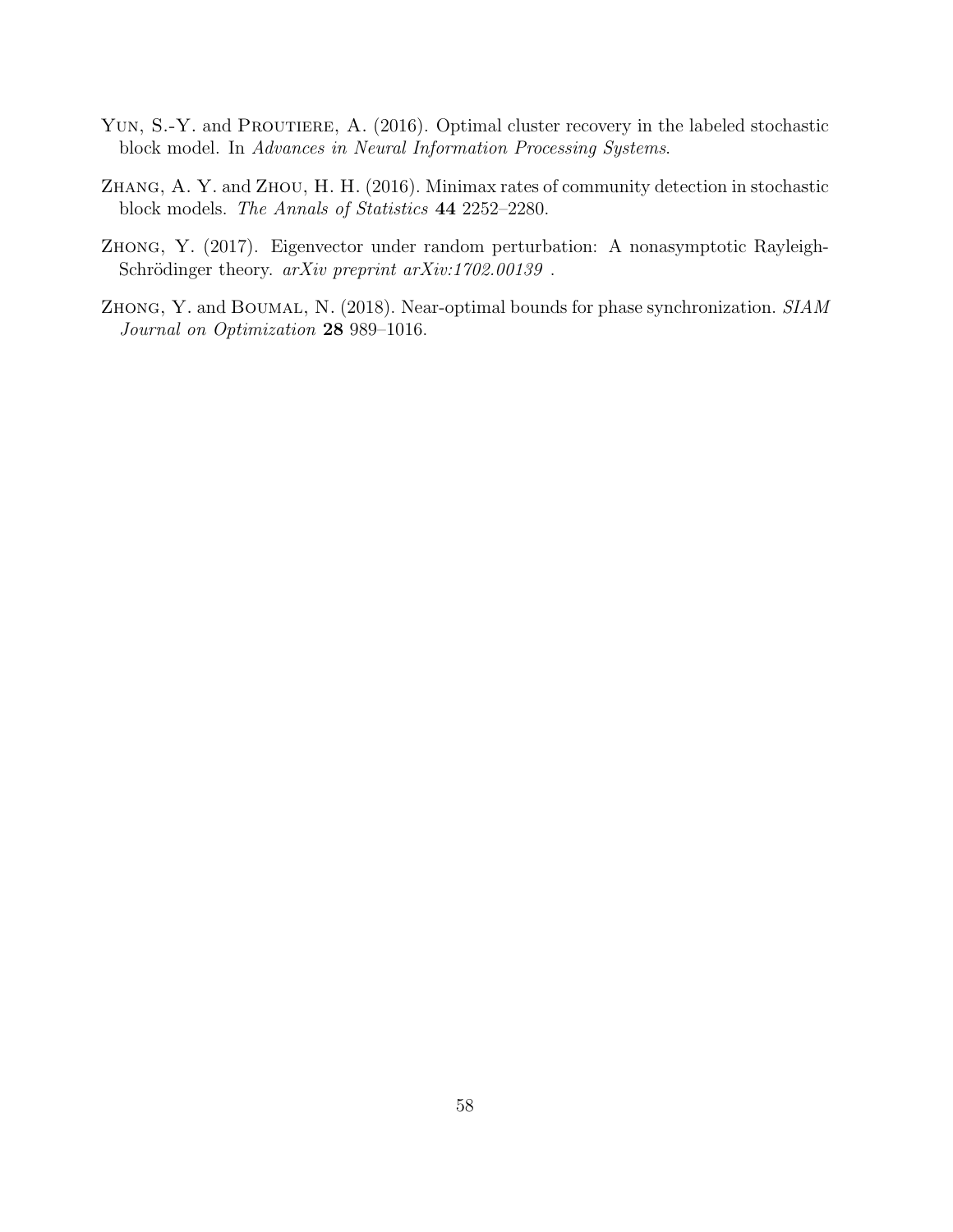Yun, S.-Y. and Proutiere, A. (2016). Optimal cluster recovery in the labeled stochastic block model. In *Advances in Neural Information Processing Systems*.

Zhang, A. Y. and Zhou, H. H. (2016). Minimax rates of community detection in stochastic block models. *The Annals of Statistics* **44** 2252–2280.

Zhong, Y. (2017). Eigenvector under random perturbation: A nonasymptotic Rayleigh-Schrödinger theory. *arXiv preprint arXiv:1702.00139* .

Zhong, Y. and Boumal, N. (2018). Near-optimal bounds for phase synchronization. *SIAM Journal on Optimization* **28** 989–1016.